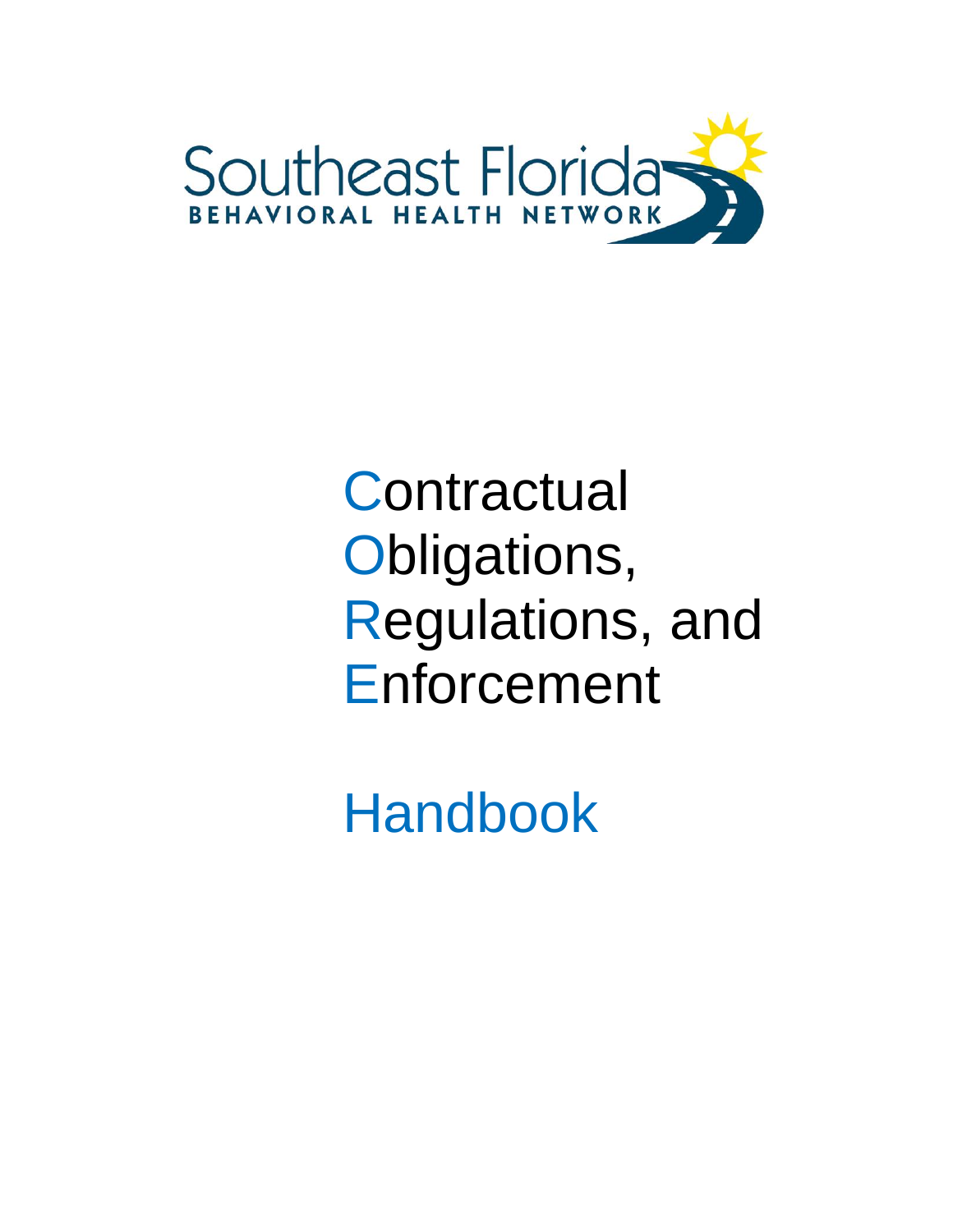Southeast Florida

BEHAVIORAL HEALTH NETWORK

# Contractual Obligations, Regulations, and Enforcement

# Handbook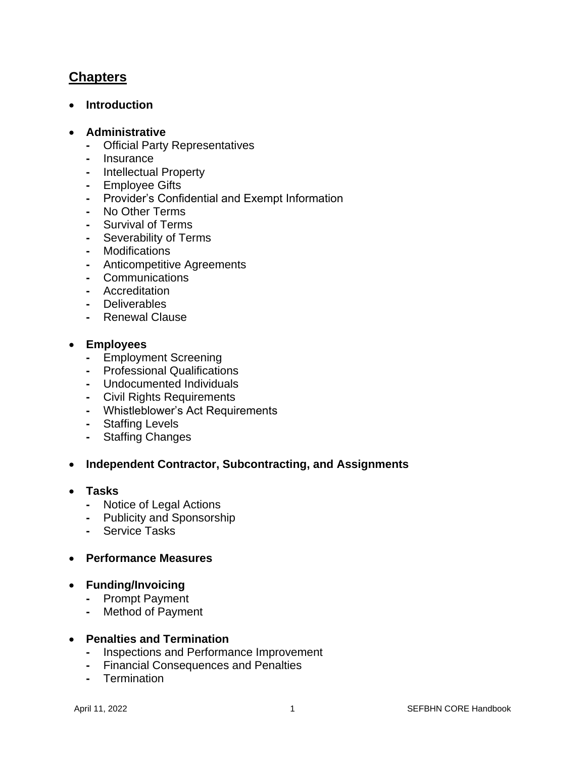## Chapters

- **Introduction**

- **Administrative**
    - Official Party Representatives
    - Insurance
    - Intellectual Property
    - Employee Gifts
    - Provider's Confidential and Exempt Information
    - No Other Terms
    - Survival of Terms
    - Severability of Terms
    - Modifications
    - Anticompetitive Agreements
    - Communications
    - Accreditation
    - Deliverables
    - Renewal Clause

- **Employees**
    - Employment Screening
    - Professional Qualifications
    - Undocumented Individuals
    - Civil Rights Requirements
    - Whistleblower's Act Requirements
    - Staffing Levels
    - Staffing Changes

- **Independent Contractor, Subcontracting, and Assignments**

- **Tasks**
    - Notice of Legal Actions
    - Publicity and Sponsorship
    - Service Tasks

- **Performance Measures**

- **Funding/Invoicing**
    - Prompt Payment
    - Method of Payment

- **Penalties and Termination**
    - Inspections and Performance Improvement
    - Financial Consequences and Penalties
    - Termination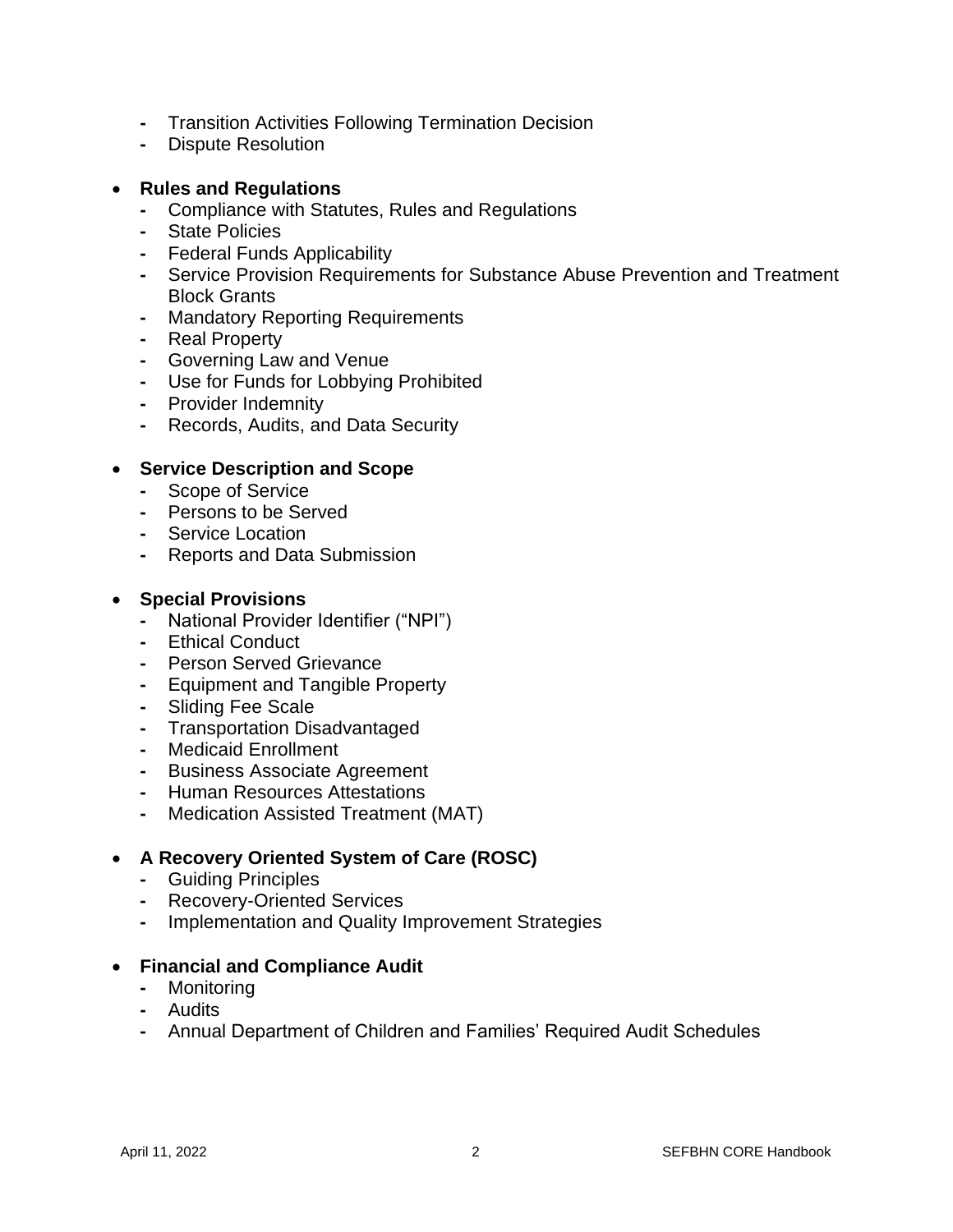- Transition Activities Following Termination Decision
  - Dispute Resolution

- **Rules and Regulations**
  - Compliance with Statutes, Rules and Regulations
  - State Policies
  - Federal Funds Applicability
  - Service Provision Requirements for Substance Abuse Prevention and Treatment Block Grants
  - Mandatory Reporting Requirements
  - Real Property
  - Governing Law and Venue
  - Use for Funds for Lobbying Prohibited
  - Provider Indemnity
  - Records, Audits, and Data Security

- **Service Description and Scope**
  - Scope of Service
  - Persons to be Served
  - Service Location
  - Reports and Data Submission

- **Special Provisions**
  - National Provider Identifier ("NPI")
  - Ethical Conduct
  - Person Served Grievance
  - Equipment and Tangible Property
  - Sliding Fee Scale
  - Transportation Disadvantaged
  - Medicaid Enrollment
  - Business Associate Agreement
  - Human Resources Attestations
  - Medication Assisted Treatment (MAT)

- **A Recovery Oriented System of Care (ROSC)**
  - Guiding Principles
  - Recovery-Oriented Services
  - Implementation and Quality Improvement Strategies

- **Financial and Compliance Audit**
  - Monitoring
  - Audits
  - Annual Department of Children and Families' Required Audit Schedules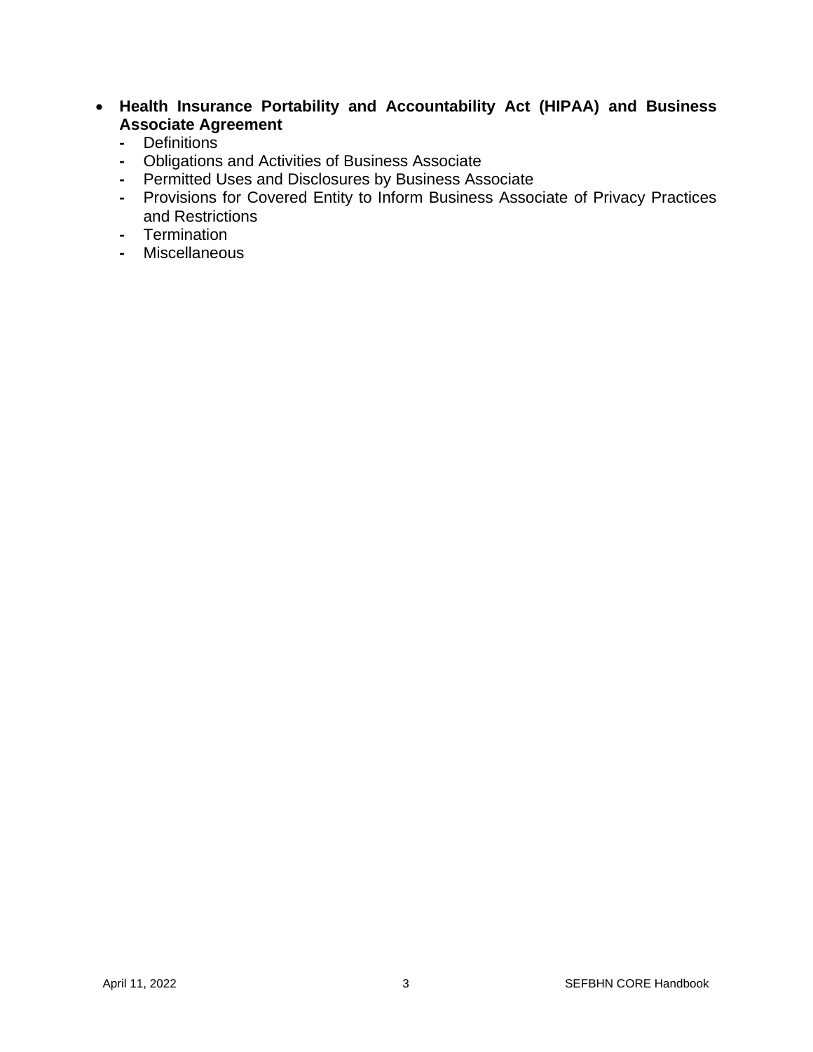- **Health Insurance Portability and Accountability Act (HIPAA) and Business Associate Agreement**
  - Definitions
  - Obligations and Activities of Business Associate
  - Permitted Uses and Disclosures by Business Associate
  - Provisions for Covered Entity to Inform Business Associate of Privacy Practices and Restrictions
  - Termination
  - Miscellaneous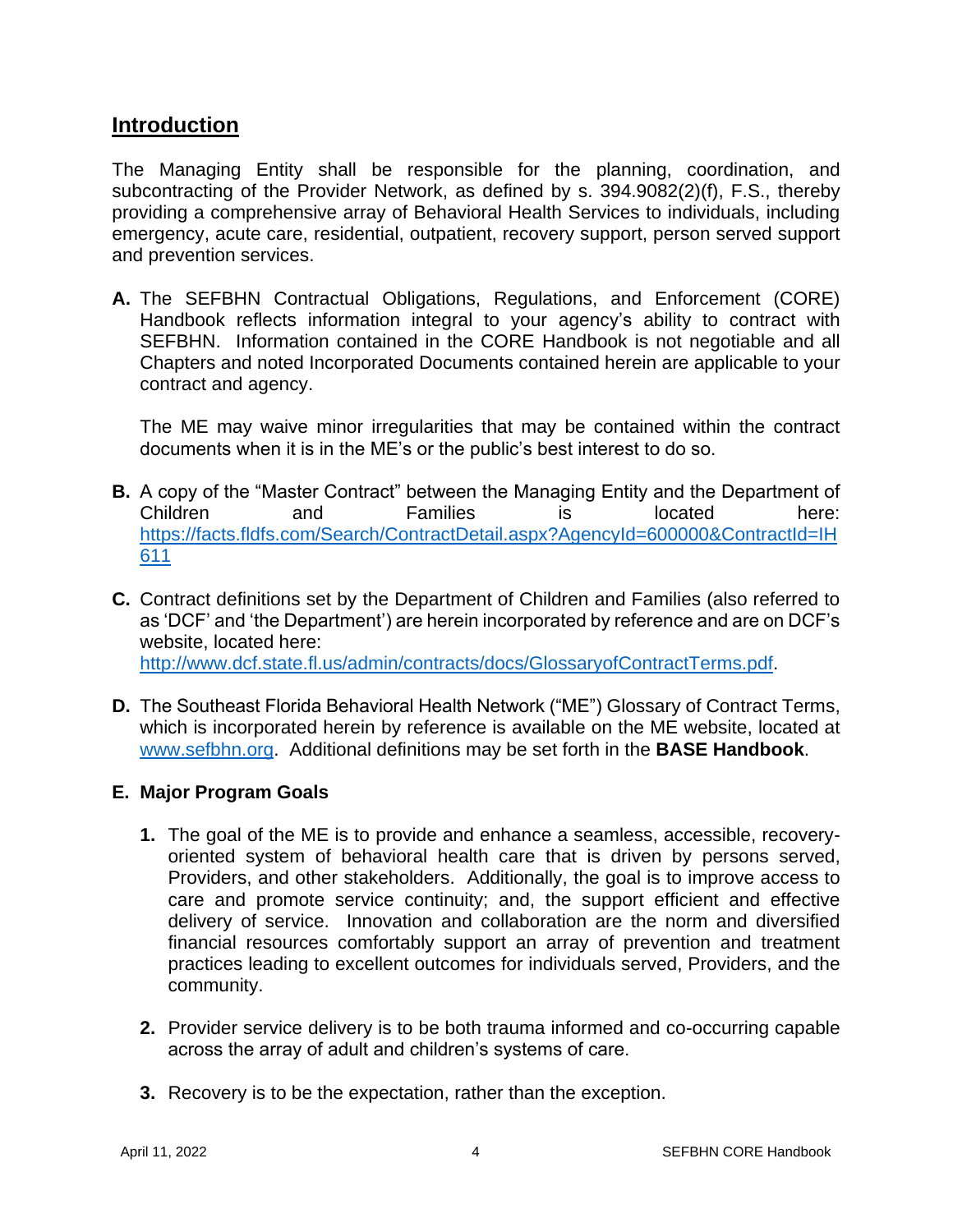## Introduction

The Managing Entity shall be responsible for the planning, coordination, and subcontracting of the Provider Network, as defined by s. 394.9082(2)(f), F.S., thereby providing a comprehensive array of Behavioral Health Services to individuals, including emergency, acute care, residential, outpatient, recovery support, person served support and prevention services.

**A.** The SEFBHN Contractual Obligations, Regulations, and Enforcement (CORE) Handbook reflects information integral to your agency's ability to contract with SEFBHN. Information contained in the CORE Handbook is not negotiable and all Chapters and noted Incorporated Documents contained herein are applicable to your contract and agency.

The ME may waive minor irregularities that may be contained within the contract documents when it is in the ME's or the public's best interest to do so.

**B.** A copy of the "Master Contract" between the Managing Entity and the Department of Children and Families is located here: https://facts.fldfs.com/Search/ContractDetail.aspx?AgencyId=600000&ContractId=IH611

**C.** Contract definitions set by the Department of Children and Families (also referred to as 'DCF' and 'the Department') are herein incorporated by reference and are on DCF's website, located here: http://www.dcf.state.fl.us/admin/contracts/docs/GlossaryofContractTerms.pdf.

**D.** The Southeast Florida Behavioral Health Network ("ME") Glossary of Contract Terms, which is incorporated herein by reference is available on the ME website, located at www.sefbhn.org. Additional definitions may be set forth in the **BASE Handbook**.

**E. Major Program Goals**

1. The goal of the ME is to provide and enhance a seamless, accessible, recovery-oriented system of behavioral health care that is driven by persons served, Providers, and other stakeholders. Additionally, the goal is to improve access to care and promote service continuity; and, the support efficient and effective delivery of service. Innovation and collaboration are the norm and diversified financial resources comfortably support an array of prevention and treatment practices leading to excellent outcomes for individuals served, Providers, and the community.

2. Provider service delivery is to be both trauma informed and co-occurring capable across the array of adult and children's systems of care.

3. Recovery is to be the expectation, rather than the exception.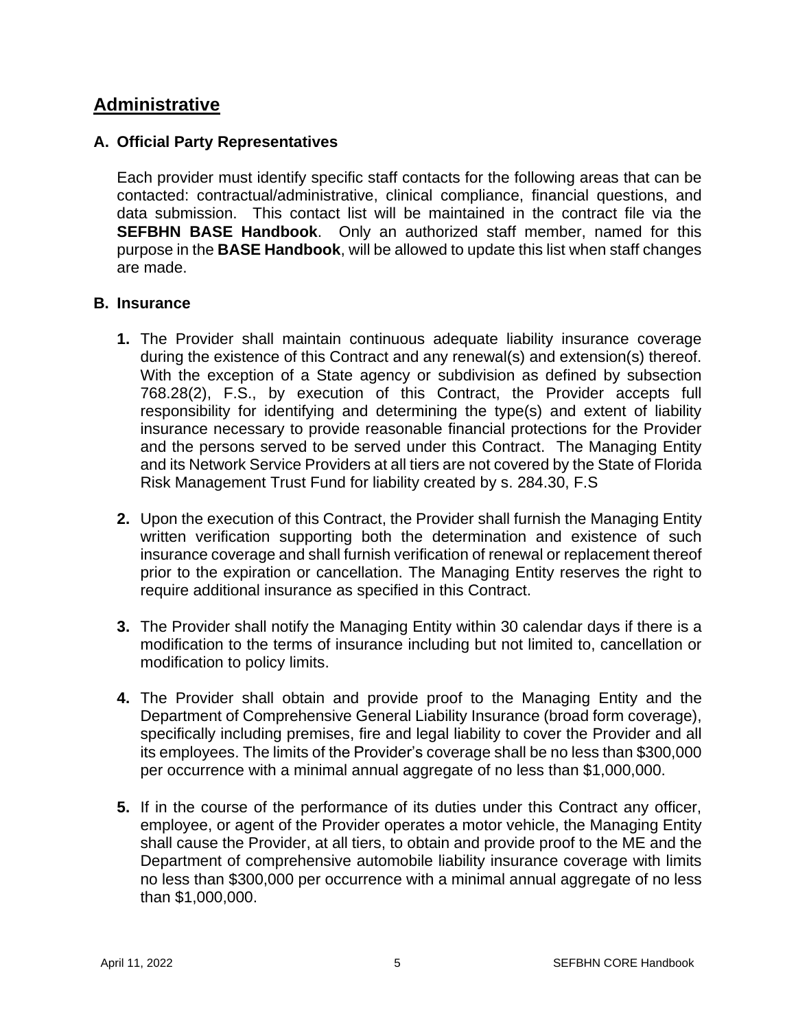## Administrative

### A. Official Party Representatives

Each provider must identify specific staff contacts for the following areas that can be contacted: contractual/administrative, clinical compliance, financial questions, and data submission. This contact list will be maintained in the contract file via the **SEFBHN BASE Handbook**. Only an authorized staff member, named for this purpose in the **BASE Handbook**, will be allowed to update this list when staff changes are made.

### B. Insurance

1. The Provider shall maintain continuous adequate liability insurance coverage during the existence of this Contract and any renewal(s) and extension(s) thereof. With the exception of a State agency or subdivision as defined by subsection 768.28(2), F.S., by execution of this Contract, the Provider accepts full responsibility for identifying and determining the type(s) and extent of liability insurance necessary to provide reasonable financial protections for the Provider and the persons served to be served under this Contract. The Managing Entity and its Network Service Providers at all tiers are not covered by the State of Florida Risk Management Trust Fund for liability created by s. 284.30, F.S

2. Upon the execution of this Contract, the Provider shall furnish the Managing Entity written verification supporting both the determination and existence of such insurance coverage and shall furnish verification of renewal or replacement thereof prior to the expiration or cancellation. The Managing Entity reserves the right to require additional insurance as specified in this Contract.

3. The Provider shall notify the Managing Entity within 30 calendar days if there is a modification to the terms of insurance including but not limited to, cancellation or modification to policy limits.

4. The Provider shall obtain and provide proof to the Managing Entity and the Department of Comprehensive General Liability Insurance (broad form coverage), specifically including premises, fire and legal liability to cover the Provider and all its employees. The limits of the Provider's coverage shall be no less than $300,000 per occurrence with a minimal annual aggregate of no less than $1,000,000.

5. If in the course of the performance of its duties under this Contract any officer, employee, or agent of the Provider operates a motor vehicle, the Managing Entity shall cause the Provider, at all tiers, to obtain and provide proof to the ME and the Department of comprehensive automobile liability insurance coverage with limits no less than $300,000 per occurrence with a minimal annual aggregate of no less than $1,000,000.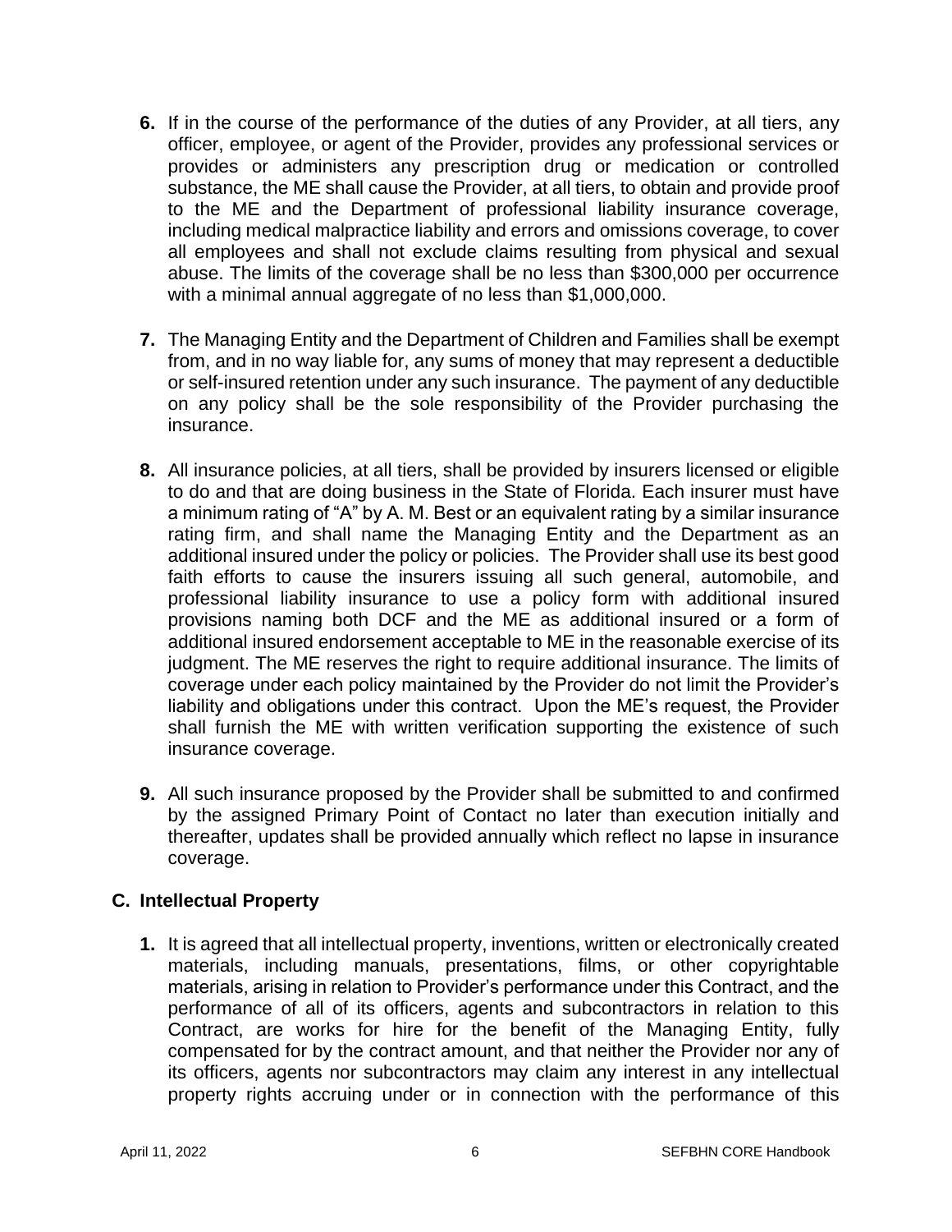6. If in the course of the performance of the duties of any Provider, at all tiers, any officer, employee, or agent of the Provider, provides any professional services or provides or administers any prescription drug or medication or controlled substance, the ME shall cause the Provider, at all tiers, to obtain and provide proof to the ME and the Department of professional liability insurance coverage, including medical malpractice liability and errors and omissions coverage, to cover all employees and shall not exclude claims resulting from physical and sexual abuse. The limits of the coverage shall be no less than $300,000 per occurrence with a minimal annual aggregate of no less than $1,000,000.

7. The Managing Entity and the Department of Children and Families shall be exempt from, and in no way liable for, any sums of money that may represent a deductible or self-insured retention under any such insurance. The payment of any deductible on any policy shall be the sole responsibility of the Provider purchasing the insurance.

8. All insurance policies, at all tiers, shall be provided by insurers licensed or eligible to do and that are doing business in the State of Florida. Each insurer must have a minimum rating of "A" by A. M. Best or an equivalent rating by a similar insurance rating firm, and shall name the Managing Entity and the Department as an additional insured under the policy or policies. The Provider shall use its best good faith efforts to cause the insurers issuing all such general, automobile, and professional liability insurance to use a policy form with additional insured provisions naming both DCF and the ME as additional insured or a form of additional insured endorsement acceptable to ME in the reasonable exercise of its judgment. The ME reserves the right to require additional insurance. The limits of coverage under each policy maintained by the Provider do not limit the Provider's liability and obligations under this contract. Upon the ME's request, the Provider shall furnish the ME with written verification supporting the existence of such insurance coverage.

9. All such insurance proposed by the Provider shall be submitted to and confirmed by the assigned Primary Point of Contact no later than execution initially and thereafter, updates shall be provided annually which reflect no lapse in insurance coverage.

## C. Intellectual Property

1. It is agreed that all intellectual property, inventions, written or electronically created materials, including manuals, presentations, films, or other copyrightable materials, arising in relation to Provider's performance under this Contract, and the performance of all of its officers, agents and subcontractors in relation to this Contract, are works for hire for the benefit of the Managing Entity, fully compensated for by the contract amount, and that neither the Provider nor any of its officers, agents nor subcontractors may claim any interest in any intellectual property rights accruing under or in connection with the performance of this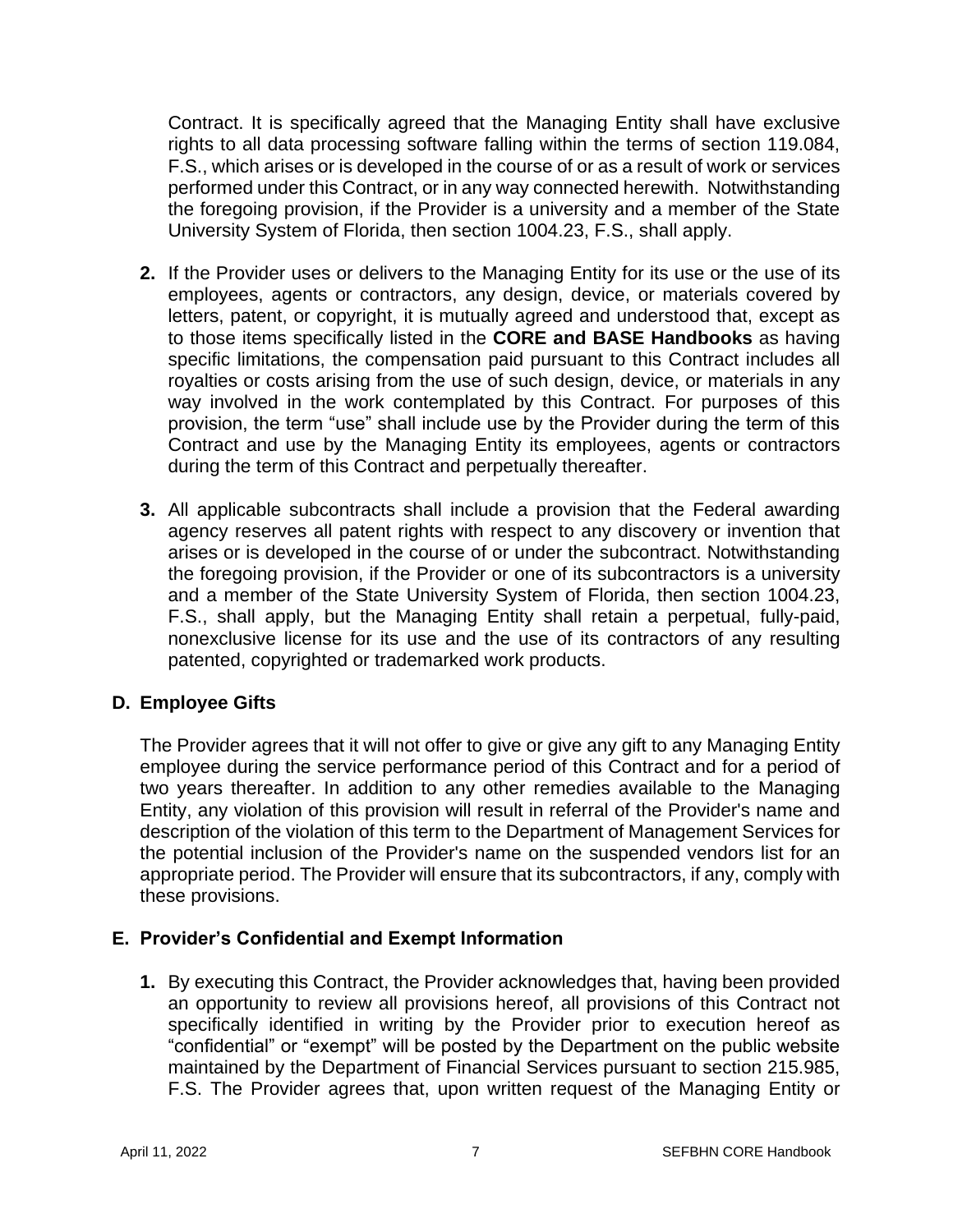Contract. It is specifically agreed that the Managing Entity shall have exclusive rights to all data processing software falling within the terms of section 119.084, F.S., which arises or is developed in the course of or as a result of work or services performed under this Contract, or in any way connected herewith. Notwithstanding the foregoing provision, if the Provider is a university and a member of the State University System of Florida, then section 1004.23, F.S., shall apply.

2. If the Provider uses or delivers to the Managing Entity for its use or the use of its employees, agents or contractors, any design, device, or materials covered by letters, patent, or copyright, it is mutually agreed and understood that, except as to those items specifically listed in the **CORE and BASE Handbooks** as having specific limitations, the compensation paid pursuant to this Contract includes all royalties or costs arising from the use of such design, device, or materials in any way involved in the work contemplated by this Contract. For purposes of this provision, the term "use" shall include use by the Provider during the term of this Contract and use by the Managing Entity its employees, agents or contractors during the term of this Contract and perpetually thereafter.

3. All applicable subcontracts shall include a provision that the Federal awarding agency reserves all patent rights with respect to any discovery or invention that arises or is developed in the course of or under the subcontract. Notwithstanding the foregoing provision, if the Provider or one of its subcontractors is a university and a member of the State University System of Florida, then section 1004.23, F.S., shall apply, but the Managing Entity shall retain a perpetual, fully-paid, nonexclusive license for its use and the use of its contractors of any resulting patented, copyrighted or trademarked work products.

## D. Employee Gifts

The Provider agrees that it will not offer to give or give any gift to any Managing Entity employee during the service performance period of this Contract and for a period of two years thereafter. In addition to any other remedies available to the Managing Entity, any violation of this provision will result in referral of the Provider's name and description of the violation of this term to the Department of Management Services for the potential inclusion of the Provider's name on the suspended vendors list for an appropriate period. The Provider will ensure that its subcontractors, if any, comply with these provisions.

## E. Provider's Confidential and Exempt Information

1. By executing this Contract, the Provider acknowledges that, having been provided an opportunity to review all provisions hereof, all provisions of this Contract not specifically identified in writing by the Provider prior to execution hereof as "confidential" or "exempt" will be posted by the Department on the public website maintained by the Department of Financial Services pursuant to section 215.985, F.S. The Provider agrees that, upon written request of the Managing Entity or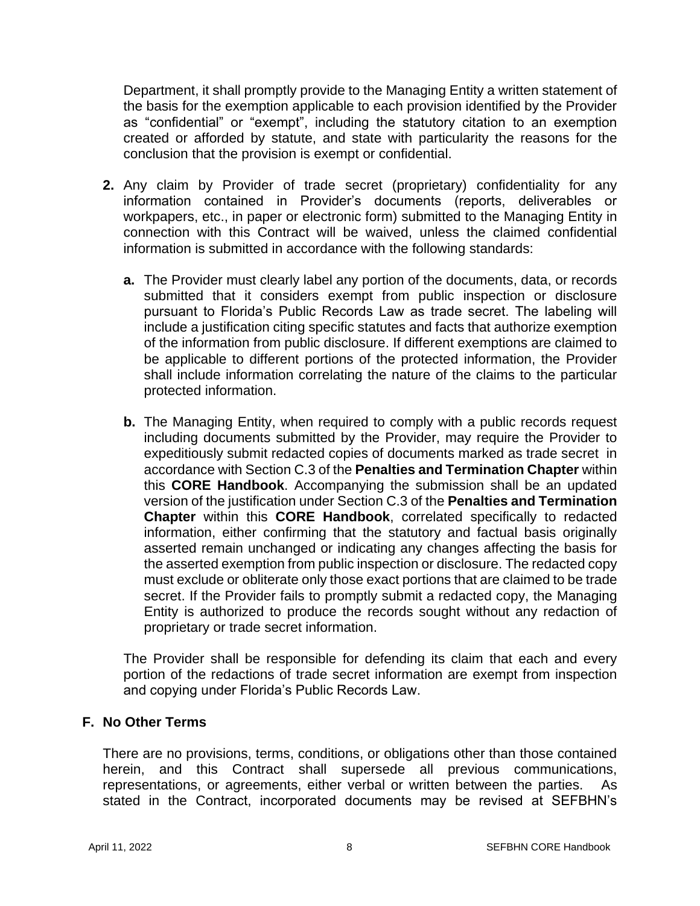Department, it shall promptly provide to the Managing Entity a written statement of the basis for the exemption applicable to each provision identified by the Provider as "confidential" or "exempt", including the statutory citation to an exemption created or afforded by statute, and state with particularity the reasons for the conclusion that the provision is exempt or confidential.

**2.** Any claim by Provider of trade secret (proprietary) confidentiality for any information contained in Provider's documents (reports, deliverables or workpapers, etc., in paper or electronic form) submitted to the Managing Entity in connection with this Contract will be waived, unless the claimed confidential information is submitted in accordance with the following standards:

   **a.** The Provider must clearly label any portion of the documents, data, or records submitted that it considers exempt from public inspection or disclosure pursuant to Florida's Public Records Law as trade secret. The labeling will include a justification citing specific statutes and facts that authorize exemption of the information from public disclosure. If different exemptions are claimed to be applicable to different portions of the protected information, the Provider shall include information correlating the nature of the claims to the particular protected information.

   **b.** The Managing Entity, when required to comply with a public records request including documents submitted by the Provider, may require the Provider to expeditiously submit redacted copies of documents marked as trade secret in accordance with Section C.3 of the **Penalties and Termination Chapter** within this **CORE Handbook**. Accompanying the submission shall be an updated version of the justification under Section C.3 of the **Penalties and Termination Chapter** within this **CORE Handbook**, correlated specifically to redacted information, either confirming that the statutory and factual basis originally asserted remain unchanged or indicating any changes affecting the basis for the asserted exemption from public inspection or disclosure. The redacted copy must exclude or obliterate only those exact portions that are claimed to be trade secret. If the Provider fails to promptly submit a redacted copy, the Managing Entity is authorized to produce the records sought without any redaction of proprietary or trade secret information.

The Provider shall be responsible for defending its claim that each and every portion of the redactions of trade secret information are exempt from inspection and copying under Florida's Public Records Law.

## F. No Other Terms

There are no provisions, terms, conditions, or obligations other than those contained herein, and this Contract shall supersede all previous communications, representations, or agreements, either verbal or written between the parties. As stated in the Contract, incorporated documents may be revised at SEFBHN's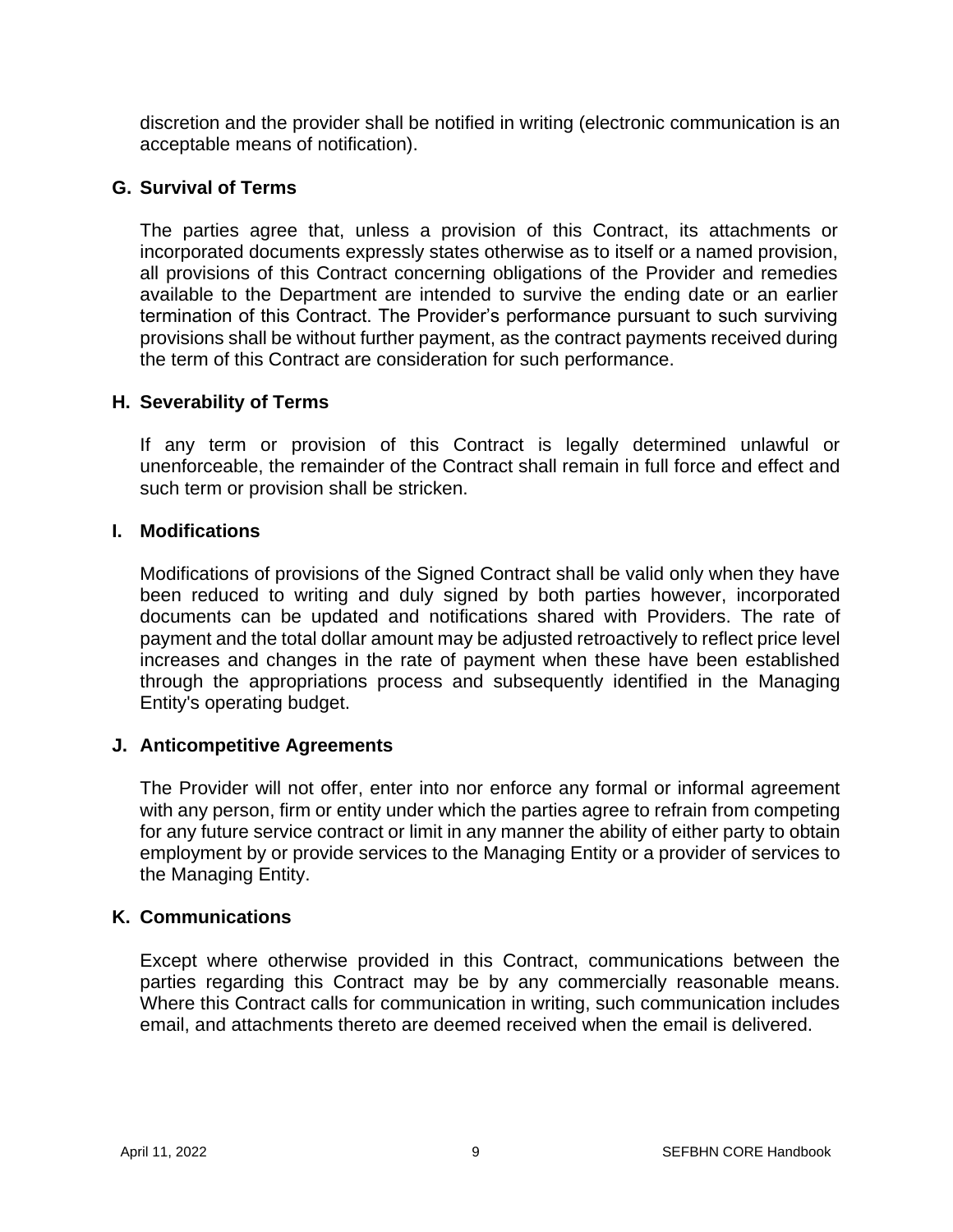discretion and the provider shall be notified in writing (electronic communication is an acceptable means of notification).

### G. Survival of Terms

The parties agree that, unless a provision of this Contract, its attachments or incorporated documents expressly states otherwise as to itself or a named provision, all provisions of this Contract concerning obligations of the Provider and remedies available to the Department are intended to survive the ending date or an earlier termination of this Contract. The Provider's performance pursuant to such surviving provisions shall be without further payment, as the contract payments received during the term of this Contract are consideration for such performance.

### H. Severability of Terms

If any term or provision of this Contract is legally determined unlawful or unenforceable, the remainder of the Contract shall remain in full force and effect and such term or provision shall be stricken.

### I. Modifications

Modifications of provisions of the Signed Contract shall be valid only when they have been reduced to writing and duly signed by both parties however, incorporated documents can be updated and notifications shared with Providers. The rate of payment and the total dollar amount may be adjusted retroactively to reflect price level increases and changes in the rate of payment when these have been established through the appropriations process and subsequently identified in the Managing Entity's operating budget.

### J. Anticompetitive Agreements

The Provider will not offer, enter into nor enforce any formal or informal agreement with any person, firm or entity under which the parties agree to refrain from competing for any future service contract or limit in any manner the ability of either party to obtain employment by or provide services to the Managing Entity or a provider of services to the Managing Entity.

### K. Communications

Except where otherwise provided in this Contract, communications between the parties regarding this Contract may be by any commercially reasonable means. Where this Contract calls for communication in writing, such communication includes email, and attachments thereto are deemed received when the email is delivered.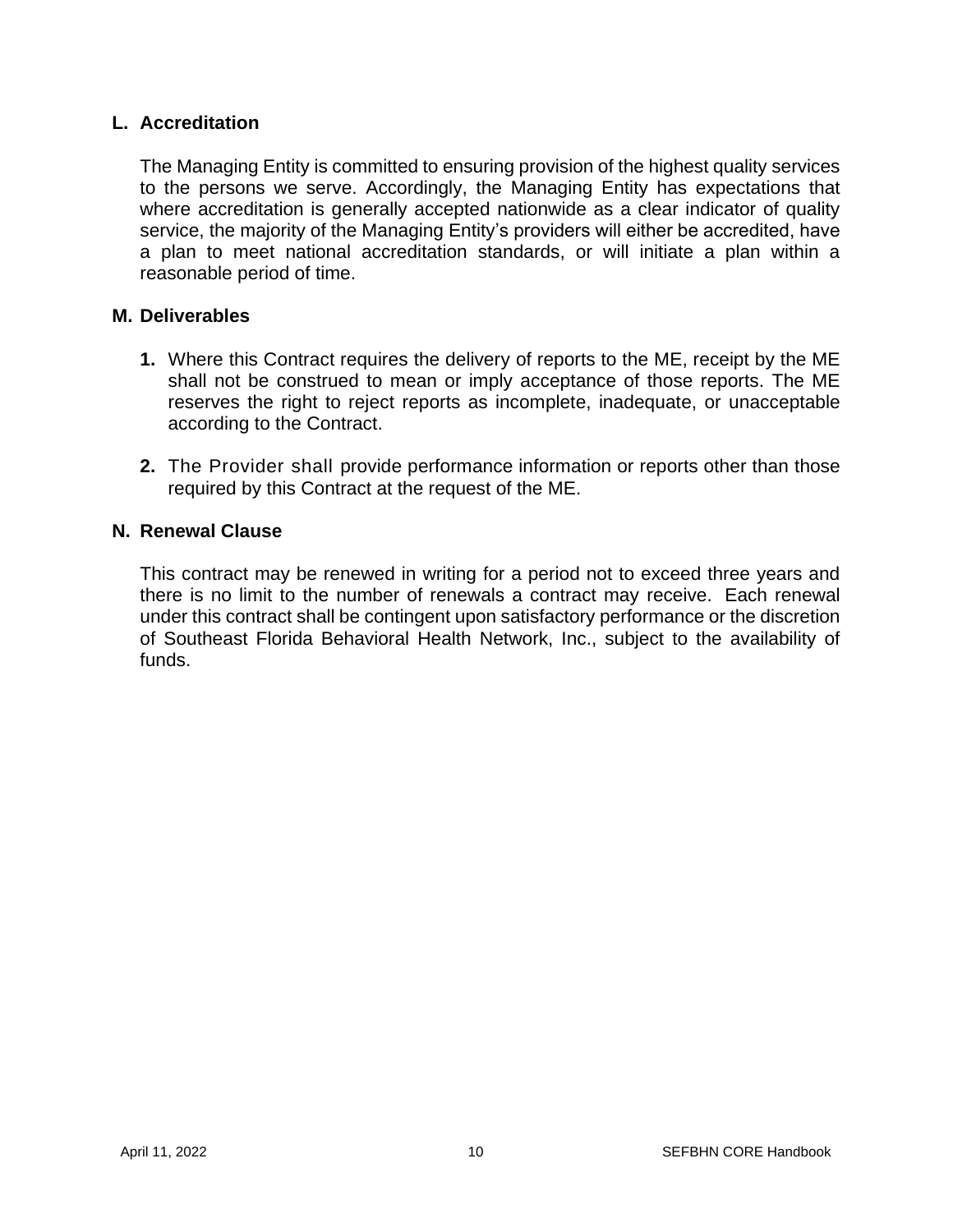### L. Accreditation

The Managing Entity is committed to ensuring provision of the highest quality services to the persons we serve. Accordingly, the Managing Entity has expectations that where accreditation is generally accepted nationwide as a clear indicator of quality service, the majority of the Managing Entity's providers will either be accredited, have a plan to meet national accreditation standards, or will initiate a plan within a reasonable period of time.

### M. Deliverables

1. Where this Contract requires the delivery of reports to the ME, receipt by the ME shall not be construed to mean or imply acceptance of those reports. The ME reserves the right to reject reports as incomplete, inadequate, or unacceptable according to the Contract.

2. The Provider shall provide performance information or reports other than those required by this Contract at the request of the ME.

### N. Renewal Clause

This contract may be renewed in writing for a period not to exceed three years and there is no limit to the number of renewals a contract may receive. Each renewal under this contract shall be contingent upon satisfactory performance or the discretion of Southeast Florida Behavioral Health Network, Inc., subject to the availability of funds.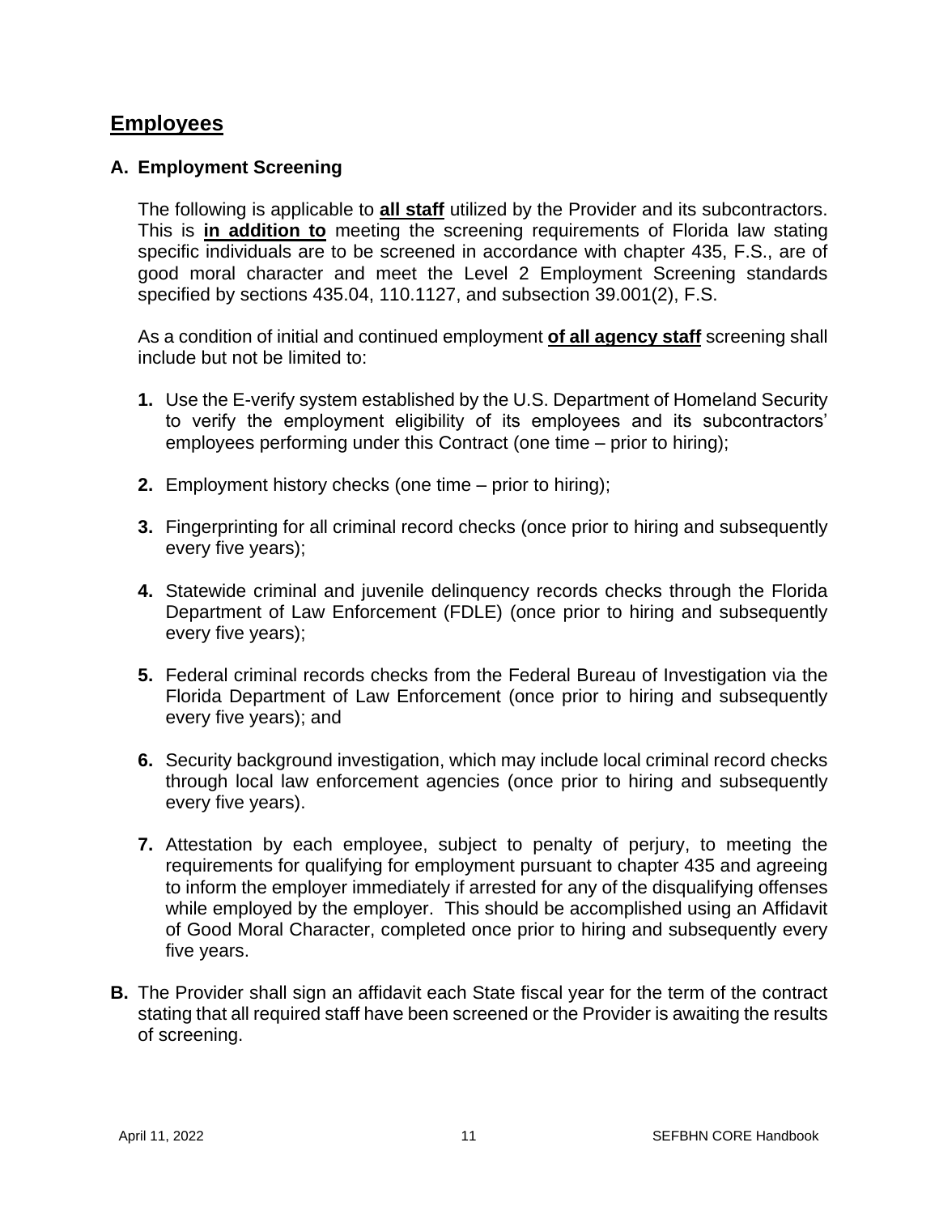## Employees

### A. Employment Screening

The following is applicable to **all staff** utilized by the Provider and its subcontractors. This is **in addition to** meeting the screening requirements of Florida law stating specific individuals are to be screened in accordance with chapter 435, F.S., are of good moral character and meet the Level 2 Employment Screening standards specified by sections 435.04, 110.1127, and subsection 39.001(2), F.S.

As a condition of initial and continued employment **of all agency staff** screening shall include but not be limited to:

1. Use the E-verify system established by the U.S. Department of Homeland Security to verify the employment eligibility of its employees and its subcontractors' employees performing under this Contract (one time – prior to hiring);

2. Employment history checks (one time – prior to hiring);

3. Fingerprinting for all criminal record checks (once prior to hiring and subsequently every five years);

4. Statewide criminal and juvenile delinquency records checks through the Florida Department of Law Enforcement (FDLE) (once prior to hiring and subsequently every five years);

5. Federal criminal records checks from the Federal Bureau of Investigation via the Florida Department of Law Enforcement (once prior to hiring and subsequently every five years); and

6. Security background investigation, which may include local criminal record checks through local law enforcement agencies (once prior to hiring and subsequently every five years).

7. Attestation by each employee, subject to penalty of perjury, to meeting the requirements for qualifying for employment pursuant to chapter 435 and agreeing to inform the employer immediately if arrested for any of the disqualifying offenses while employed by the employer. This should be accomplished using an Affidavit of Good Moral Character, completed once prior to hiring and subsequently every five years.

**B.** The Provider shall sign an affidavit each State fiscal year for the term of the contract stating that all required staff have been screened or the Provider is awaiting the results of screening.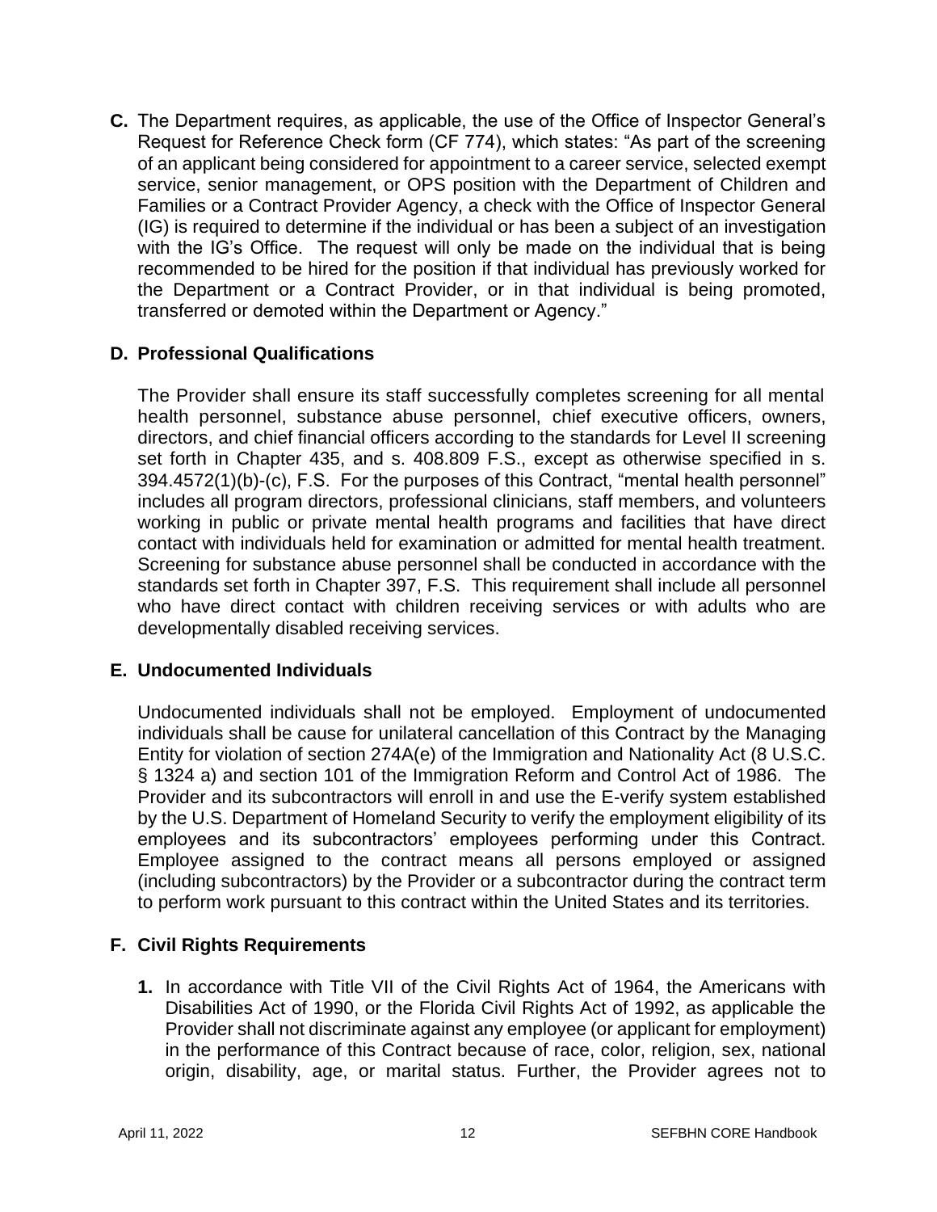**C.** The Department requires, as applicable, the use of the Office of Inspector General's Request for Reference Check form (CF 774), which states: "As part of the screening of an applicant being considered for appointment to a career service, selected exempt service, senior management, or OPS position with the Department of Children and Families or a Contract Provider Agency, a check with the Office of Inspector General (IG) is required to determine if the individual or has been a subject of an investigation with the IG's Office. The request will only be made on the individual that is being recommended to be hired for the position if that individual has previously worked for the Department or a Contract Provider, or in that individual is being promoted, transferred or demoted within the Department or Agency."

**D. Professional Qualifications**

The Provider shall ensure its staff successfully completes screening for all mental health personnel, substance abuse personnel, chief executive officers, owners, directors, and chief financial officers according to the standards for Level II screening set forth in Chapter 435, and s. 408.809 F.S., except as otherwise specified in s. 394.4572(1)(b)-(c), F.S. For the purposes of this Contract, "mental health personnel" includes all program directors, professional clinicians, staff members, and volunteers working in public or private mental health programs and facilities that have direct contact with individuals held for examination or admitted for mental health treatment. Screening for substance abuse personnel shall be conducted in accordance with the standards set forth in Chapter 397, F.S. This requirement shall include all personnel who have direct contact with children receiving services or with adults who are developmentally disabled receiving services.

**E. Undocumented Individuals**

Undocumented individuals shall not be employed. Employment of undocumented individuals shall be cause for unilateral cancellation of this Contract by the Managing Entity for violation of section 274A(e) of the Immigration and Nationality Act (8 U.S.C. § 1324 a) and section 101 of the Immigration Reform and Control Act of 1986. The Provider and its subcontractors will enroll in and use the E-verify system established by the U.S. Department of Homeland Security to verify the employment eligibility of its employees and its subcontractors' employees performing under this Contract. Employee assigned to the contract means all persons employed or assigned (including subcontractors) by the Provider or a subcontractor during the contract term to perform work pursuant to this contract within the United States and its territories.

**F. Civil Rights Requirements**

1. In accordance with Title VII of the Civil Rights Act of 1964, the Americans with Disabilities Act of 1990, or the Florida Civil Rights Act of 1992, as applicable the Provider shall not discriminate against any employee (or applicant for employment) in the performance of this Contract because of race, color, religion, sex, national origin, disability, age, or marital status. Further, the Provider agrees not to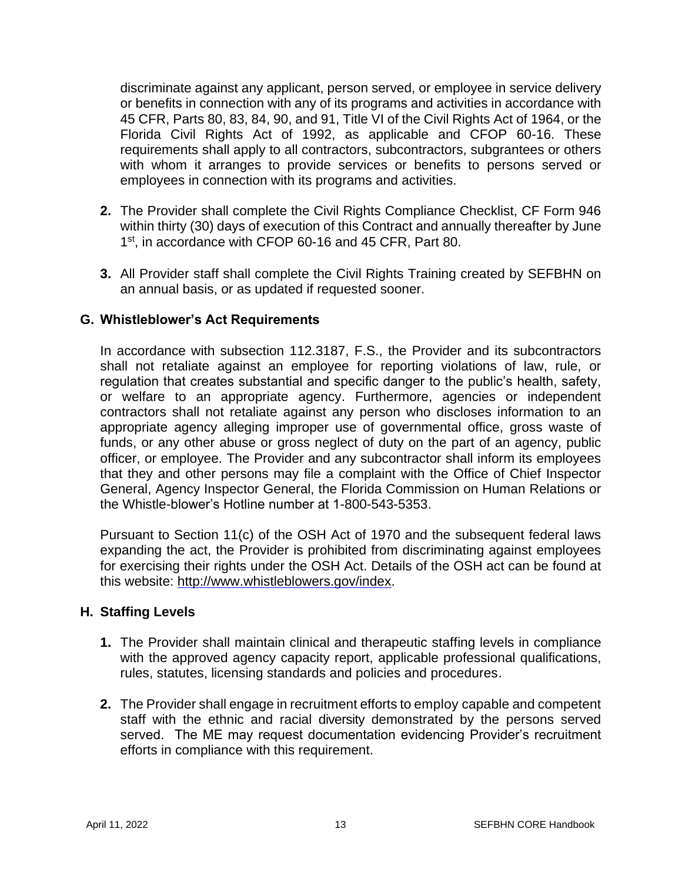discriminate against any applicant, person served, or employee in service delivery or benefits in connection with any of its programs and activities in accordance with 45 CFR, Parts 80, 83, 84, 90, and 91, Title VI of the Civil Rights Act of 1964, or the Florida Civil Rights Act of 1992, as applicable and CFOP 60-16. These requirements shall apply to all contractors, subcontractors, subgrantees or others with whom it arranges to provide services or benefits to persons served or employees in connection with its programs and activities.

**2.** The Provider shall complete the Civil Rights Compliance Checklist, CF Form 946 within thirty (30) days of execution of this Contract and annually thereafter by June 1st, in accordance with CFOP 60-16 and 45 CFR, Part 80.

**3.** All Provider staff shall complete the Civil Rights Training created by SEFBHN on an annual basis, or as updated if requested sooner.

### G. Whistleblower's Act Requirements

In accordance with subsection 112.3187, F.S., the Provider and its subcontractors shall not retaliate against an employee for reporting violations of law, rule, or regulation that creates substantial and specific danger to the public's health, safety, or welfare to an appropriate agency. Furthermore, agencies or independent contractors shall not retaliate against any person who discloses information to an appropriate agency alleging improper use of governmental office, gross waste of funds, or any other abuse or gross neglect of duty on the part of an agency, public officer, or employee. The Provider and any subcontractor shall inform its employees that they and other persons may file a complaint with the Office of Chief Inspector General, Agency Inspector General, the Florida Commission on Human Relations or the Whistle-blower's Hotline number at 1-800-543-5353.

Pursuant to Section 11(c) of the OSH Act of 1970 and the subsequent federal laws expanding the act, the Provider is prohibited from discriminating against employees for exercising their rights under the OSH Act. Details of the OSH act can be found at this website: http://www.whistleblowers.gov/index.

### H. Staffing Levels

**1.** The Provider shall maintain clinical and therapeutic staffing levels in compliance with the approved agency capacity report, applicable professional qualifications, rules, statutes, licensing standards and policies and procedures.

**2.** The Provider shall engage in recruitment efforts to employ capable and competent staff with the ethnic and racial diversity demonstrated by the persons served served. The ME may request documentation evidencing Provider's recruitment efforts in compliance with this requirement.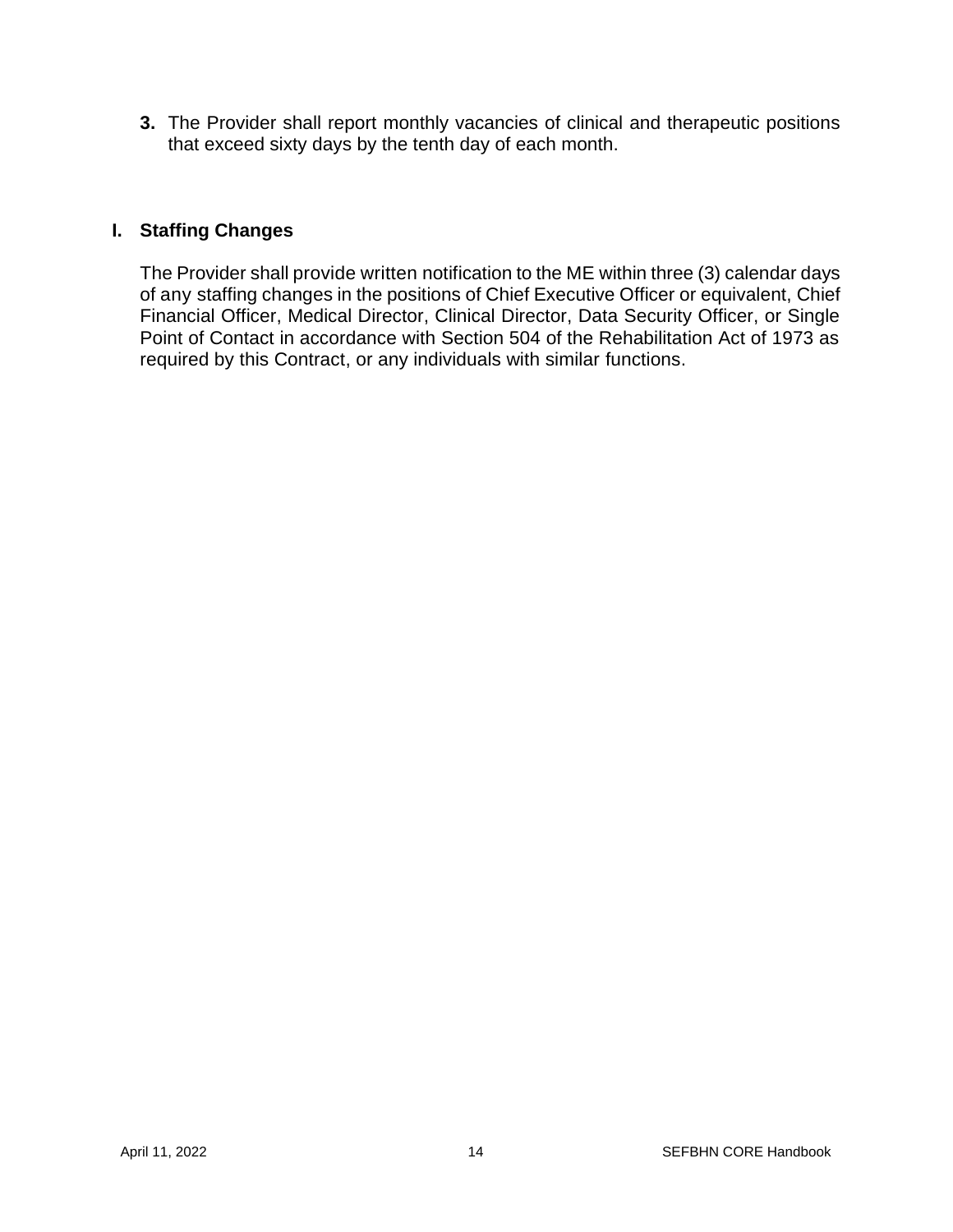**3.** The Provider shall report monthly vacancies of clinical and therapeutic positions that exceed sixty days by the tenth day of each month.

## I. Staffing Changes

The Provider shall provide written notification to the ME within three (3) calendar days of any staffing changes in the positions of Chief Executive Officer or equivalent, Chief Financial Officer, Medical Director, Clinical Director, Data Security Officer, or Single Point of Contact in accordance with Section 504 of the Rehabilitation Act of 1973 as required by this Contract, or any individuals with similar functions.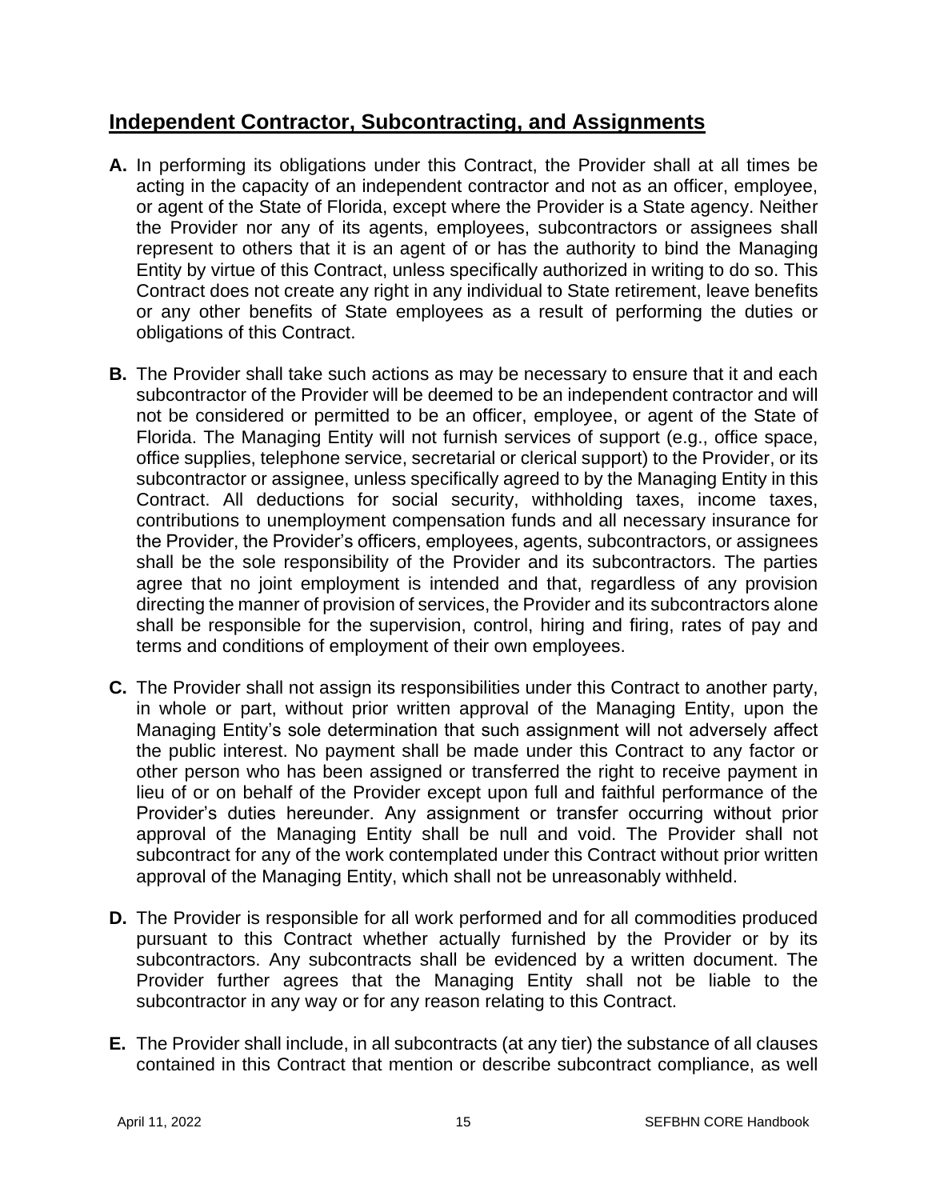## Independent Contractor, Subcontracting, and Assignments

**A.** In performing its obligations under this Contract, the Provider shall at all times be acting in the capacity of an independent contractor and not as an officer, employee, or agent of the State of Florida, except where the Provider is a State agency. Neither the Provider nor any of its agents, employees, subcontractors or assignees shall represent to others that it is an agent of or has the authority to bind the Managing Entity by virtue of this Contract, unless specifically authorized in writing to do so. This Contract does not create any right in any individual to State retirement, leave benefits or any other benefits of State employees as a result of performing the duties or obligations of this Contract.

**B.** The Provider shall take such actions as may be necessary to ensure that it and each subcontractor of the Provider will be deemed to be an independent contractor and will not be considered or permitted to be an officer, employee, or agent of the State of Florida. The Managing Entity will not furnish services of support (e.g., office space, office supplies, telephone service, secretarial or clerical support) to the Provider, or its subcontractor or assignee, unless specifically agreed to by the Managing Entity in this Contract. All deductions for social security, withholding taxes, income taxes, contributions to unemployment compensation funds and all necessary insurance for the Provider, the Provider's officers, employees, agents, subcontractors, or assignees shall be the sole responsibility of the Provider and its subcontractors. The parties agree that no joint employment is intended and that, regardless of any provision directing the manner of provision of services, the Provider and its subcontractors alone shall be responsible for the supervision, control, hiring and firing, rates of pay and terms and conditions of employment of their own employees.

**C.** The Provider shall not assign its responsibilities under this Contract to another party, in whole or part, without prior written approval of the Managing Entity, upon the Managing Entity's sole determination that such assignment will not adversely affect the public interest. No payment shall be made under this Contract to any factor or other person who has been assigned or transferred the right to receive payment in lieu of or on behalf of the Provider except upon full and faithful performance of the Provider's duties hereunder. Any assignment or transfer occurring without prior approval of the Managing Entity shall be null and void. The Provider shall not subcontract for any of the work contemplated under this Contract without prior written approval of the Managing Entity, which shall not be unreasonably withheld.

**D.** The Provider is responsible for all work performed and for all commodities produced pursuant to this Contract whether actually furnished by the Provider or by its subcontractors. Any subcontracts shall be evidenced by a written document. The Provider further agrees that the Managing Entity shall not be liable to the subcontractor in any way or for any reason relating to this Contract.

**E.** The Provider shall include, in all subcontracts (at any tier) the substance of all clauses contained in this Contract that mention or describe subcontract compliance, as well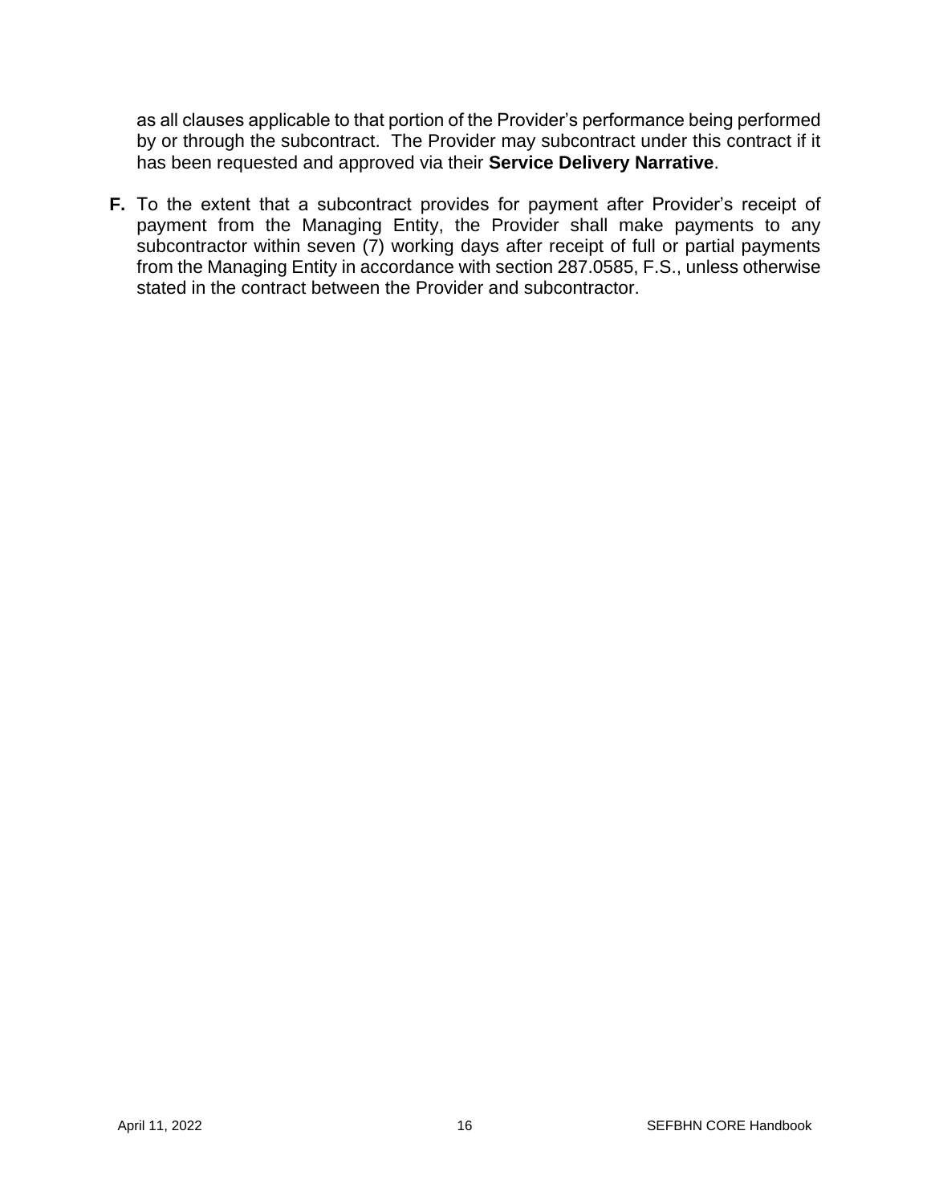as all clauses applicable to that portion of the Provider's performance being performed by or through the subcontract. The Provider may subcontract under this contract if it has been requested and approved via their **Service Delivery Narrative**.

**F.** To the extent that a subcontract provides for payment after Provider's receipt of payment from the Managing Entity, the Provider shall make payments to any subcontractor within seven (7) working days after receipt of full or partial payments from the Managing Entity in accordance with section 287.0585, F.S., unless otherwise stated in the contract between the Provider and subcontractor.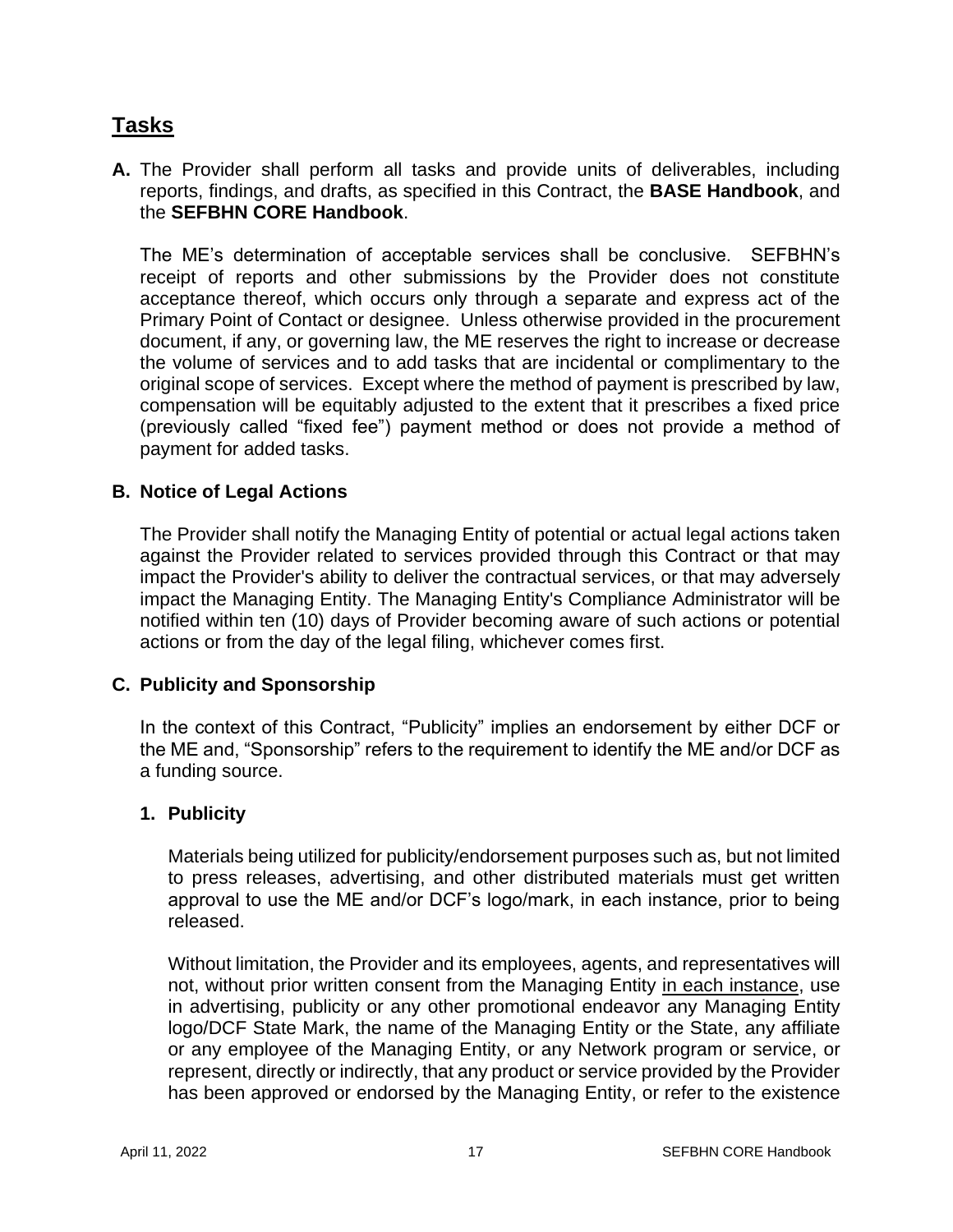## Tasks

**A.** The Provider shall perform all tasks and provide units of deliverables, including reports, findings, and drafts, as specified in this Contract, the **BASE Handbook**, and the **SEFBHN CORE Handbook**.

The ME's determination of acceptable services shall be conclusive. SEFBHN's receipt of reports and other submissions by the Provider does not constitute acceptance thereof, which occurs only through a separate and express act of the Primary Point of Contact or designee. Unless otherwise provided in the procurement document, if any, or governing law, the ME reserves the right to increase or decrease the volume of services and to add tasks that are incidental or complimentary to the original scope of services. Except where the method of payment is prescribed by law, compensation will be equitably adjusted to the extent that it prescribes a fixed price (previously called "fixed fee") payment method or does not provide a method of payment for added tasks.

### B. Notice of Legal Actions

The Provider shall notify the Managing Entity of potential or actual legal actions taken against the Provider related to services provided through this Contract or that may impact the Provider's ability to deliver the contractual services, or that may adversely impact the Managing Entity. The Managing Entity's Compliance Administrator will be notified within ten (10) days of Provider becoming aware of such actions or potential actions or from the day of the legal filing, whichever comes first.

### C. Publicity and Sponsorship

In the context of this Contract, "Publicity" implies an endorsement by either DCF or the ME and, "Sponsorship" refers to the requirement to identify the ME and/or DCF as a funding source.

#### 1. Publicity

Materials being utilized for publicity/endorsement purposes such as, but not limited to press releases, advertising, and other distributed materials must get written approval to use the ME and/or DCF's logo/mark, in each instance, prior to being released.

Without limitation, the Provider and its employees, agents, and representatives will not, without prior written consent from the Managing Entity <u>in each instance</u>, use in advertising, publicity or any other promotional endeavor any Managing Entity logo/DCF State Mark, the name of the Managing Entity or the State, any affiliate or any employee of the Managing Entity, or any Network program or service, or represent, directly or indirectly, that any product or service provided by the Provider has been approved or endorsed by the Managing Entity, or refer to the existence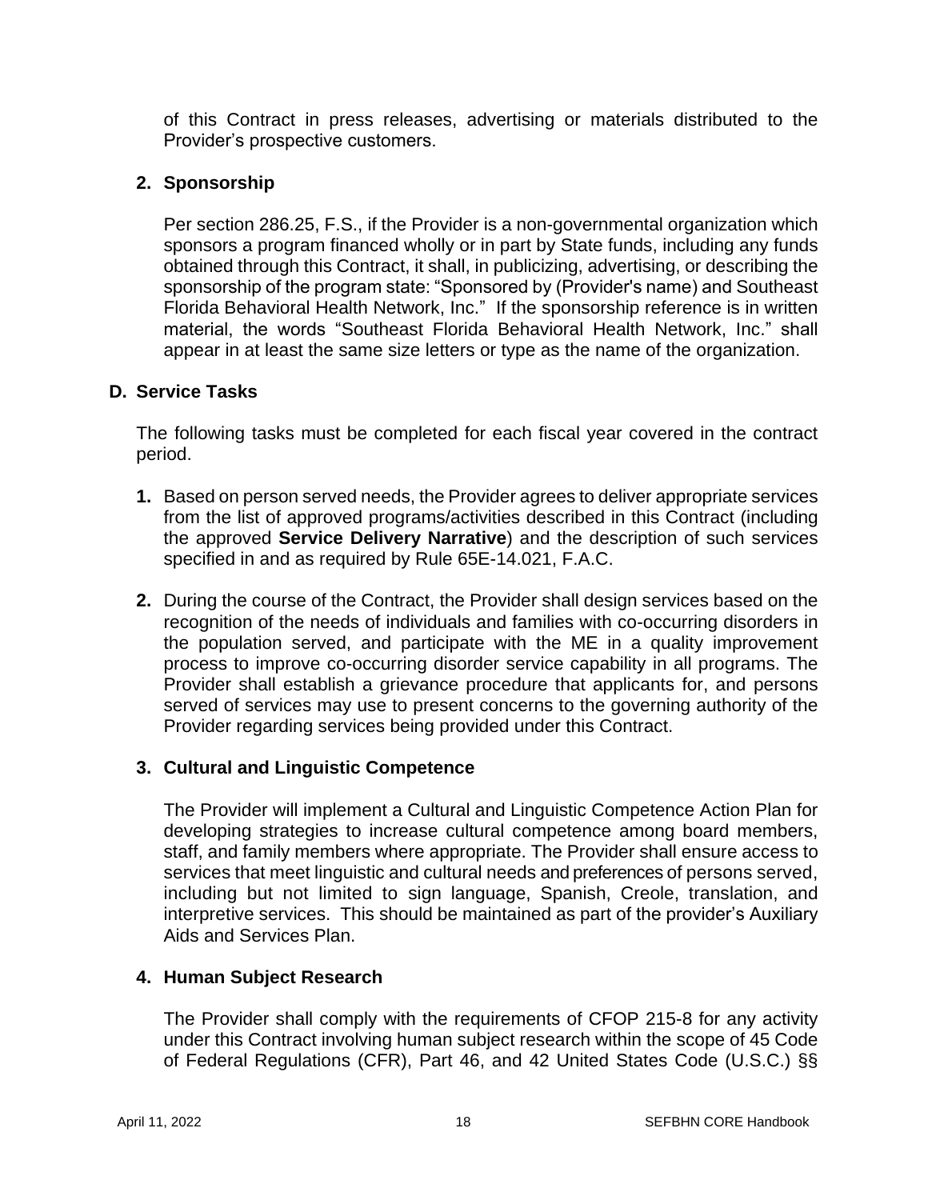of this Contract in press releases, advertising or materials distributed to the Provider's prospective customers.

**2. Sponsorship**

Per section 286.25, F.S., if the Provider is a non-governmental organization which sponsors a program financed wholly or in part by State funds, including any funds obtained through this Contract, it shall, in publicizing, advertising, or describing the sponsorship of the program state: "Sponsored by (Provider's name) and Southeast Florida Behavioral Health Network, Inc." If the sponsorship reference is in written material, the words "Southeast Florida Behavioral Health Network, Inc." shall appear in at least the same size letters or type as the name of the organization.

## D. Service Tasks

The following tasks must be completed for each fiscal year covered in the contract period.

**1.** Based on person served needs, the Provider agrees to deliver appropriate services from the list of approved programs/activities described in this Contract (including the approved **Service Delivery Narrative**) and the description of such services specified in and as required by Rule 65E-14.021, F.A.C.

**2.** During the course of the Contract, the Provider shall design services based on the recognition of the needs of individuals and families with co-occurring disorders in the population served, and participate with the ME in a quality improvement process to improve co-occurring disorder service capability in all programs. The Provider shall establish a grievance procedure that applicants for, and persons served of services may use to present concerns to the governing authority of the Provider regarding services being provided under this Contract.

**3. Cultural and Linguistic Competence**

The Provider will implement a Cultural and Linguistic Competence Action Plan for developing strategies to increase cultural competence among board members, staff, and family members where appropriate. The Provider shall ensure access to services that meet linguistic and cultural needs and preferences of persons served, including but not limited to sign language, Spanish, Creole, translation, and interpretive services. This should be maintained as part of the provider's Auxiliary Aids and Services Plan.

**4. Human Subject Research**

The Provider shall comply with the requirements of CFOP 215-8 for any activity under this Contract involving human subject research within the scope of 45 Code of Federal Regulations (CFR), Part 46, and 42 United States Code (U.S.C.) §§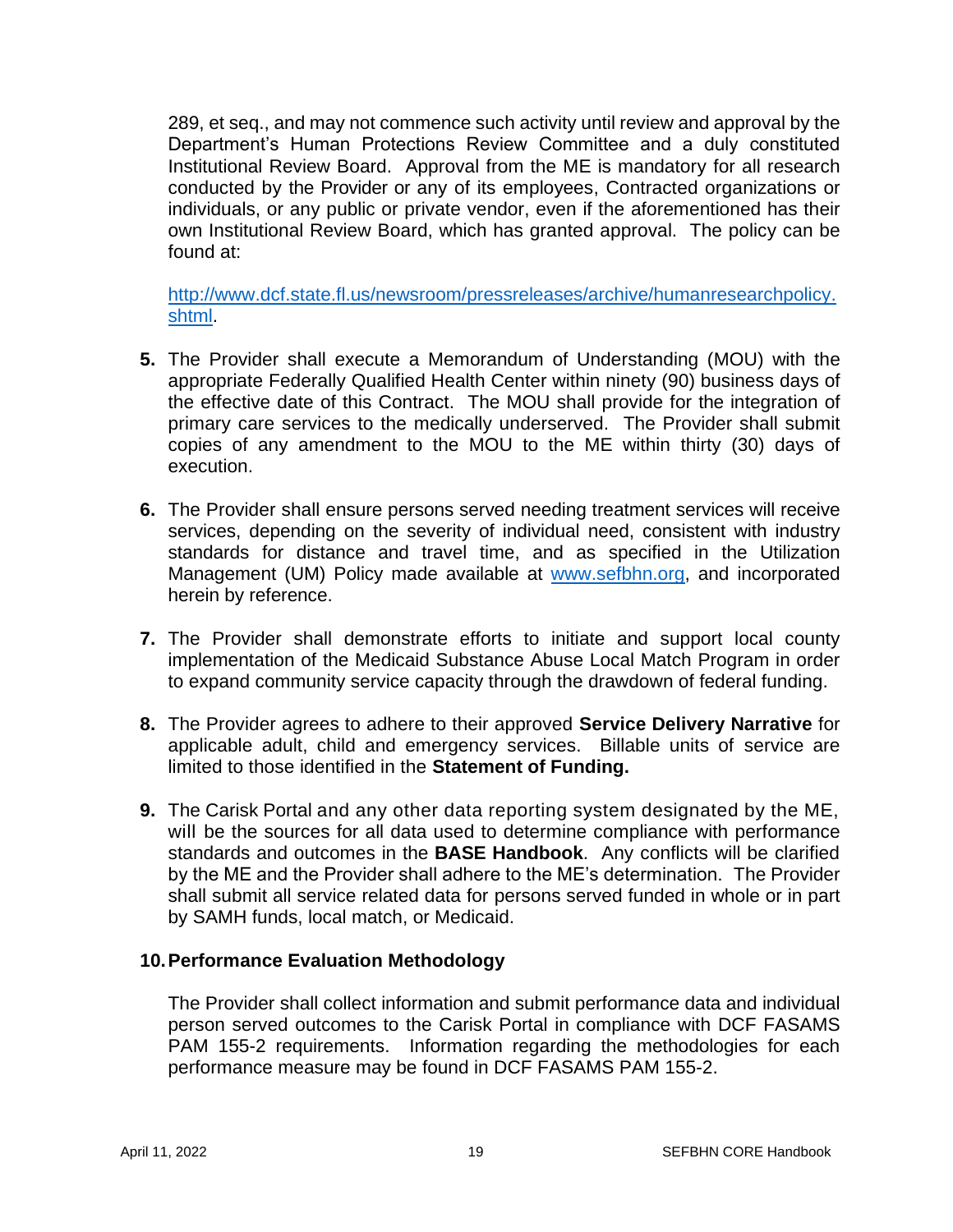289, et seq., and may not commence such activity until review and approval by the Department's Human Protections Review Committee and a duly constituted Institutional Review Board. Approval from the ME is mandatory for all research conducted by the Provider or any of its employees, Contracted organizations or individuals, or any public or private vendor, even if the aforementioned has their own Institutional Review Board, which has granted approval. The policy can be found at:

http://www.dcf.state.fl.us/newsroom/pressreleases/archive/humanresearchpolicy.shtml.

5. The Provider shall execute a Memorandum of Understanding (MOU) with the appropriate Federally Qualified Health Center within ninety (90) business days of the effective date of this Contract. The MOU shall provide for the integration of primary care services to the medically underserved. The Provider shall submit copies of any amendment to the MOU to the ME within thirty (30) days of execution.

6. The Provider shall ensure persons served needing treatment services will receive services, depending on the severity of individual need, consistent with industry standards for distance and travel time, and as specified in the Utilization Management (UM) Policy made available at www.sefbhn.org, and incorporated herein by reference.

7. The Provider shall demonstrate efforts to initiate and support local county implementation of the Medicaid Substance Abuse Local Match Program in order to expand community service capacity through the drawdown of federal funding.

8. The Provider agrees to adhere to their approved **Service Delivery Narrative** for applicable adult, child and emergency services. Billable units of service are limited to those identified in the **Statement of Funding.**

9. The Carisk Portal and any other data reporting system designated by the ME, will be the sources for all data used to determine compliance with performance standards and outcomes in the **BASE Handbook**. Any conflicts will be clarified by the ME and the Provider shall adhere to the ME's determination. The Provider shall submit all service related data for persons served funded in whole or in part by SAMH funds, local match, or Medicaid.

10. **Performance Evaluation Methodology**

The Provider shall collect information and submit performance data and individual person served outcomes to the Carisk Portal in compliance with DCF FASAMS PAM 155-2 requirements. Information regarding the methodologies for each performance measure may be found in DCF FASAMS PAM 155-2.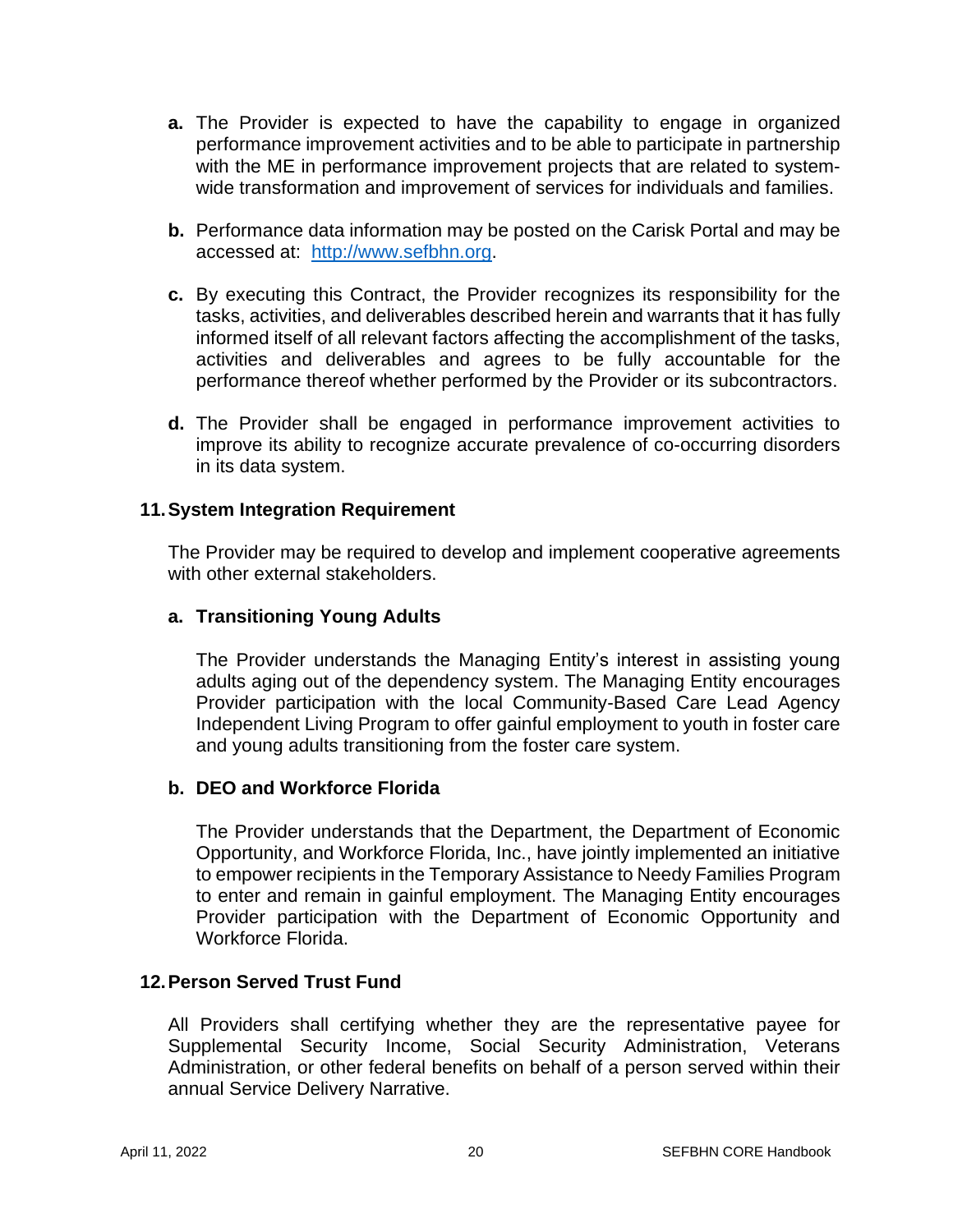**a.** The Provider is expected to have the capability to engage in organized performance improvement activities and to be able to participate in partnership with the ME in performance improvement projects that are related to system-wide transformation and improvement of services for individuals and families.

**b.** Performance data information may be posted on the Carisk Portal and may be accessed at: [http://www.sefbhn.org](http://www.sefbhn.org).

**c.** By executing this Contract, the Provider recognizes its responsibility for the tasks, activities, and deliverables described herein and warrants that it has fully informed itself of all relevant factors affecting the accomplishment of the tasks, activities and deliverables and agrees to be fully accountable for the performance thereof whether performed by the Provider or its subcontractors.

**d.** The Provider shall be engaged in performance improvement activities to improve its ability to recognize accurate prevalence of co-occurring disorders in its data system.

## 11. System Integration Requirement

The Provider may be required to develop and implement cooperative agreements with other external stakeholders.

### a. Transitioning Young Adults

The Provider understands the Managing Entity's interest in assisting young adults aging out of the dependency system. The Managing Entity encourages Provider participation with the local Community-Based Care Lead Agency Independent Living Program to offer gainful employment to youth in foster care and young adults transitioning from the foster care system.

### b. DEO and Workforce Florida

The Provider understands that the Department, the Department of Economic Opportunity, and Workforce Florida, Inc., have jointly implemented an initiative to empower recipients in the Temporary Assistance to Needy Families Program to enter and remain in gainful employment. The Managing Entity encourages Provider participation with the Department of Economic Opportunity and Workforce Florida.

## 12. Person Served Trust Fund

All Providers shall certifying whether they are the representative payee for Supplemental Security Income, Social Security Administration, Veterans Administration, or other federal benefits on behalf of a person served within their annual Service Delivery Narrative.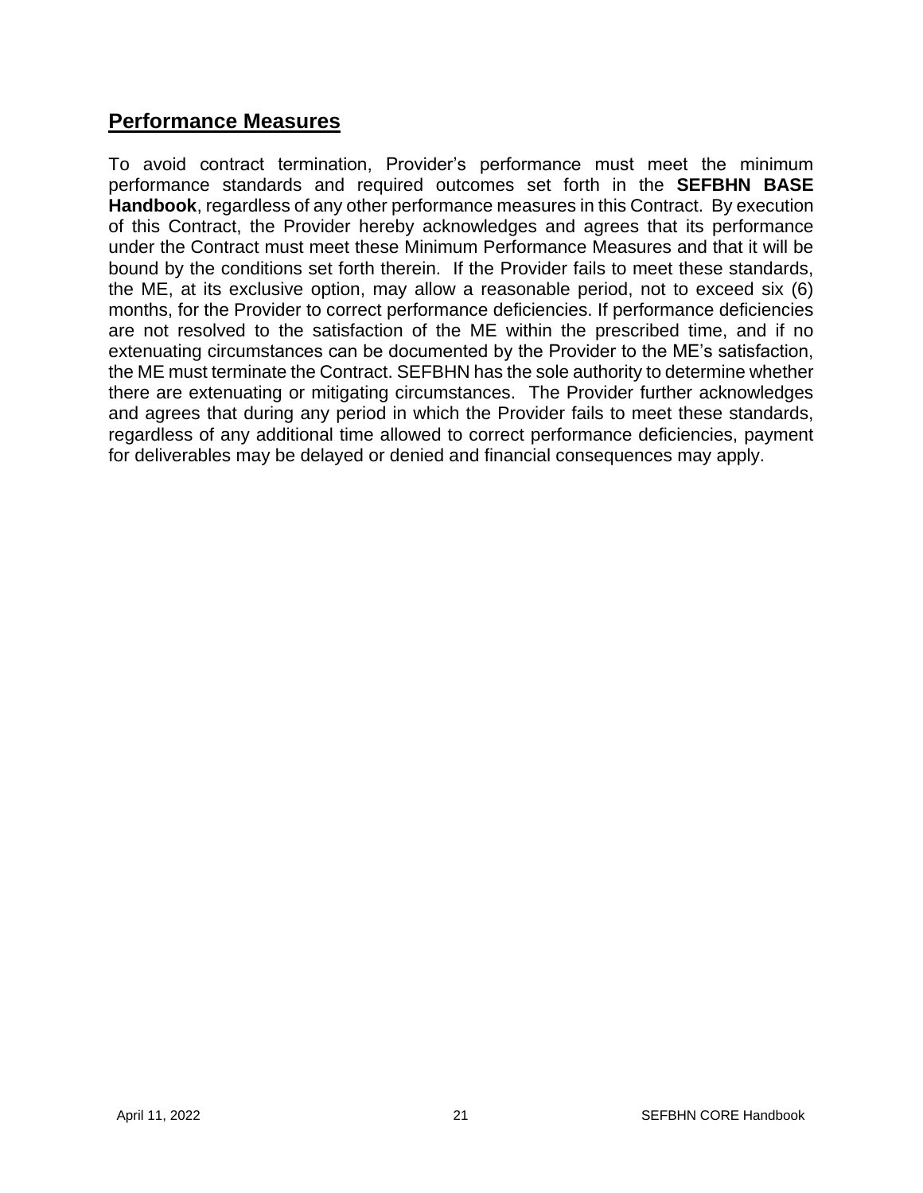## Performance Measures

To avoid contract termination, Provider's performance must meet the minimum performance standards and required outcomes set forth in the **SEFBHN BASE Handbook**, regardless of any other performance measures in this Contract. By execution of this Contract, the Provider hereby acknowledges and agrees that its performance under the Contract must meet these Minimum Performance Measures and that it will be bound by the conditions set forth therein. If the Provider fails to meet these standards, the ME, at its exclusive option, may allow a reasonable period, not to exceed six (6) months, for the Provider to correct performance deficiencies. If performance deficiencies are not resolved to the satisfaction of the ME within the prescribed time, and if no extenuating circumstances can be documented by the Provider to the ME's satisfaction, the ME must terminate the Contract. SEFBHN has the sole authority to determine whether there are extenuating or mitigating circumstances. The Provider further acknowledges and agrees that during any period in which the Provider fails to meet these standards, regardless of any additional time allowed to correct performance deficiencies, payment for deliverables may be delayed or denied and financial consequences may apply.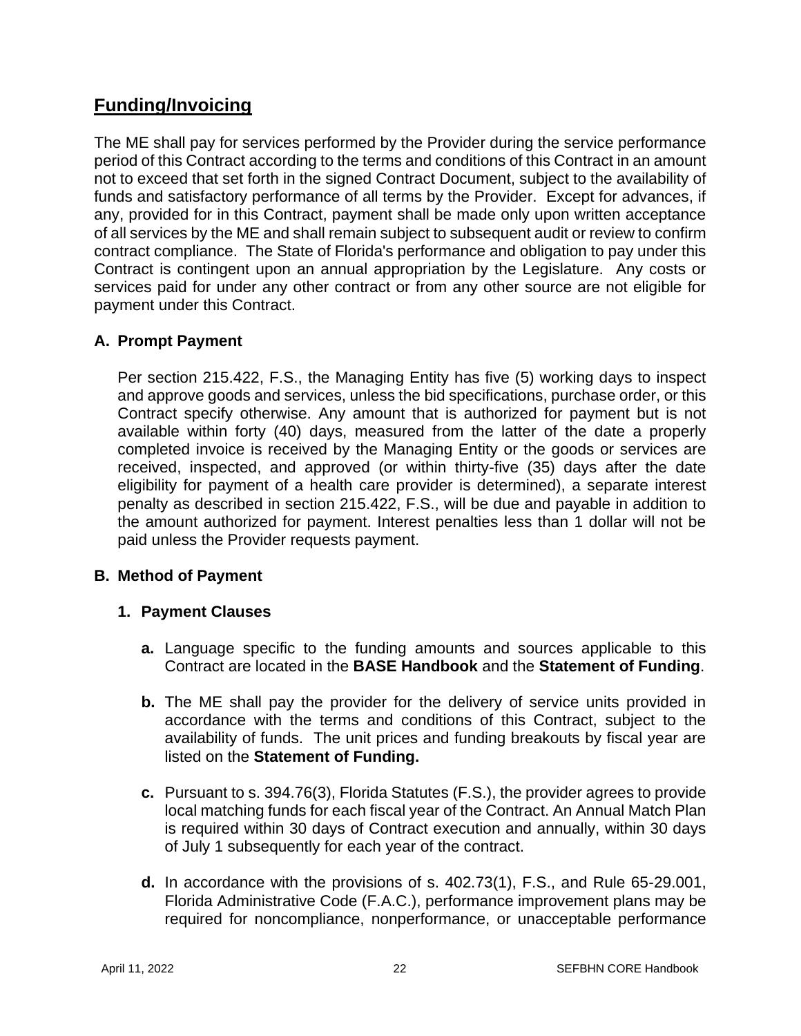## Funding/Invoicing

The ME shall pay for services performed by the Provider during the service performance period of this Contract according to the terms and conditions of this Contract in an amount not to exceed that set forth in the signed Contract Document, subject to the availability of funds and satisfactory performance of all terms by the Provider. Except for advances, if any, provided for in this Contract, payment shall be made only upon written acceptance of all services by the ME and shall remain subject to subsequent audit or review to confirm contract compliance. The State of Florida's performance and obligation to pay under this Contract is contingent upon an annual appropriation by the Legislature. Any costs or services paid for under any other contract or from any other source are not eligible for payment under this Contract.

### A. Prompt Payment

Per section 215.422, F.S., the Managing Entity has five (5) working days to inspect and approve goods and services, unless the bid specifications, purchase order, or this Contract specify otherwise. Any amount that is authorized for payment but is not available within forty (40) days, measured from the latter of the date a properly completed invoice is received by the Managing Entity or the goods or services are received, inspected, and approved (or within thirty-five (35) days after the date eligibility for payment of a health care provider is determined), a separate interest penalty as described in section 215.422, F.S., will be due and payable in addition to the amount authorized for payment. Interest penalties less than 1 dollar will not be paid unless the Provider requests payment.

### B. Method of Payment

#### 1. Payment Clauses

**a.** Language specific to the funding amounts and sources applicable to this Contract are located in the **BASE Handbook** and the **Statement of Funding**.

**b.** The ME shall pay the provider for the delivery of service units provided in accordance with the terms and conditions of this Contract, subject to the availability of funds. The unit prices and funding breakouts by fiscal year are listed on the **Statement of Funding.**

**c.** Pursuant to s. 394.76(3), Florida Statutes (F.S.), the provider agrees to provide local matching funds for each fiscal year of the Contract. An Annual Match Plan is required within 30 days of Contract execution and annually, within 30 days of July 1 subsequently for each year of the contract.

**d.** In accordance with the provisions of s. 402.73(1), F.S., and Rule 65-29.001, Florida Administrative Code (F.A.C.), performance improvement plans may be required for noncompliance, nonperformance, or unacceptable performance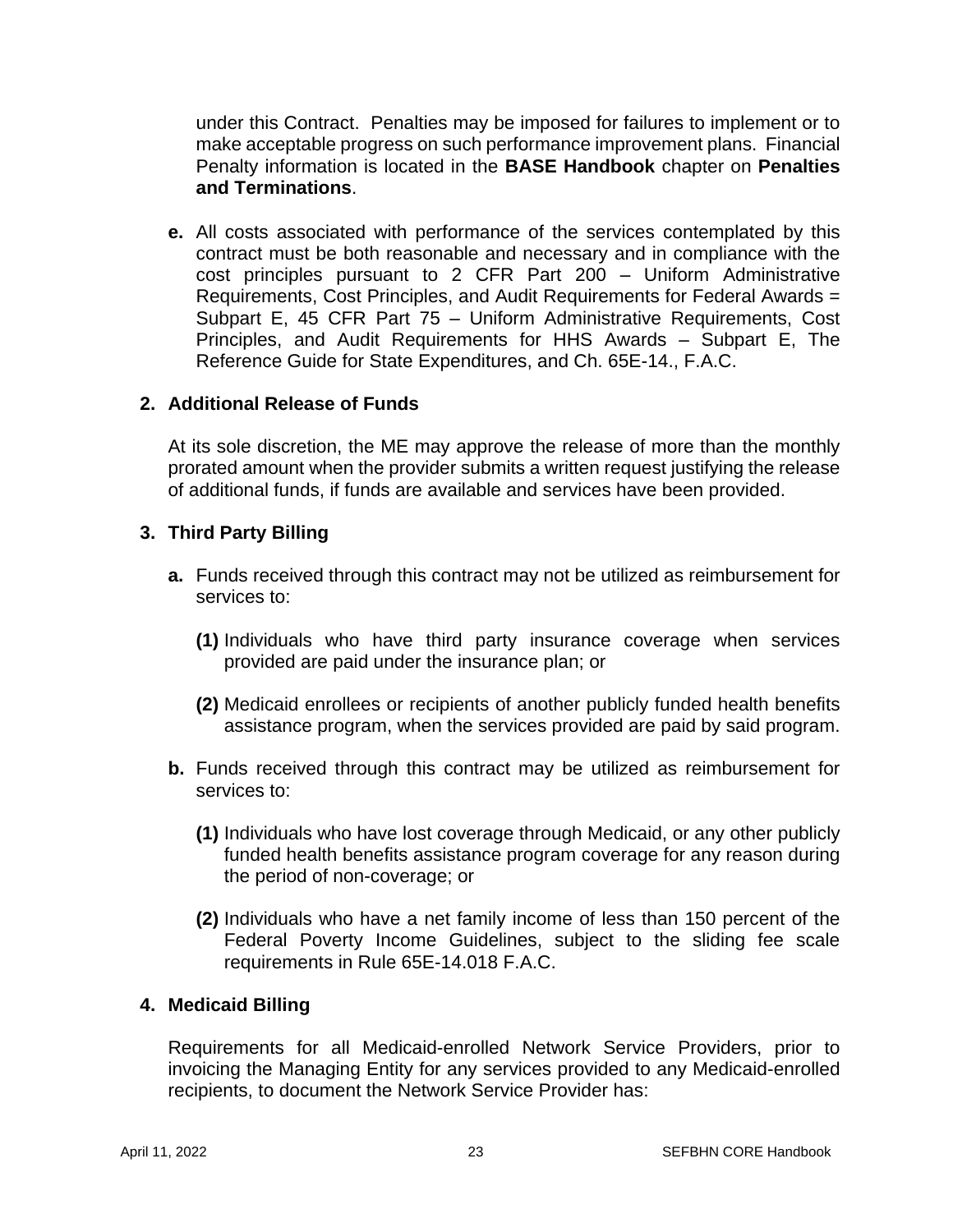under this Contract. Penalties may be imposed for failures to implement or to make acceptable progress on such performance improvement plans. Financial Penalty information is located in the **BASE Handbook** chapter on **Penalties and Terminations**.

**e.** All costs associated with performance of the services contemplated by this contract must be both reasonable and necessary and in compliance with the cost principles pursuant to 2 CFR Part 200 – Uniform Administrative Requirements, Cost Principles, and Audit Requirements for Federal Awards = Subpart E, 45 CFR Part 75 – Uniform Administrative Requirements, Cost Principles, and Audit Requirements for HHS Awards – Subpart E, The Reference Guide for State Expenditures, and Ch. 65E-14., F.A.C.

## 2. Additional Release of Funds

At its sole discretion, the ME may approve the release of more than the monthly prorated amount when the provider submits a written request justifying the release of additional funds, if funds are available and services have been provided.

## 3. Third Party Billing

**a.** Funds received through this contract may not be utilized as reimbursement for services to:

**(1)** Individuals who have third party insurance coverage when services provided are paid under the insurance plan; or

**(2)** Medicaid enrollees or recipients of another publicly funded health benefits assistance program, when the services provided are paid by said program.

**b.** Funds received through this contract may be utilized as reimbursement for services to:

**(1)** Individuals who have lost coverage through Medicaid, or any other publicly funded health benefits assistance program coverage for any reason during the period of non-coverage; or

**(2)** Individuals who have a net family income of less than 150 percent of the Federal Poverty Income Guidelines, subject to the sliding fee scale requirements in Rule 65E-14.018 F.A.C.

## 4. Medicaid Billing

Requirements for all Medicaid-enrolled Network Service Providers, prior to invoicing the Managing Entity for any services provided to any Medicaid-enrolled recipients, to document the Network Service Provider has: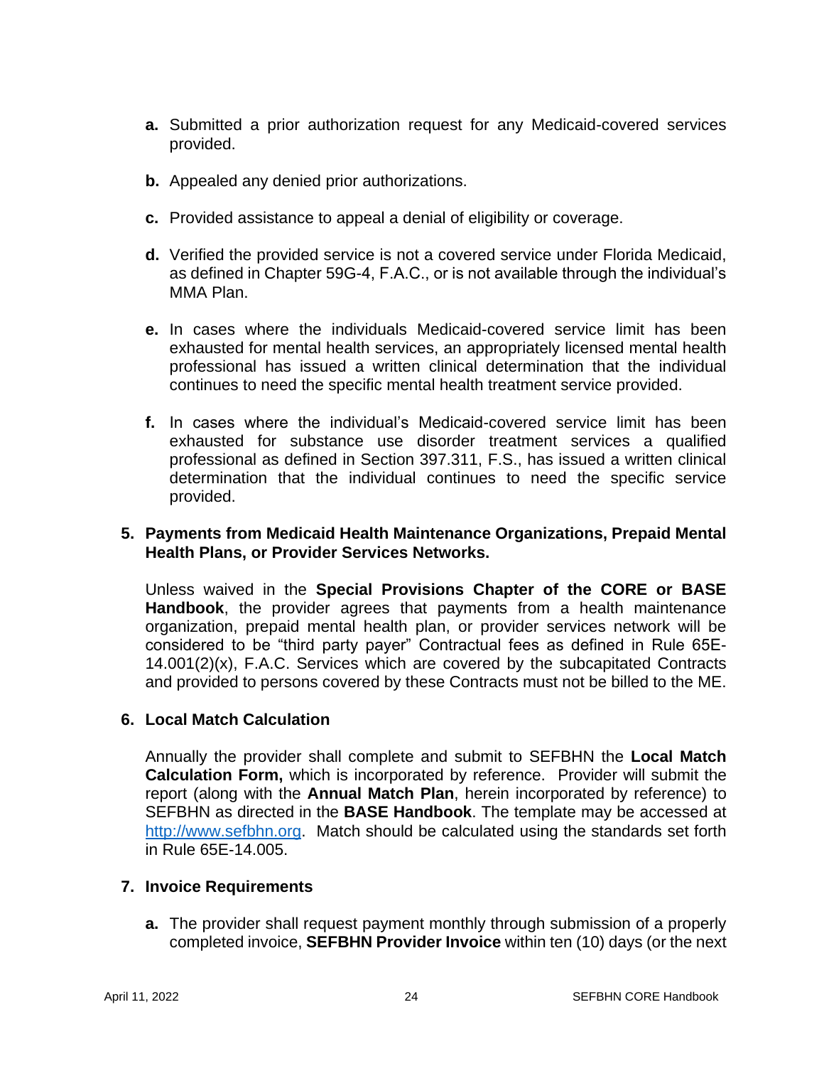- **a.** Submitted a prior authorization request for any Medicaid-covered services provided.
- **b.** Appealed any denied prior authorizations.
- **c.** Provided assistance to appeal a denial of eligibility or coverage.
- **d.** Verified the provided service is not a covered service under Florida Medicaid, as defined in Chapter 59G-4, F.A.C., or is not available through the individual's MMA Plan.
- **e.** In cases where the individuals Medicaid-covered service limit has been exhausted for mental health services, an appropriately licensed mental health professional has issued a written clinical determination that the individual continues to need the specific mental health treatment service provided.
- **f.** In cases where the individual's Medicaid-covered service limit has been exhausted for substance use disorder treatment services a qualified professional as defined in Section 397.311, F.S., has issued a written clinical determination that the individual continues to need the specific service provided.

**5. Payments from Medicaid Health Maintenance Organizations, Prepaid Mental Health Plans, or Provider Services Networks.**

Unless waived in the **Special Provisions Chapter of the CORE or BASE Handbook**, the provider agrees that payments from a health maintenance organization, prepaid mental health plan, or provider services network will be considered to be "third party payer" Contractual fees as defined in Rule 65E-14.001(2)(x), F.A.C. Services which are covered by the subcapitated Contracts and provided to persons covered by these Contracts must not be billed to the ME.

**6. Local Match Calculation**

Annually the provider shall complete and submit to SEFBHN the **Local Match Calculation Form,** which is incorporated by reference. Provider will submit the report (along with the **Annual Match Plan**, herein incorporated by reference) to SEFBHN as directed in the **BASE Handbook**. The template may be accessed at http://www.sefbhn.org. Match should be calculated using the standards set forth in Rule 65E-14.005.

**7. Invoice Requirements**

- **a.** The provider shall request payment monthly through submission of a properly completed invoice, **SEFBHN Provider Invoice** within ten (10) days (or the next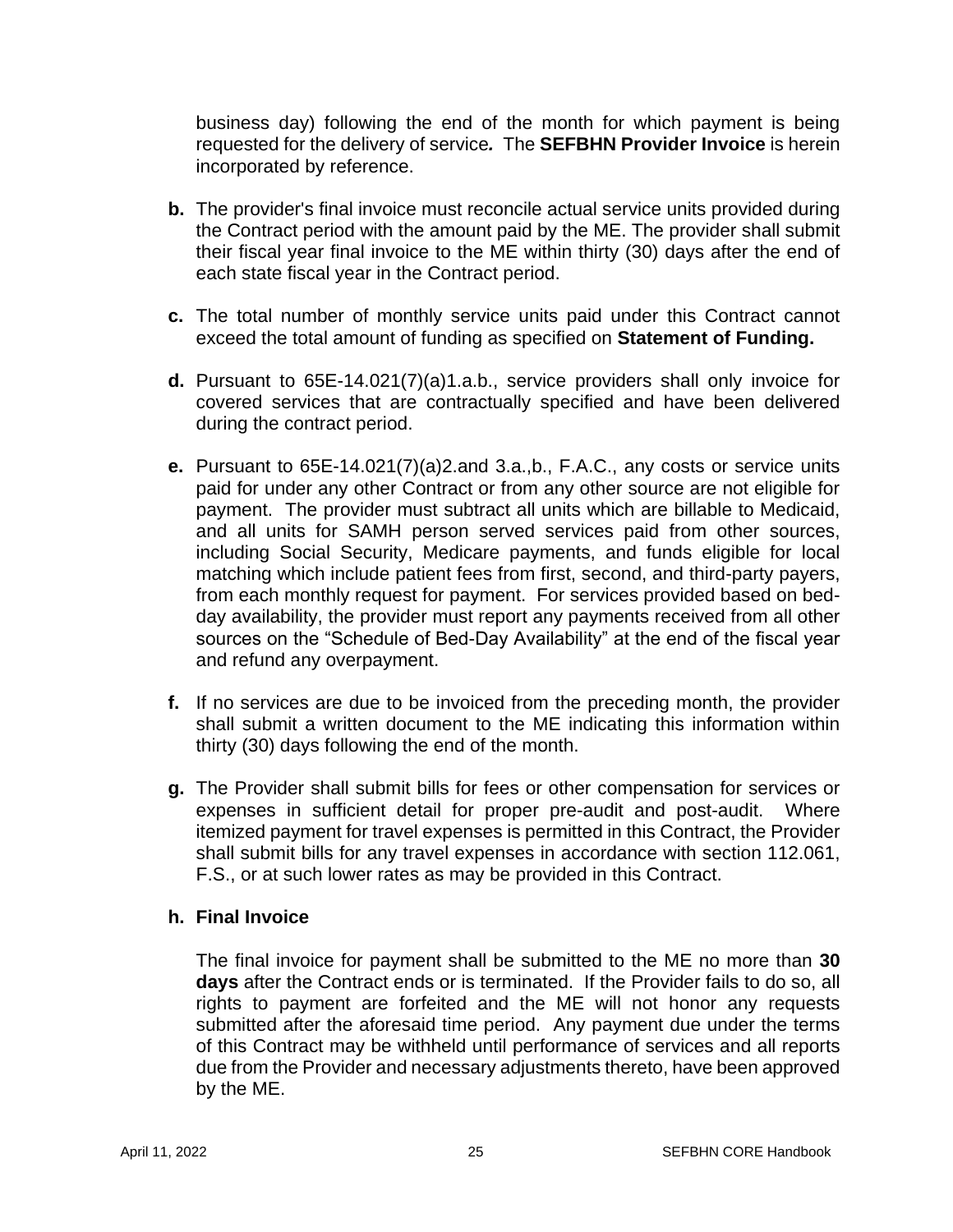business day) following the end of the month for which payment is being requested for the delivery of service***.*** The **SEFBHN Provider Invoice** is herein incorporated by reference.

**b.** The provider's final invoice must reconcile actual service units provided during the Contract period with the amount paid by the ME. The provider shall submit their fiscal year final invoice to the ME within thirty (30) days after the end of each state fiscal year in the Contract period.

**c.** The total number of monthly service units paid under this Contract cannot exceed the total amount of funding as specified on **Statement of Funding.**

**d.** Pursuant to 65E-14.021(7)(a)1.a.b., service providers shall only invoice for covered services that are contractually specified and have been delivered during the contract period.

**e.** Pursuant to 65E-14.021(7)(a)2.and 3.a.,b., F.A.C., any costs or service units paid for under any other Contract or from any other source are not eligible for payment. The provider must subtract all units which are billable to Medicaid, and all units for SAMH person served services paid from other sources, including Social Security, Medicare payments, and funds eligible for local matching which include patient fees from first, second, and third-party payers, from each monthly request for payment. For services provided based on bed-day availability, the provider must report any payments received from all other sources on the "Schedule of Bed-Day Availability" at the end of the fiscal year and refund any overpayment.

**f.** If no services are due to be invoiced from the preceding month, the provider shall submit a written document to the ME indicating this information within thirty (30) days following the end of the month.

**g.** The Provider shall submit bills for fees or other compensation for services or expenses in sufficient detail for proper pre-audit and post-audit. Where itemized payment for travel expenses is permitted in this Contract, the Provider shall submit bills for any travel expenses in accordance with section 112.061, F.S., or at such lower rates as may be provided in this Contract.

**h. Final Invoice**

The final invoice for payment shall be submitted to the ME no more than **30 days** after the Contract ends or is terminated. If the Provider fails to do so, all rights to payment are forfeited and the ME will not honor any requests submitted after the aforesaid time period. Any payment due under the terms of this Contract may be withheld until performance of services and all reports due from the Provider and necessary adjustments thereto, have been approved by the ME.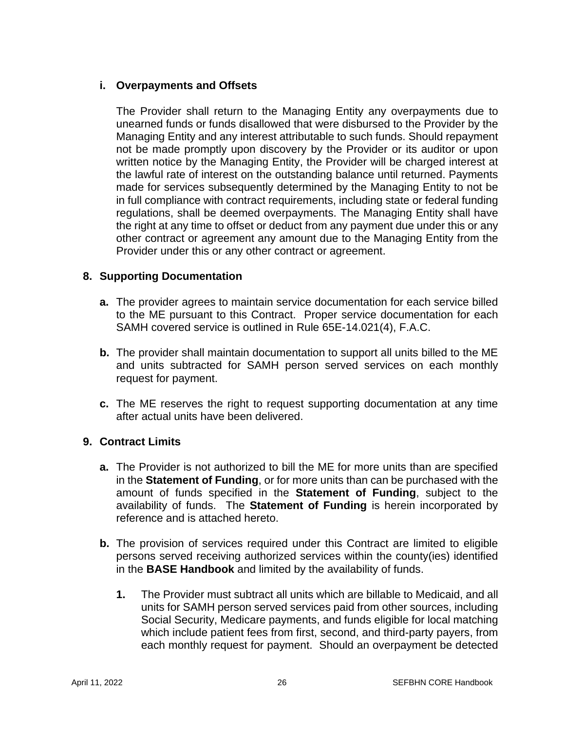**i. Overpayments and Offsets**

The Provider shall return to the Managing Entity any overpayments due to unearned funds or funds disallowed that were disbursed to the Provider by the Managing Entity and any interest attributable to such funds. Should repayment not be made promptly upon discovery by the Provider or its auditor or upon written notice by the Managing Entity, the Provider will be charged interest at the lawful rate of interest on the outstanding balance until returned. Payments made for services subsequently determined by the Managing Entity to not be in full compliance with contract requirements, including state or federal funding regulations, shall be deemed overpayments. The Managing Entity shall have the right at any time to offset or deduct from any payment due under this or any other contract or agreement any amount due to the Managing Entity from the Provider under this or any other contract or agreement.

**8. Supporting Documentation**

**a.** The provider agrees to maintain service documentation for each service billed to the ME pursuant to this Contract. Proper service documentation for each SAMH covered service is outlined in Rule 65E-14.021(4), F.A.C.

**b.** The provider shall maintain documentation to support all units billed to the ME and units subtracted for SAMH person served services on each monthly request for payment.

**c.** The ME reserves the right to request supporting documentation at any time after actual units have been delivered.

**9. Contract Limits**

**a.** The Provider is not authorized to bill the ME for more units than are specified in the **Statement of Funding**, or for more units than can be purchased with the amount of funds specified in the **Statement of Funding**, subject to the availability of funds. The **Statement of Funding** is herein incorporated by reference and is attached hereto.

**b.** The provision of services required under this Contract are limited to eligible persons served receiving authorized services within the county(ies) identified in the **BASE Handbook** and limited by the availability of funds.

**1.** The Provider must subtract all units which are billable to Medicaid, and all units for SAMH person served services paid from other sources, including Social Security, Medicare payments, and funds eligible for local matching which include patient fees from first, second, and third-party payers, from each monthly request for payment. Should an overpayment be detected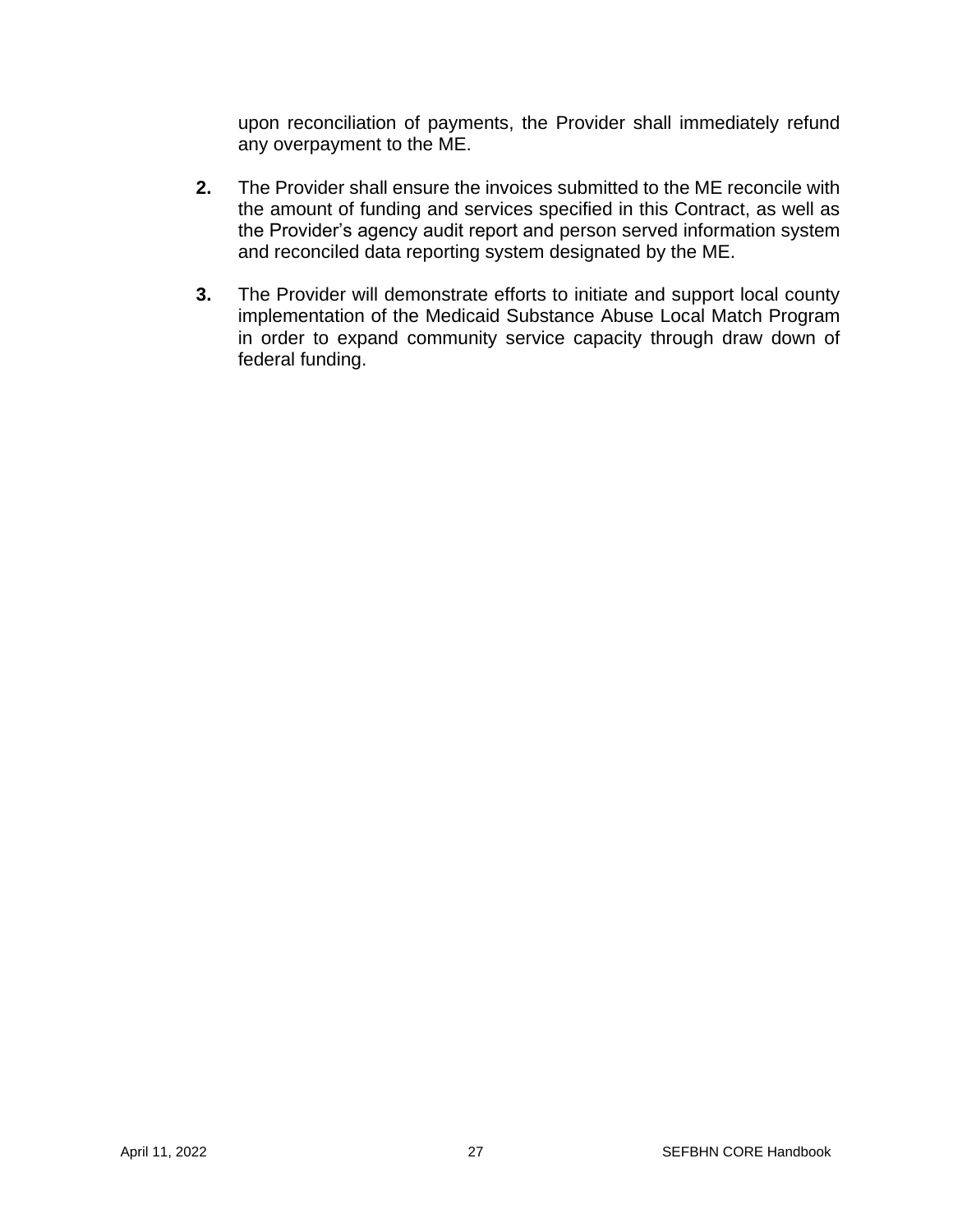upon reconciliation of payments, the Provider shall immediately refund any overpayment to the ME.

2. The Provider shall ensure the invoices submitted to the ME reconcile with the amount of funding and services specified in this Contract, as well as the Provider's agency audit report and person served information system and reconciled data reporting system designated by the ME.

3. The Provider will demonstrate efforts to initiate and support local county implementation of the Medicaid Substance Abuse Local Match Program in order to expand community service capacity through draw down of federal funding.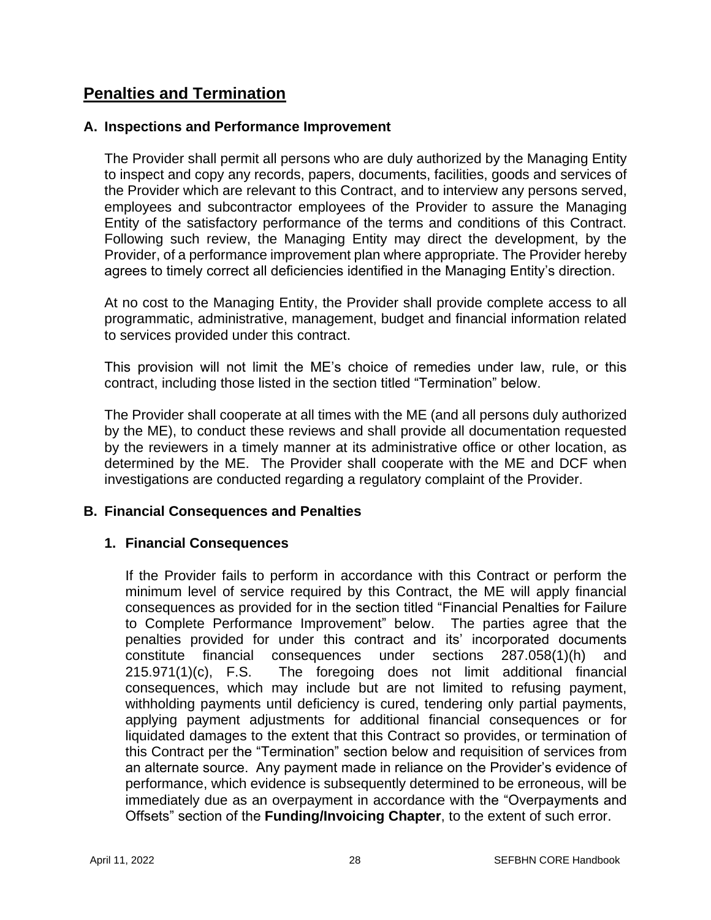# Penalties and Termination

## A. Inspections and Performance Improvement

The Provider shall permit all persons who are duly authorized by the Managing Entity to inspect and copy any records, papers, documents, facilities, goods and services of the Provider which are relevant to this Contract, and to interview any persons served, employees and subcontractor employees of the Provider to assure the Managing Entity of the satisfactory performance of the terms and conditions of this Contract. Following such review, the Managing Entity may direct the development, by the Provider, of a performance improvement plan where appropriate. The Provider hereby agrees to timely correct all deficiencies identified in the Managing Entity's direction.

At no cost to the Managing Entity, the Provider shall provide complete access to all programmatic, administrative, management, budget and financial information related to services provided under this contract.

This provision will not limit the ME's choice of remedies under law, rule, or this contract, including those listed in the section titled "Termination" below.

The Provider shall cooperate at all times with the ME (and all persons duly authorized by the ME), to conduct these reviews and shall provide all documentation requested by the reviewers in a timely manner at its administrative office or other location, as determined by the ME. The Provider shall cooperate with the ME and DCF when investigations are conducted regarding a regulatory complaint of the Provider.

## B. Financial Consequences and Penalties

### 1. Financial Consequences

If the Provider fails to perform in accordance with this Contract or perform the minimum level of service required by this Contract, the ME will apply financial consequences as provided for in the section titled "Financial Penalties for Failure to Complete Performance Improvement" below. The parties agree that the penalties provided for under this contract and its' incorporated documents constitute financial consequences under sections 287.058(1)(h) and 215.971(1)(c), F.S. The foregoing does not limit additional financial consequences, which may include but are not limited to refusing payment, withholding payments until deficiency is cured, tendering only partial payments, applying payment adjustments for additional financial consequences or for liquidated damages to the extent that this Contract so provides, or termination of this Contract per the "Termination" section below and requisition of services from an alternate source. Any payment made in reliance on the Provider's evidence of performance, which evidence is subsequently determined to be erroneous, will be immediately due as an overpayment in accordance with the "Overpayments and Offsets" section of the **Funding/Invoicing Chapter**, to the extent of such error.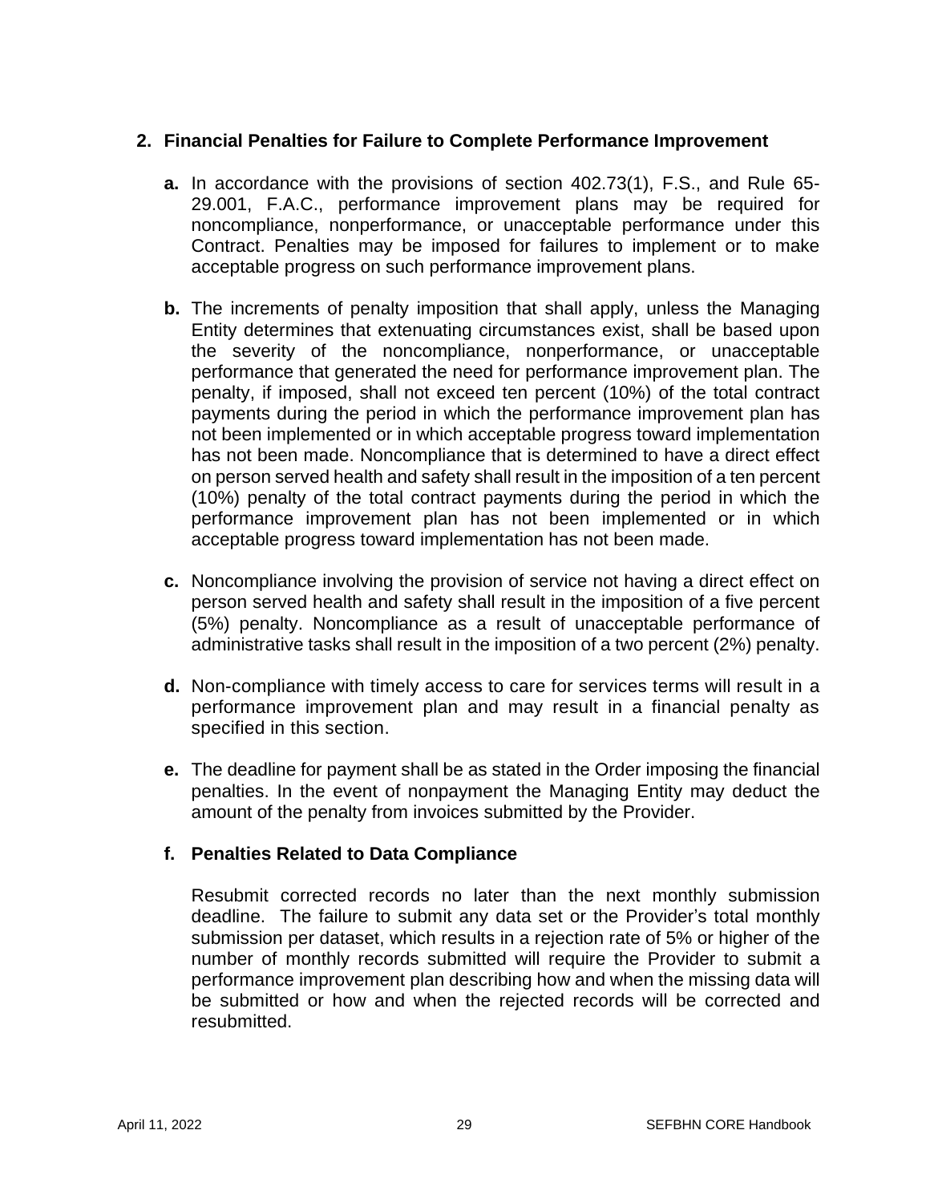## 2. Financial Penalties for Failure to Complete Performance Improvement

**a.** In accordance with the provisions of section 402.73(1), F.S., and Rule 65-29.001, F.A.C., performance improvement plans may be required for noncompliance, nonperformance, or unacceptable performance under this Contract. Penalties may be imposed for failures to implement or to make acceptable progress on such performance improvement plans.

**b.** The increments of penalty imposition that shall apply, unless the Managing Entity determines that extenuating circumstances exist, shall be based upon the severity of the noncompliance, nonperformance, or unacceptable performance that generated the need for performance improvement plan. The penalty, if imposed, shall not exceed ten percent (10%) of the total contract payments during the period in which the performance improvement plan has not been implemented or in which acceptable progress toward implementation has not been made. Noncompliance that is determined to have a direct effect on person served health and safety shall result in the imposition of a ten percent (10%) penalty of the total contract payments during the period in which the performance improvement plan has not been implemented or in which acceptable progress toward implementation has not been made.

**c.** Noncompliance involving the provision of service not having a direct effect on person served health and safety shall result in the imposition of a five percent (5%) penalty. Noncompliance as a result of unacceptable performance of administrative tasks shall result in the imposition of a two percent (2%) penalty.

**d.** Non-compliance with timely access to care for services terms will result in a performance improvement plan and may result in a financial penalty as specified in this section.

**e.** The deadline for payment shall be as stated in the Order imposing the financial penalties. In the event of nonpayment the Managing Entity may deduct the amount of the penalty from invoices submitted by the Provider.

**f. Penalties Related to Data Compliance**

Resubmit corrected records no later than the next monthly submission deadline. The failure to submit any data set or the Provider's total monthly submission per dataset, which results in a rejection rate of 5% or higher of the number of monthly records submitted will require the Provider to submit a performance improvement plan describing how and when the missing data will be submitted or how and when the rejected records will be corrected and resubmitted.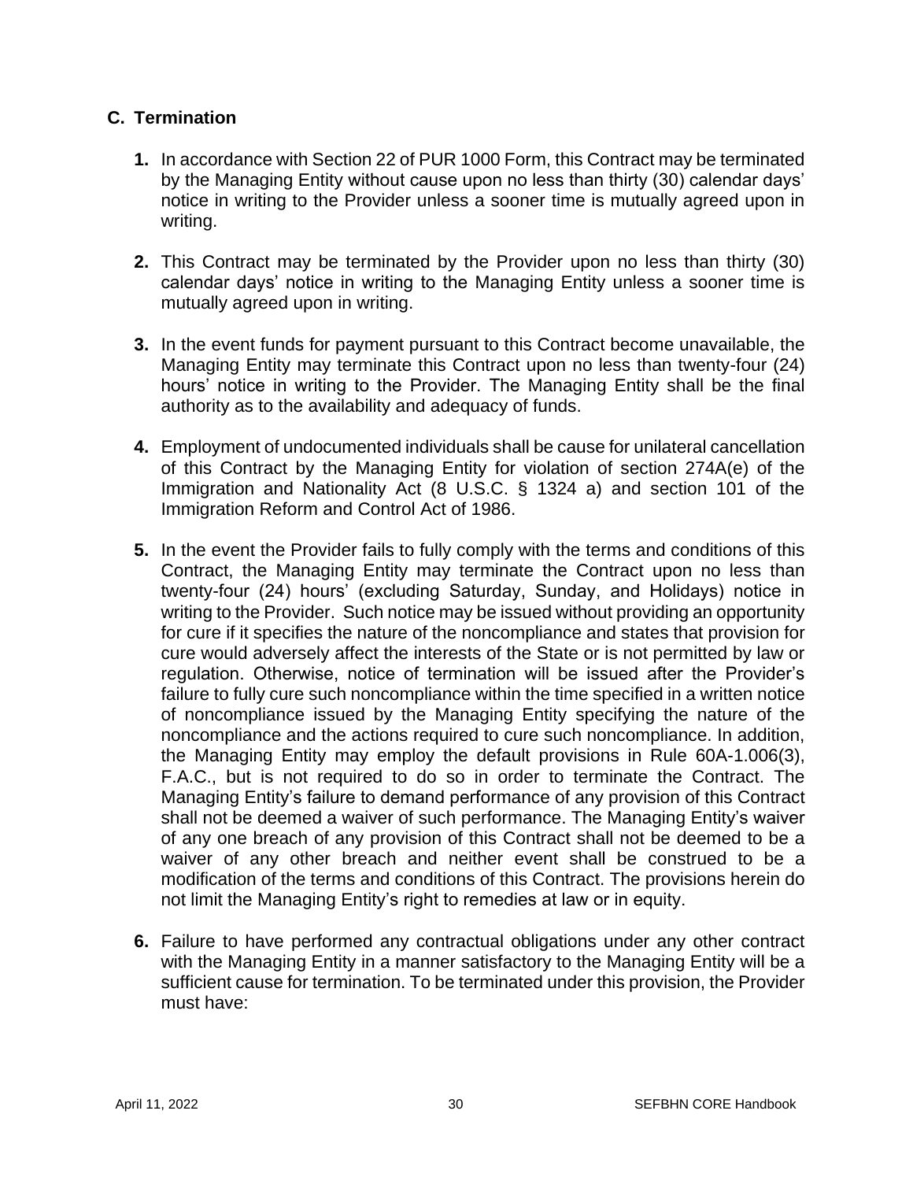### C. Termination

1. In accordance with Section 22 of PUR 1000 Form, this Contract may be terminated by the Managing Entity without cause upon no less than thirty (30) calendar days' notice in writing to the Provider unless a sooner time is mutually agreed upon in writing.

2. This Contract may be terminated by the Provider upon no less than thirty (30) calendar days' notice in writing to the Managing Entity unless a sooner time is mutually agreed upon in writing.

3. In the event funds for payment pursuant to this Contract become unavailable, the Managing Entity may terminate this Contract upon no less than twenty-four (24) hours' notice in writing to the Provider. The Managing Entity shall be the final authority as to the availability and adequacy of funds.

4. Employment of undocumented individuals shall be cause for unilateral cancellation of this Contract by the Managing Entity for violation of section 274A(e) of the Immigration and Nationality Act (8 U.S.C. § 1324 a) and section 101 of the Immigration Reform and Control Act of 1986.

5. In the event the Provider fails to fully comply with the terms and conditions of this Contract, the Managing Entity may terminate the Contract upon no less than twenty-four (24) hours' (excluding Saturday, Sunday, and Holidays) notice in writing to the Provider. Such notice may be issued without providing an opportunity for cure if it specifies the nature of the noncompliance and states that provision for cure would adversely affect the interests of the State or is not permitted by law or regulation. Otherwise, notice of termination will be issued after the Provider's failure to fully cure such noncompliance within the time specified in a written notice of noncompliance issued by the Managing Entity specifying the nature of the noncompliance and the actions required to cure such noncompliance. In addition, the Managing Entity may employ the default provisions in Rule 60A-1.006(3), F.A.C., but is not required to do so in order to terminate the Contract. The Managing Entity's failure to demand performance of any provision of this Contract shall not be deemed a waiver of such performance. The Managing Entity's waiver of any one breach of any provision of this Contract shall not be deemed to be a waiver of any other breach and neither event shall be construed to be a modification of the terms and conditions of this Contract. The provisions herein do not limit the Managing Entity's right to remedies at law or in equity.

6. Failure to have performed any contractual obligations under any other contract with the Managing Entity in a manner satisfactory to the Managing Entity will be a sufficient cause for termination. To be terminated under this provision, the Provider must have: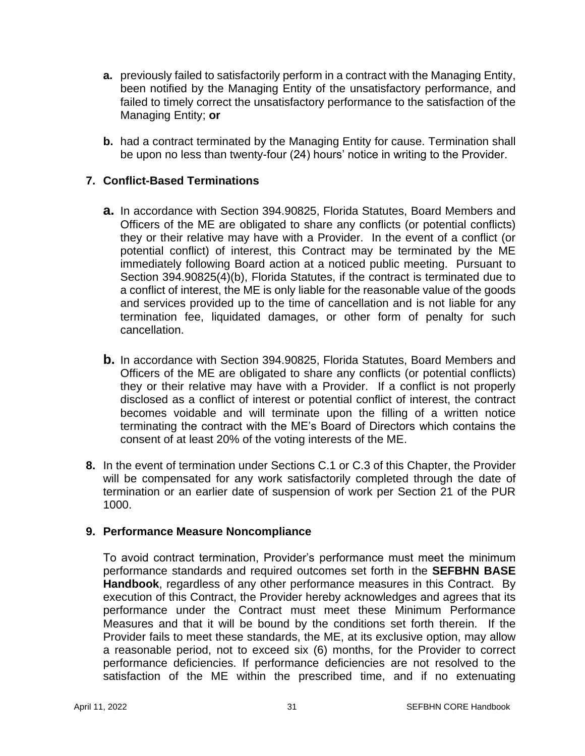**a.** previously failed to satisfactorily perform in a contract with the Managing Entity, been notified by the Managing Entity of the unsatisfactory performance, and failed to timely correct the unsatisfactory performance to the satisfaction of the Managing Entity; **or**

**b.** had a contract terminated by the Managing Entity for cause. Termination shall be upon no less than twenty-four (24) hours' notice in writing to the Provider.

**7. Conflict-Based Terminations**

**a.** In accordance with Section 394.90825, Florida Statutes, Board Members and Officers of the ME are obligated to share any conflicts (or potential conflicts) they or their relative may have with a Provider. In the event of a conflict (or potential conflict) of interest, this Contract may be terminated by the ME immediately following Board action at a noticed public meeting. Pursuant to Section 394.90825(4)(b), Florida Statutes, if the contract is terminated due to a conflict of interest, the ME is only liable for the reasonable value of the goods and services provided up to the time of cancellation and is not liable for any termination fee, liquidated damages, or other form of penalty for such cancellation.

**b.** In accordance with Section 394.90825, Florida Statutes, Board Members and Officers of the ME are obligated to share any conflicts (or potential conflicts) they or their relative may have with a Provider. If a conflict is not properly disclosed as a conflict of interest or potential conflict of interest, the contract becomes voidable and will terminate upon the filling of a written notice terminating the contract with the ME's Board of Directors which contains the consent of at least 20% of the voting interests of the ME.

**8.** In the event of termination under Sections C.1 or C.3 of this Chapter, the Provider will be compensated for any work satisfactorily completed through the date of termination or an earlier date of suspension of work per Section 21 of the PUR 1000.

**9. Performance Measure Noncompliance**

To avoid contract termination, Provider's performance must meet the minimum performance standards and required outcomes set forth in the **SEFBHN BASE Handbook**, regardless of any other performance measures in this Contract. By execution of this Contract, the Provider hereby acknowledges and agrees that its performance under the Contract must meet these Minimum Performance Measures and that it will be bound by the conditions set forth therein. If the Provider fails to meet these standards, the ME, at its exclusive option, may allow a reasonable period, not to exceed six (6) months, for the Provider to correct performance deficiencies. If performance deficiencies are not resolved to the satisfaction of the ME within the prescribed time, and if no extenuating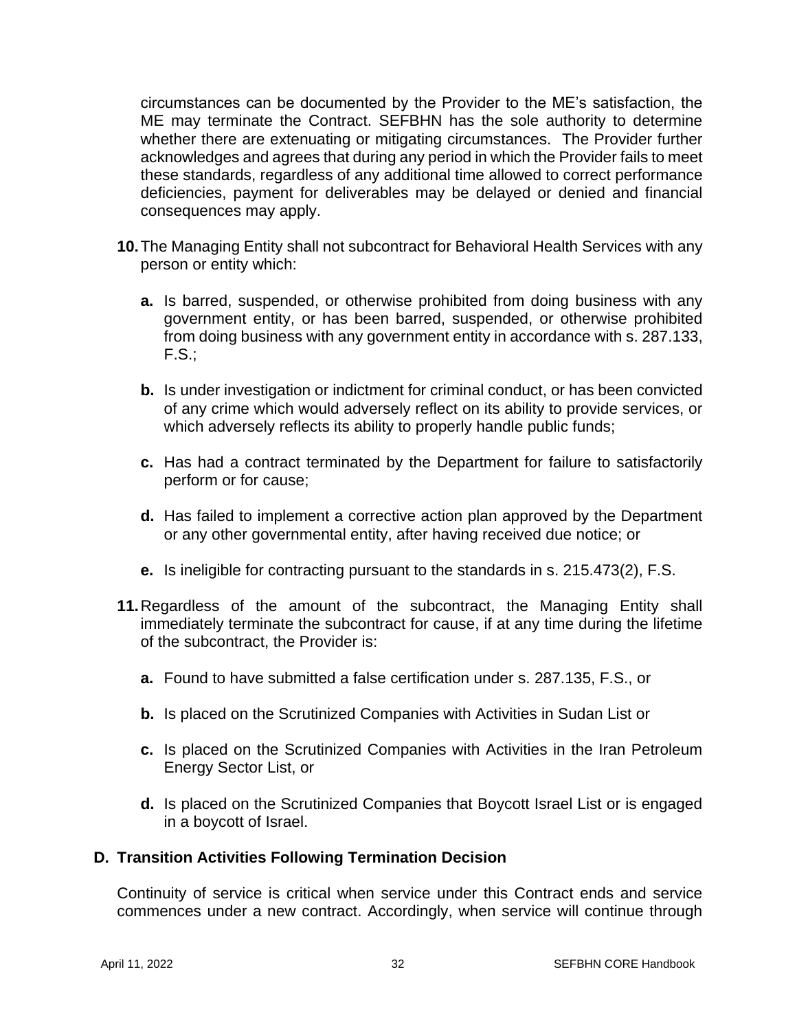circumstances can be documented by the Provider to the ME's satisfaction, the ME may terminate the Contract. SEFBHN has the sole authority to determine whether there are extenuating or mitigating circumstances. The Provider further acknowledges and agrees that during any period in which the Provider fails to meet these standards, regardless of any additional time allowed to correct performance deficiencies, payment for deliverables may be delayed or denied and financial consequences may apply.

**10.** The Managing Entity shall not subcontract for Behavioral Health Services with any person or entity which:

   **a.** Is barred, suspended, or otherwise prohibited from doing business with any government entity, or has been barred, suspended, or otherwise prohibited from doing business with any government entity in accordance with s. 287.133, F.S.;

   **b.** Is under investigation or indictment for criminal conduct, or has been convicted of any crime which would adversely reflect on its ability to provide services, or which adversely reflects its ability to properly handle public funds;

   **c.** Has had a contract terminated by the Department for failure to satisfactorily perform or for cause;

   **d.** Has failed to implement a corrective action plan approved by the Department or any other governmental entity, after having received due notice; or

   **e.** Is ineligible for contracting pursuant to the standards in s. 215.473(2), F.S.

**11.** Regardless of the amount of the subcontract, the Managing Entity shall immediately terminate the subcontract for cause, if at any time during the lifetime of the subcontract, the Provider is:

   **a.** Found to have submitted a false certification under s. 287.135, F.S., or

   **b.** Is placed on the Scrutinized Companies with Activities in Sudan List or

   **c.** Is placed on the Scrutinized Companies with Activities in the Iran Petroleum Energy Sector List, or

   **d.** Is placed on the Scrutinized Companies that Boycott Israel List or is engaged in a boycott of Israel.

### D. Transition Activities Following Termination Decision

Continuity of service is critical when service under this Contract ends and service commences under a new contract. Accordingly, when service will continue through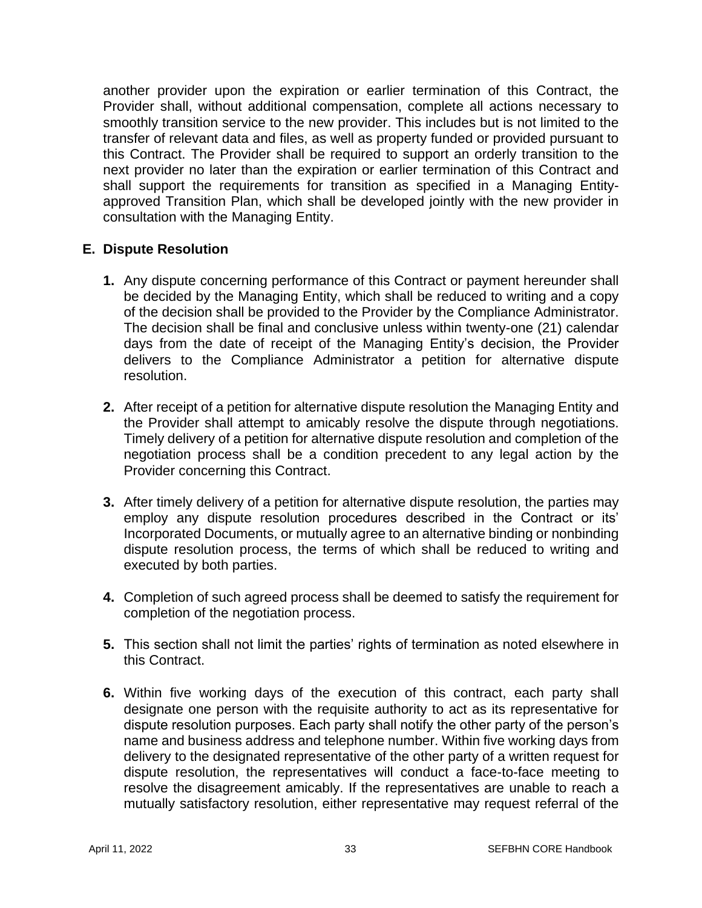another provider upon the expiration or earlier termination of this Contract, the Provider shall, without additional compensation, complete all actions necessary to smoothly transition service to the new provider. This includes but is not limited to the transfer of relevant data and files, as well as property funded or provided pursuant to this Contract. The Provider shall be required to support an orderly transition to the next provider no later than the expiration or earlier termination of this Contract and shall support the requirements for transition as specified in a Managing Entity-approved Transition Plan, which shall be developed jointly with the new provider in consultation with the Managing Entity.

## E. Dispute Resolution

**1.** Any dispute concerning performance of this Contract or payment hereunder shall be decided by the Managing Entity, which shall be reduced to writing and a copy of the decision shall be provided to the Provider by the Compliance Administrator. The decision shall be final and conclusive unless within twenty-one (21) calendar days from the date of receipt of the Managing Entity's decision, the Provider delivers to the Compliance Administrator a petition for alternative dispute resolution.

**2.** After receipt of a petition for alternative dispute resolution the Managing Entity and the Provider shall attempt to amicably resolve the dispute through negotiations. Timely delivery of a petition for alternative dispute resolution and completion of the negotiation process shall be a condition precedent to any legal action by the Provider concerning this Contract.

**3.** After timely delivery of a petition for alternative dispute resolution, the parties may employ any dispute resolution procedures described in the Contract or its' Incorporated Documents, or mutually agree to an alternative binding or nonbinding dispute resolution process, the terms of which shall be reduced to writing and executed by both parties.

**4.** Completion of such agreed process shall be deemed to satisfy the requirement for completion of the negotiation process.

**5.** This section shall not limit the parties' rights of termination as noted elsewhere in this Contract.

**6.** Within five working days of the execution of this contract, each party shall designate one person with the requisite authority to act as its representative for dispute resolution purposes. Each party shall notify the other party of the person's name and business address and telephone number. Within five working days from delivery to the designated representative of the other party of a written request for dispute resolution, the representatives will conduct a face-to-face meeting to resolve the disagreement amicably. If the representatives are unable to reach a mutually satisfactory resolution, either representative may request referral of the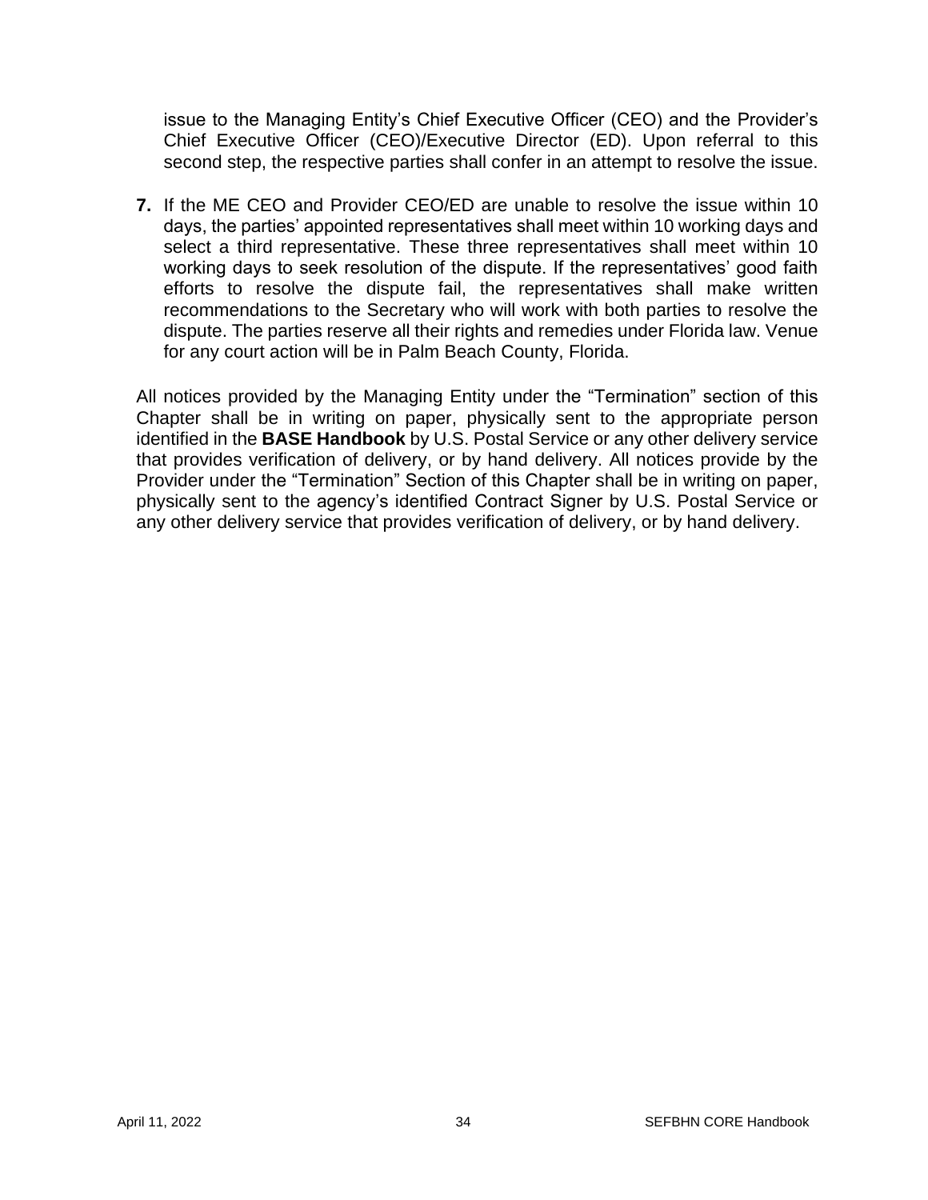issue to the Managing Entity's Chief Executive Officer (CEO) and the Provider's Chief Executive Officer (CEO)/Executive Director (ED). Upon referral to this second step, the respective parties shall confer in an attempt to resolve the issue.

7. If the ME CEO and Provider CEO/ED are unable to resolve the issue within 10 days, the parties' appointed representatives shall meet within 10 working days and select a third representative. These three representatives shall meet within 10 working days to seek resolution of the dispute. If the representatives' good faith efforts to resolve the dispute fail, the representatives shall make written recommendations to the Secretary who will work with both parties to resolve the dispute. The parties reserve all their rights and remedies under Florida law. Venue for any court action will be in Palm Beach County, Florida.

All notices provided by the Managing Entity under the "Termination" section of this Chapter shall be in writing on paper, physically sent to the appropriate person identified in the **BASE Handbook** by U.S. Postal Service or any other delivery service that provides verification of delivery, or by hand delivery. All notices provide by the Provider under the "Termination" Section of this Chapter shall be in writing on paper, physically sent to the agency's identified Contract Signer by U.S. Postal Service or any other delivery service that provides verification of delivery, or by hand delivery.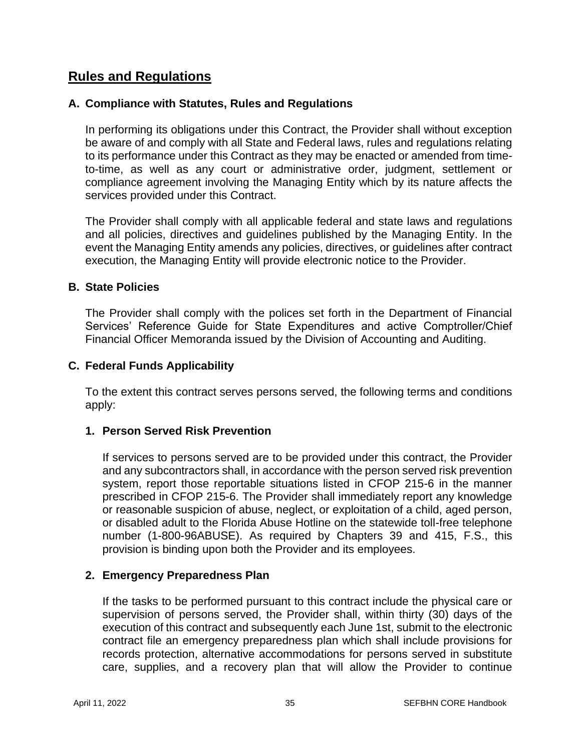## Rules and Regulations

### A. Compliance with Statutes, Rules and Regulations

In performing its obligations under this Contract, the Provider shall without exception be aware of and comply with all State and Federal laws, rules and regulations relating to its performance under this Contract as they may be enacted or amended from time-to-time, as well as any court or administrative order, judgment, settlement or compliance agreement involving the Managing Entity which by its nature affects the services provided under this Contract.

The Provider shall comply with all applicable federal and state laws and regulations and all policies, directives and guidelines published by the Managing Entity. In the event the Managing Entity amends any policies, directives, or guidelines after contract execution, the Managing Entity will provide electronic notice to the Provider.

### B. State Policies

The Provider shall comply with the polices set forth in the Department of Financial Services' Reference Guide for State Expenditures and active Comptroller/Chief Financial Officer Memoranda issued by the Division of Accounting and Auditing.

### C. Federal Funds Applicability

To the extent this contract serves persons served, the following terms and conditions apply:

#### 1. Person Served Risk Prevention

If services to persons served are to be provided under this contract, the Provider and any subcontractors shall, in accordance with the person served risk prevention system, report those reportable situations listed in CFOP 215-6 in the manner prescribed in CFOP 215-6. The Provider shall immediately report any knowledge or reasonable suspicion of abuse, neglect, or exploitation of a child, aged person, or disabled adult to the Florida Abuse Hotline on the statewide toll-free telephone number (1-800-96ABUSE). As required by Chapters 39 and 415, F.S., this provision is binding upon both the Provider and its employees.

#### 2. Emergency Preparedness Plan

If the tasks to be performed pursuant to this contract include the physical care or supervision of persons served, the Provider shall, within thirty (30) days of the execution of this contract and subsequently each June 1st, submit to the electronic contract file an emergency preparedness plan which shall include provisions for records protection, alternative accommodations for persons served in substitute care, supplies, and a recovery plan that will allow the Provider to continue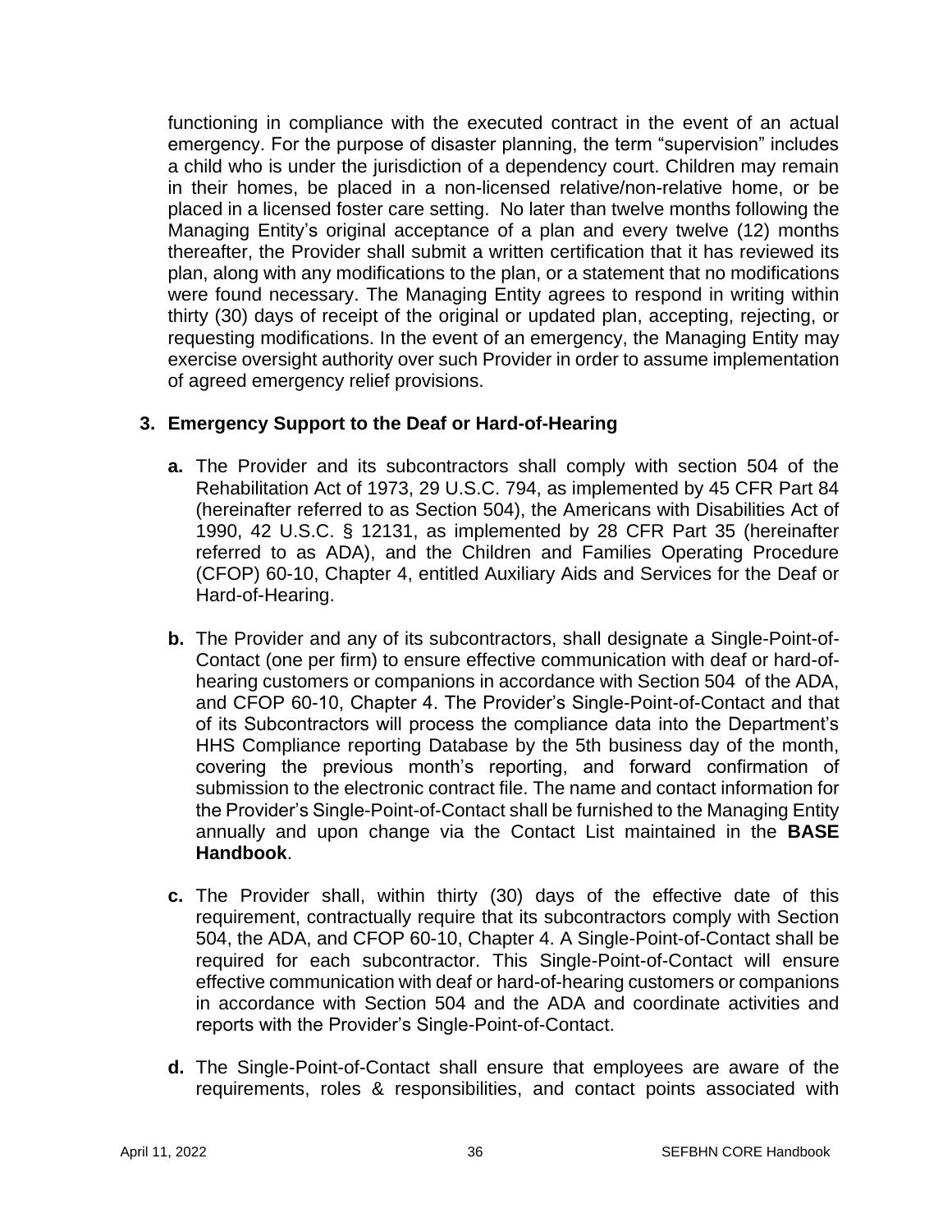functioning in compliance with the executed contract in the event of an actual emergency. For the purpose of disaster planning, the term "supervision" includes a child who is under the jurisdiction of a dependency court. Children may remain in their homes, be placed in a non-licensed relative/non-relative home, or be placed in a licensed foster care setting. No later than twelve months following the Managing Entity's original acceptance of a plan and every twelve (12) months thereafter, the Provider shall submit a written certification that it has reviewed its plan, along with any modifications to the plan, or a statement that no modifications were found necessary. The Managing Entity agrees to respond in writing within thirty (30) days of receipt of the original or updated plan, accepting, rejecting, or requesting modifications. In the event of an emergency, the Managing Entity may exercise oversight authority over such Provider in order to assume implementation of agreed emergency relief provisions.

### 3. Emergency Support to the Deaf or Hard-of-Hearing

**a.** The Provider and its subcontractors shall comply with section 504 of the Rehabilitation Act of 1973, 29 U.S.C. 794, as implemented by 45 CFR Part 84 (hereinafter referred to as Section 504), the Americans with Disabilities Act of 1990, 42 U.S.C. § 12131, as implemented by 28 CFR Part 35 (hereinafter referred to as ADA), and the Children and Families Operating Procedure (CFOP) 60-10, Chapter 4, entitled Auxiliary Aids and Services for the Deaf or Hard-of-Hearing.

**b.** The Provider and any of its subcontractors, shall designate a Single-Point-of-Contact (one per firm) to ensure effective communication with deaf or hard-of-hearing customers or companions in accordance with Section 504 of the ADA, and CFOP 60-10, Chapter 4. The Provider's Single-Point-of-Contact and that of its Subcontractors will process the compliance data into the Department's HHS Compliance reporting Database by the 5th business day of the month, covering the previous month's reporting, and forward confirmation of submission to the electronic contract file. The name and contact information for the Provider's Single-Point-of-Contact shall be furnished to the Managing Entity annually and upon change via the Contact List maintained in the **BASE Handbook**.

**c.** The Provider shall, within thirty (30) days of the effective date of this requirement, contractually require that its subcontractors comply with Section 504, the ADA, and CFOP 60-10, Chapter 4. A Single-Point-of-Contact shall be required for each subcontractor. This Single-Point-of-Contact will ensure effective communication with deaf or hard-of-hearing customers or companions in accordance with Section 504 and the ADA and coordinate activities and reports with the Provider's Single-Point-of-Contact.

**d.** The Single-Point-of-Contact shall ensure that employees are aware of the requirements, roles & responsibilities, and contact points associated with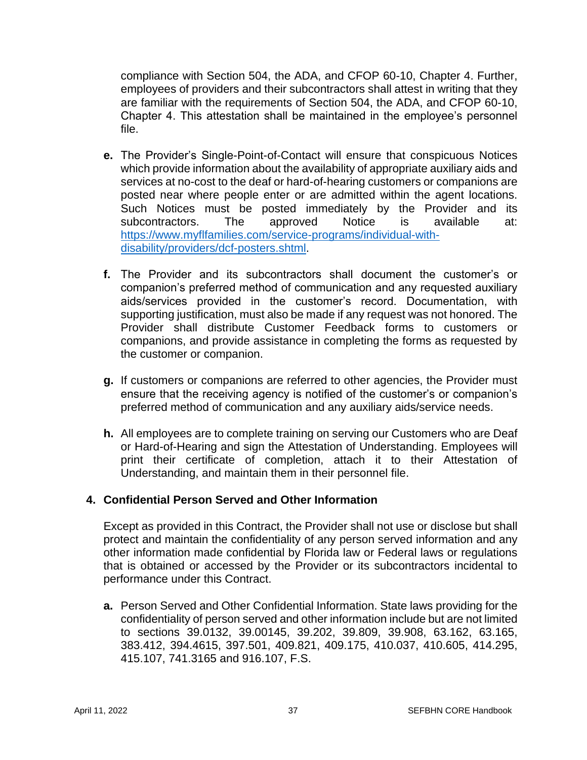compliance with Section 504, the ADA, and CFOP 60-10, Chapter 4. Further, employees of providers and their subcontractors shall attest in writing that they are familiar with the requirements of Section 504, the ADA, and CFOP 60-10, Chapter 4. This attestation shall be maintained in the employee's personnel file.

**e.** The Provider's Single-Point-of-Contact will ensure that conspicuous Notices which provide information about the availability of appropriate auxiliary aids and services at no-cost to the deaf or hard-of-hearing customers or companions are posted near where people enter or are admitted within the agent locations. Such Notices must be posted immediately by the Provider and its subcontractors. The approved Notice is available at: [https://www.myflfamilies.com/service-programs/individual-with-disability/providers/dcf-posters.shtml](https://www.myflfamilies.com/service-programs/individual-with-disability/providers/dcf-posters.shtml).

**f.** The Provider and its subcontractors shall document the customer's or companion's preferred method of communication and any requested auxiliary aids/services provided in the customer's record. Documentation, with supporting justification, must also be made if any request was not honored. The Provider shall distribute Customer Feedback forms to customers or companions, and provide assistance in completing the forms as requested by the customer or companion.

**g.** If customers or companions are referred to other agencies, the Provider must ensure that the receiving agency is notified of the customer's or companion's preferred method of communication and any auxiliary aids/service needs.

**h.** All employees are to complete training on serving our Customers who are Deaf or Hard-of-Hearing and sign the Attestation of Understanding. Employees will print their certificate of completion, attach it to their Attestation of Understanding, and maintain them in their personnel file.

## 4. Confidential Person Served and Other Information

Except as provided in this Contract, the Provider shall not use or disclose but shall protect and maintain the confidentiality of any person served information and any other information made confidential by Florida law or Federal laws or regulations that is obtained or accessed by the Provider or its subcontractors incidental to performance under this Contract.

**a.** Person Served and Other Confidential Information. State laws providing for the confidentiality of person served and other information include but are not limited to sections 39.0132, 39.00145, 39.202, 39.809, 39.908, 63.162, 63.165, 383.412, 394.4615, 397.501, 409.821, 409.175, 410.037, 410.605, 414.295, 415.107, 741.3165 and 916.107, F.S.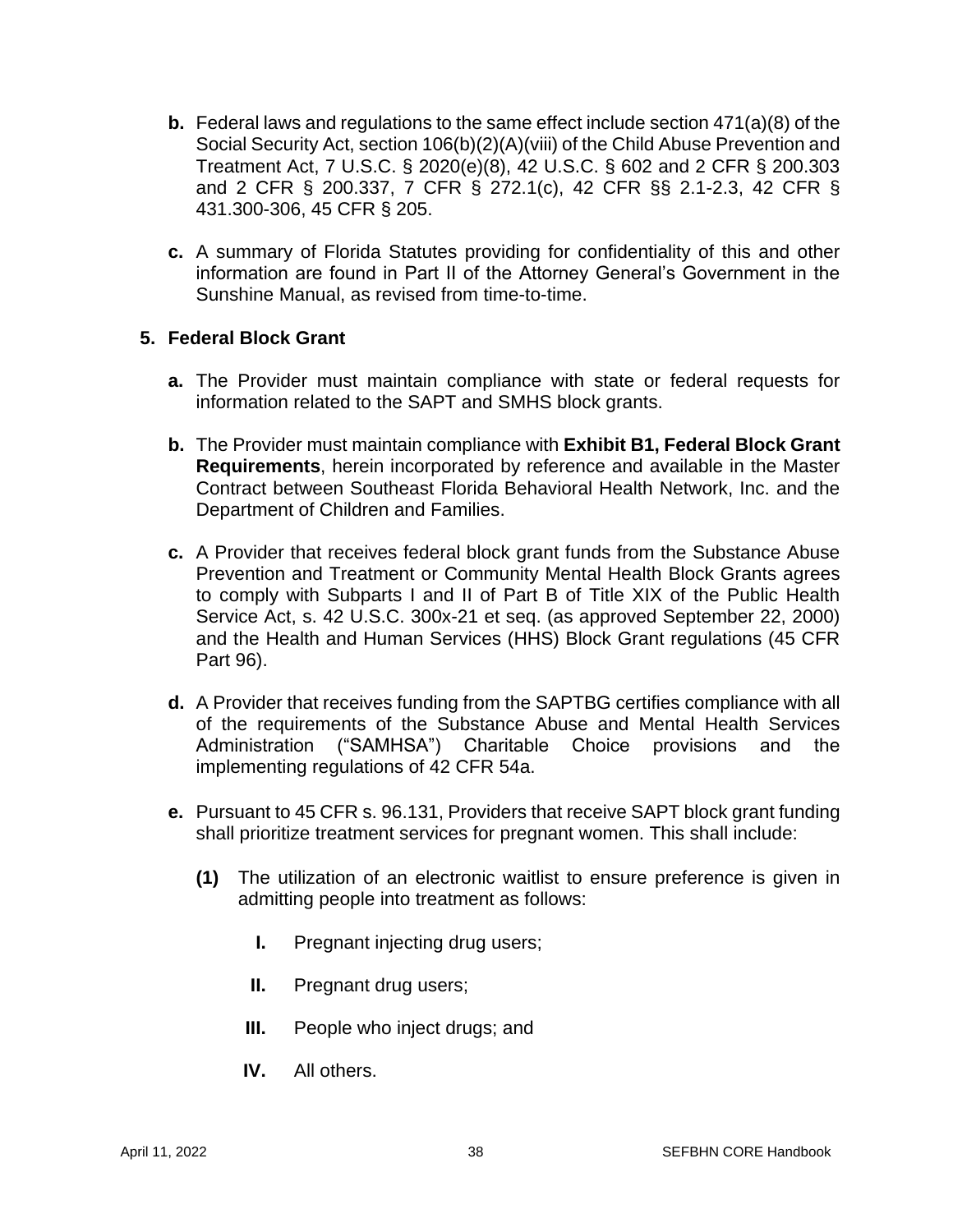**b.** Federal laws and regulations to the same effect include section 471(a)(8) of the Social Security Act, section 106(b)(2)(A)(viii) of the Child Abuse Prevention and Treatment Act, 7 U.S.C. § 2020(e)(8), 42 U.S.C. § 602 and 2 CFR § 200.303 and 2 CFR § 200.337, 7 CFR § 272.1(c), 42 CFR §§ 2.1-2.3, 42 CFR § 431.300-306, 45 CFR § 205.

**c.** A summary of Florida Statutes providing for confidentiality of this and other information are found in Part II of the Attorney General's Government in the Sunshine Manual, as revised from time-to-time.

**5. Federal Block Grant**

**a.** The Provider must maintain compliance with state or federal requests for information related to the SAPT and SMHS block grants.

**b.** The Provider must maintain compliance with **Exhibit B1, Federal Block Grant Requirements**, herein incorporated by reference and available in the Master Contract between Southeast Florida Behavioral Health Network, Inc. and the Department of Children and Families.

**c.** A Provider that receives federal block grant funds from the Substance Abuse Prevention and Treatment or Community Mental Health Block Grants agrees to comply with Subparts I and II of Part B of Title XIX of the Public Health Service Act, s. 42 U.S.C. 300x-21 et seq. (as approved September 22, 2000) and the Health and Human Services (HHS) Block Grant regulations (45 CFR Part 96).

**d.** A Provider that receives funding from the SAPTBG certifies compliance with all of the requirements of the Substance Abuse and Mental Health Services Administration ("SAMHSA") Charitable Choice provisions and the implementing regulations of 42 CFR 54a.

**e.** Pursuant to 45 CFR s. 96.131, Providers that receive SAPT block grant funding shall prioritize treatment services for pregnant women. This shall include:

**(1)** The utilization of an electronic waitlist to ensure preference is given in admitting people into treatment as follows:

**I.** Pregnant injecting drug users;

**II.** Pregnant drug users;

**III.** People who inject drugs; and

**IV.** All others.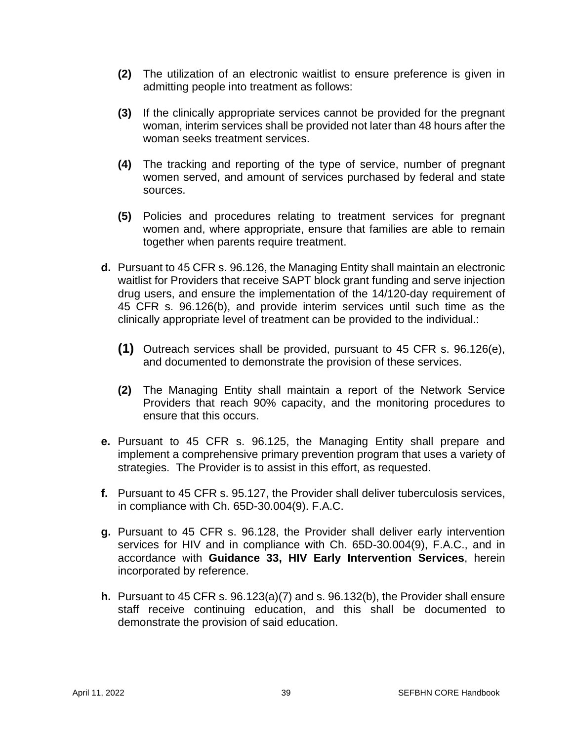**(2)** The utilization of an electronic waitlist to ensure preference is given in admitting people into treatment as follows:

**(3)** If the clinically appropriate services cannot be provided for the pregnant woman, interim services shall be provided not later than 48 hours after the woman seeks treatment services.

**(4)** The tracking and reporting of the type of service, number of pregnant women served, and amount of services purchased by federal and state sources.

**(5)** Policies and procedures relating to treatment services for pregnant women and, where appropriate, ensure that families are able to remain together when parents require treatment.

**d.** Pursuant to 45 CFR s. 96.126, the Managing Entity shall maintain an electronic waitlist for Providers that receive SAPT block grant funding and serve injection drug users, and ensure the implementation of the 14/120-day requirement of 45 CFR s. 96.126(b), and provide interim services until such time as the clinically appropriate level of treatment can be provided to the individual.:

**(1)** Outreach services shall be provided, pursuant to 45 CFR s. 96.126(e), and documented to demonstrate the provision of these services.

**(2)** The Managing Entity shall maintain a report of the Network Service Providers that reach 90% capacity, and the monitoring procedures to ensure that this occurs.

**e.** Pursuant to 45 CFR s. 96.125, the Managing Entity shall prepare and implement a comprehensive primary prevention program that uses a variety of strategies. The Provider is to assist in this effort, as requested.

**f.** Pursuant to 45 CFR s. 95.127, the Provider shall deliver tuberculosis services, in compliance with Ch. 65D-30.004(9). F.A.C.

**g.** Pursuant to 45 CFR s. 96.128, the Provider shall deliver early intervention services for HIV and in compliance with Ch. 65D-30.004(9), F.A.C., and in accordance with **Guidance 33, HIV Early Intervention Services**, herein incorporated by reference.

**h.** Pursuant to 45 CFR s. 96.123(a)(7) and s. 96.132(b), the Provider shall ensure staff receive continuing education, and this shall be documented to demonstrate the provision of said education.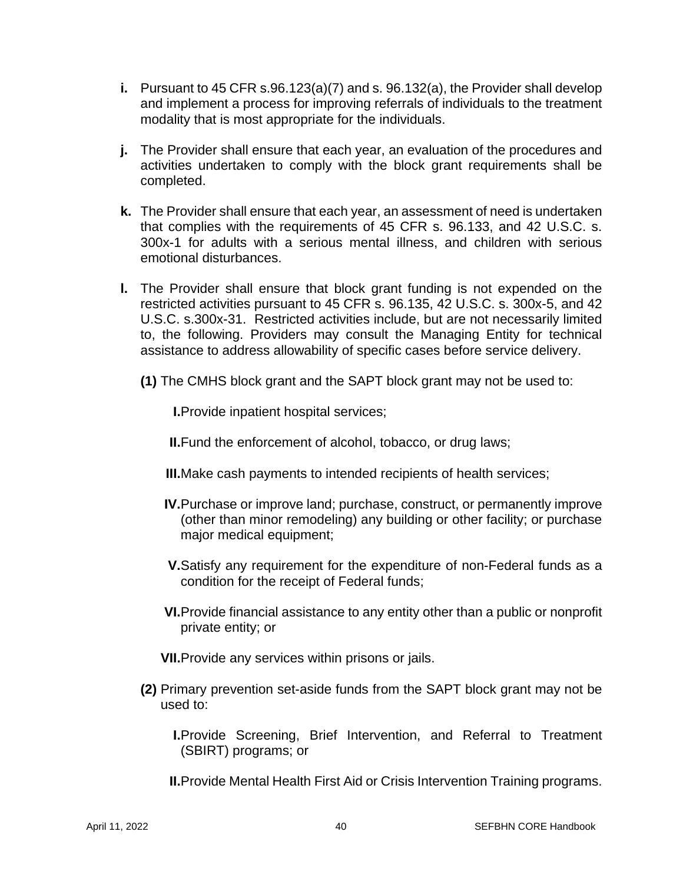**i.** Pursuant to 45 CFR s.96.123(a)(7) and s. 96.132(a), the Provider shall develop and implement a process for improving referrals of individuals to the treatment modality that is most appropriate for the individuals.

**j.** The Provider shall ensure that each year, an evaluation of the procedures and activities undertaken to comply with the block grant requirements shall be completed.

**k.** The Provider shall ensure that each year, an assessment of need is undertaken that complies with the requirements of 45 CFR s. 96.133, and 42 U.S.C. s. 300x-1 for adults with a serious mental illness, and children with serious emotional disturbances.

**l.** The Provider shall ensure that block grant funding is not expended on the restricted activities pursuant to 45 CFR s. 96.135, 42 U.S.C. s. 300x-5, and 42 U.S.C. s.300x-31. Restricted activities include, but are not necessarily limited to, the following. Providers may consult the Managing Entity for technical assistance to address allowability of specific cases before service delivery.

**(1)** The CMHS block grant and the SAPT block grant may not be used to:

**I.** Provide inpatient hospital services;

**II.** Fund the enforcement of alcohol, tobacco, or drug laws;

**III.** Make cash payments to intended recipients of health services;

**IV.** Purchase or improve land; purchase, construct, or permanently improve (other than minor remodeling) any building or other facility; or purchase major medical equipment;

**V.** Satisfy any requirement for the expenditure of non-Federal funds as a condition for the receipt of Federal funds;

**VI.** Provide financial assistance to any entity other than a public or nonprofit private entity; or

**VII.** Provide any services within prisons or jails.

**(2)** Primary prevention set-aside funds from the SAPT block grant may not be used to:

**I.** Provide Screening, Brief Intervention, and Referral to Treatment (SBIRT) programs; or

**II.** Provide Mental Health First Aid or Crisis Intervention Training programs.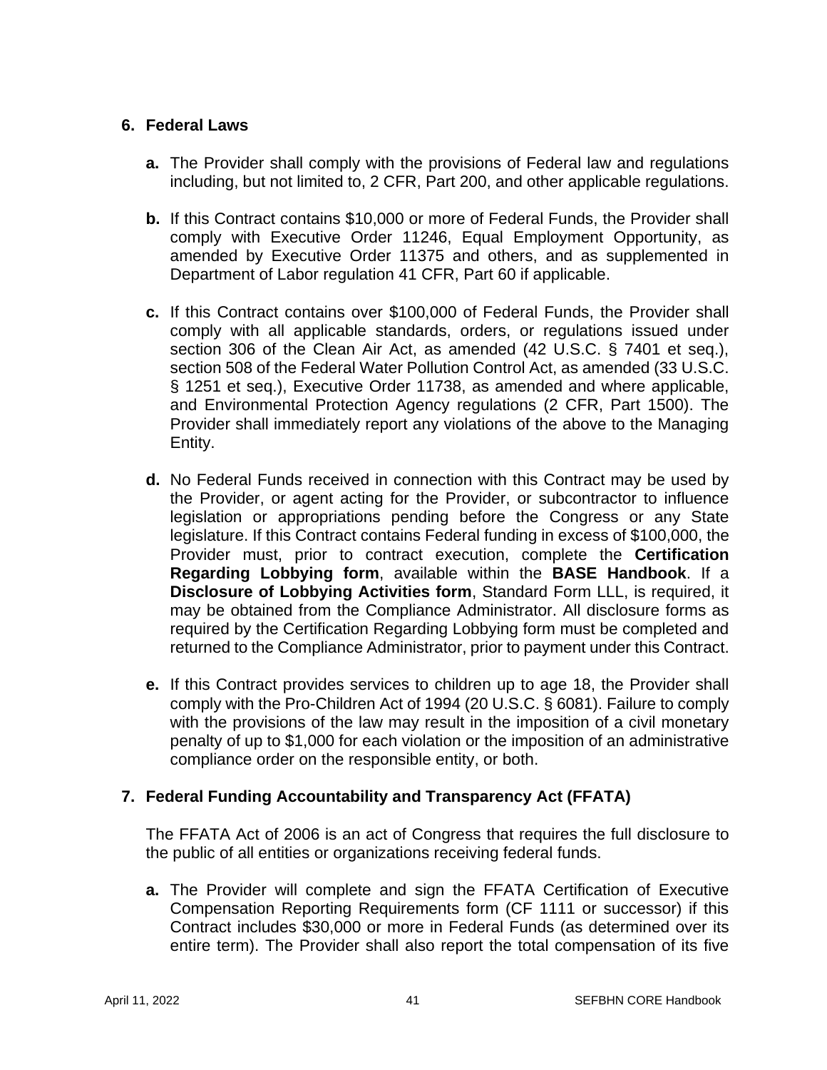## 6. Federal Laws

**a.** The Provider shall comply with the provisions of Federal law and regulations including, but not limited to, 2 CFR, Part 200, and other applicable regulations.

**b.** If this Contract contains $10,000 or more of Federal Funds, the Provider shall comply with Executive Order 11246, Equal Employment Opportunity, as amended by Executive Order 11375 and others, and as supplemented in Department of Labor regulation 41 CFR, Part 60 if applicable.

**c.** If this Contract contains over $100,000 of Federal Funds, the Provider shall comply with all applicable standards, orders, or regulations issued under section 306 of the Clean Air Act, as amended (42 U.S.C. § 7401 et seq.), section 508 of the Federal Water Pollution Control Act, as amended (33 U.S.C. § 1251 et seq.), Executive Order 11738, as amended and where applicable, and Environmental Protection Agency regulations (2 CFR, Part 1500). The Provider shall immediately report any violations of the above to the Managing Entity.

**d.** No Federal Funds received in connection with this Contract may be used by the Provider, or agent acting for the Provider, or subcontractor to influence legislation or appropriations pending before the Congress or any State legislature. If this Contract contains Federal funding in excess of $100,000, the Provider must, prior to contract execution, complete the **Certification Regarding Lobbying form**, available within the **BASE Handbook**. If a **Disclosure of Lobbying Activities form**, Standard Form LLL, is required, it may be obtained from the Compliance Administrator. All disclosure forms as required by the Certification Regarding Lobbying form must be completed and returned to the Compliance Administrator, prior to payment under this Contract.

**e.** If this Contract provides services to children up to age 18, the Provider shall comply with the Pro-Children Act of 1994 (20 U.S.C. § 6081). Failure to comply with the provisions of the law may result in the imposition of a civil monetary penalty of up to $1,000 for each violation or the imposition of an administrative compliance order on the responsible entity, or both.

## 7. Federal Funding Accountability and Transparency Act (FFATA)

The FFATA Act of 2006 is an act of Congress that requires the full disclosure to the public of all entities or organizations receiving federal funds.

**a.** The Provider will complete and sign the FFATA Certification of Executive Compensation Reporting Requirements form (CF 1111 or successor) if this Contract includes $30,000 or more in Federal Funds (as determined over its entire term). The Provider shall also report the total compensation of its five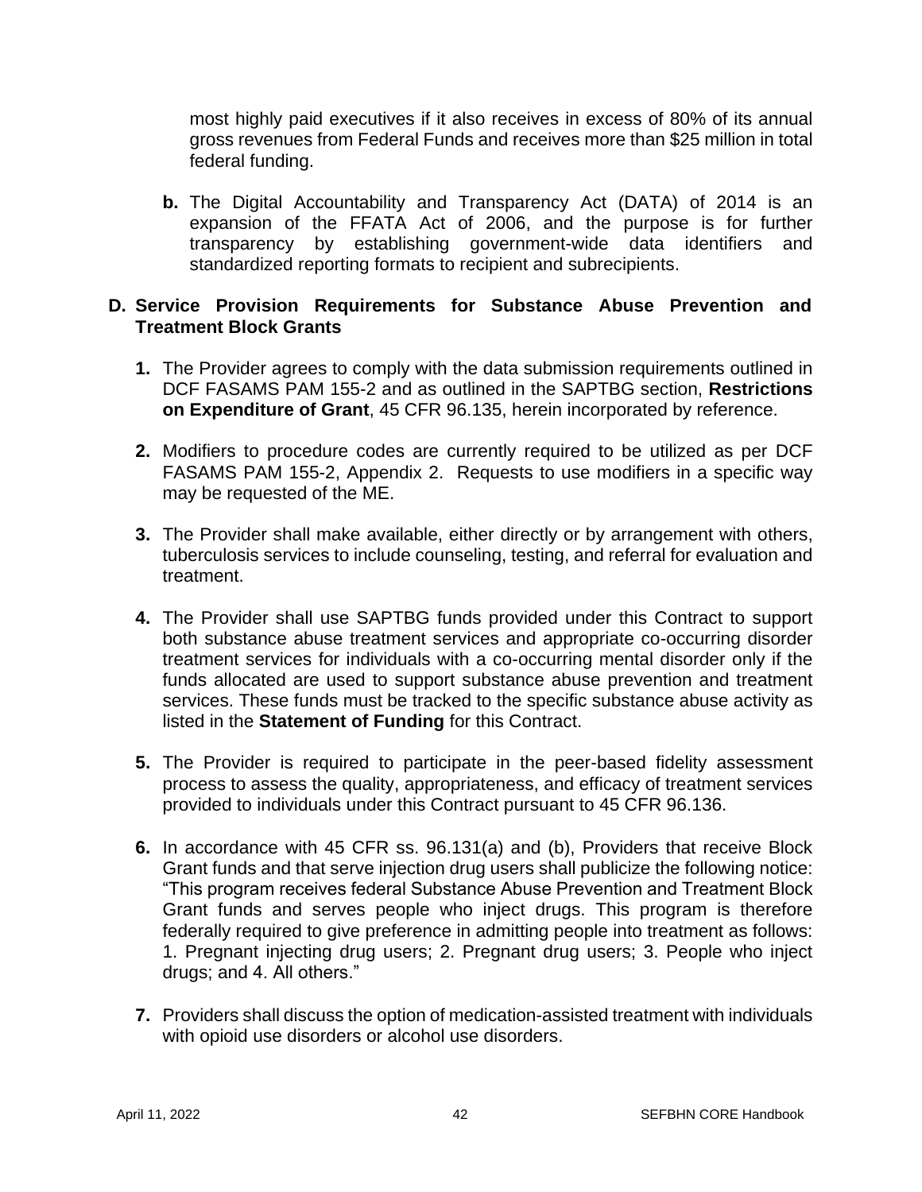most highly paid executives if it also receives in excess of 80% of its annual gross revenues from Federal Funds and receives more than $25 million in total federal funding.

**b.** The Digital Accountability and Transparency Act (DATA) of 2014 is an expansion of the FFATA Act of 2006, and the purpose is for further transparency by establishing government-wide data identifiers and standardized reporting formats to recipient and subrecipients.

## D. Service Provision Requirements for Substance Abuse Prevention and Treatment Block Grants

**1.** The Provider agrees to comply with the data submission requirements outlined in DCF FASAMS PAM 155-2 and as outlined in the SAPTBG section, **Restrictions on Expenditure of Grant**, 45 CFR 96.135, herein incorporated by reference.

**2.** Modifiers to procedure codes are currently required to be utilized as per DCF FASAMS PAM 155-2, Appendix 2. Requests to use modifiers in a specific way may be requested of the ME.

**3.** The Provider shall make available, either directly or by arrangement with others, tuberculosis services to include counseling, testing, and referral for evaluation and treatment.

**4.** The Provider shall use SAPTBG funds provided under this Contract to support both substance abuse treatment services and appropriate co-occurring disorder treatment services for individuals with a co-occurring mental disorder only if the funds allocated are used to support substance abuse prevention and treatment services. These funds must be tracked to the specific substance abuse activity as listed in the **Statement of Funding** for this Contract.

**5.** The Provider is required to participate in the peer-based fidelity assessment process to assess the quality, appropriateness, and efficacy of treatment services provided to individuals under this Contract pursuant to 45 CFR 96.136.

**6.** In accordance with 45 CFR ss. 96.131(a) and (b), Providers that receive Block Grant funds and that serve injection drug users shall publicize the following notice: "This program receives federal Substance Abuse Prevention and Treatment Block Grant funds and serves people who inject drugs. This program is therefore federally required to give preference in admitting people into treatment as follows: 1. Pregnant injecting drug users; 2. Pregnant drug users; 3. People who inject drugs; and 4. All others."

**7.** Providers shall discuss the option of medication-assisted treatment with individuals with opioid use disorders or alcohol use disorders.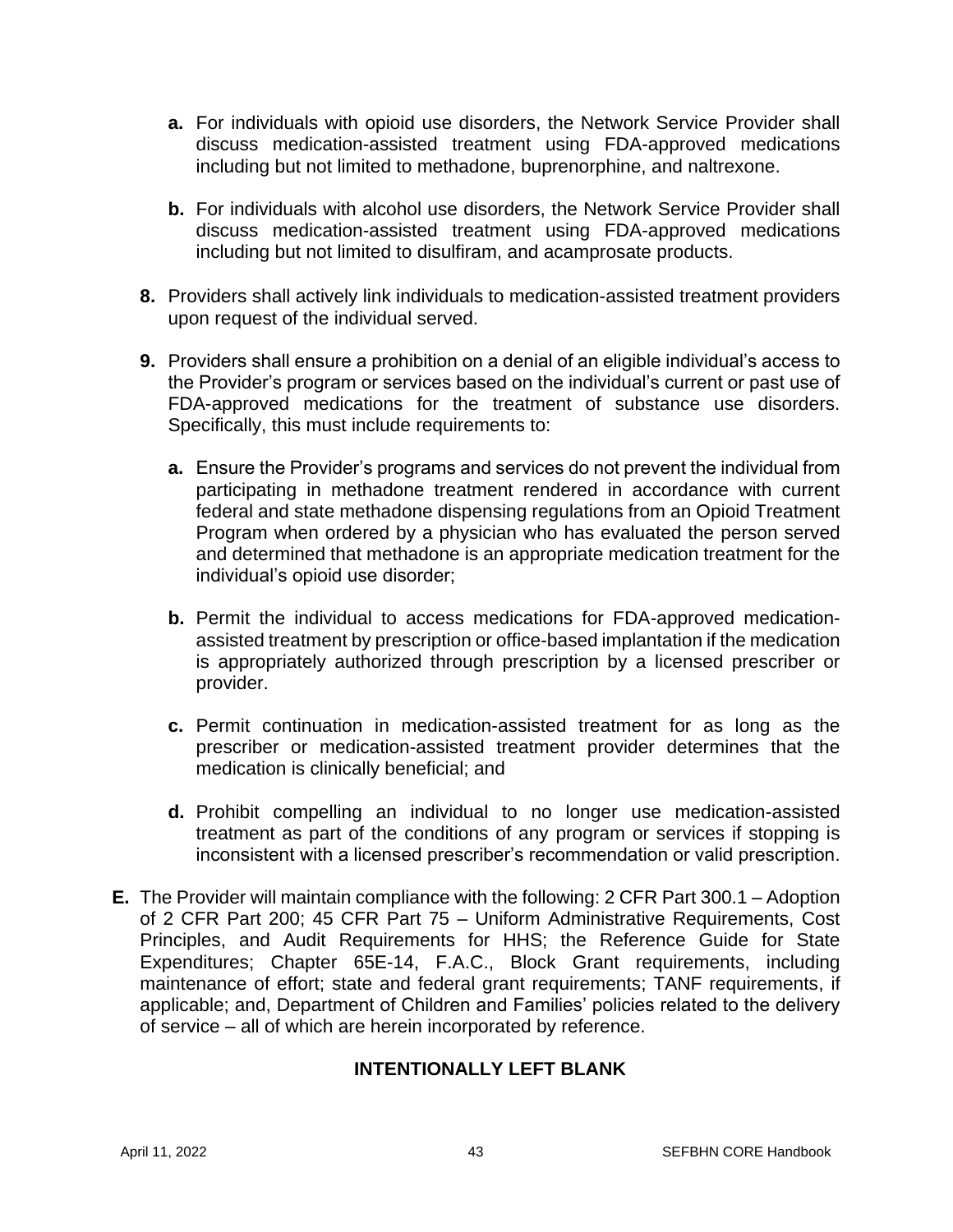- **a.** For individuals with opioid use disorders, the Network Service Provider shall discuss medication-assisted treatment using FDA-approved medications including but not limited to methadone, buprenorphine, and naltrexone.

- **b.** For individuals with alcohol use disorders, the Network Service Provider shall discuss medication-assisted treatment using FDA-approved medications including but not limited to disulfiram, and acamprosate products.

**8.** Providers shall actively link individuals to medication-assisted treatment providers upon request of the individual served.

**9.** Providers shall ensure a prohibition on a denial of an eligible individual's access to the Provider's program or services based on the individual's current or past use of FDA-approved medications for the treatment of substance use disorders. Specifically, this must include requirements to:

- **a.** Ensure the Provider's programs and services do not prevent the individual from participating in methadone treatment rendered in accordance with current federal and state methadone dispensing regulations from an Opioid Treatment Program when ordered by a physician who has evaluated the person served and determined that methadone is an appropriate medication treatment for the individual's opioid use disorder;

- **b.** Permit the individual to access medications for FDA-approved medication-assisted treatment by prescription or office-based implantation if the medication is appropriately authorized through prescription by a licensed prescriber or provider.

- **c.** Permit continuation in medication-assisted treatment for as long as the prescriber or medication-assisted treatment provider determines that the medication is clinically beneficial; and

- **d.** Prohibit compelling an individual to no longer use medication-assisted treatment as part of the conditions of any program or services if stopping is inconsistent with a licensed prescriber's recommendation or valid prescription.

**E.** The Provider will maintain compliance with the following: 2 CFR Part 300.1 – Adoption of 2 CFR Part 200; 45 CFR Part 75 – Uniform Administrative Requirements, Cost Principles, and Audit Requirements for HHS; the Reference Guide for State Expenditures; Chapter 65E-14, F.A.C., Block Grant requirements, including maintenance of effort; state and federal grant requirements; TANF requirements, if applicable; and, Department of Children and Families' policies related to the delivery of service – all of which are herein incorporated by reference.

**INTENTIONALLY LEFT BLANK**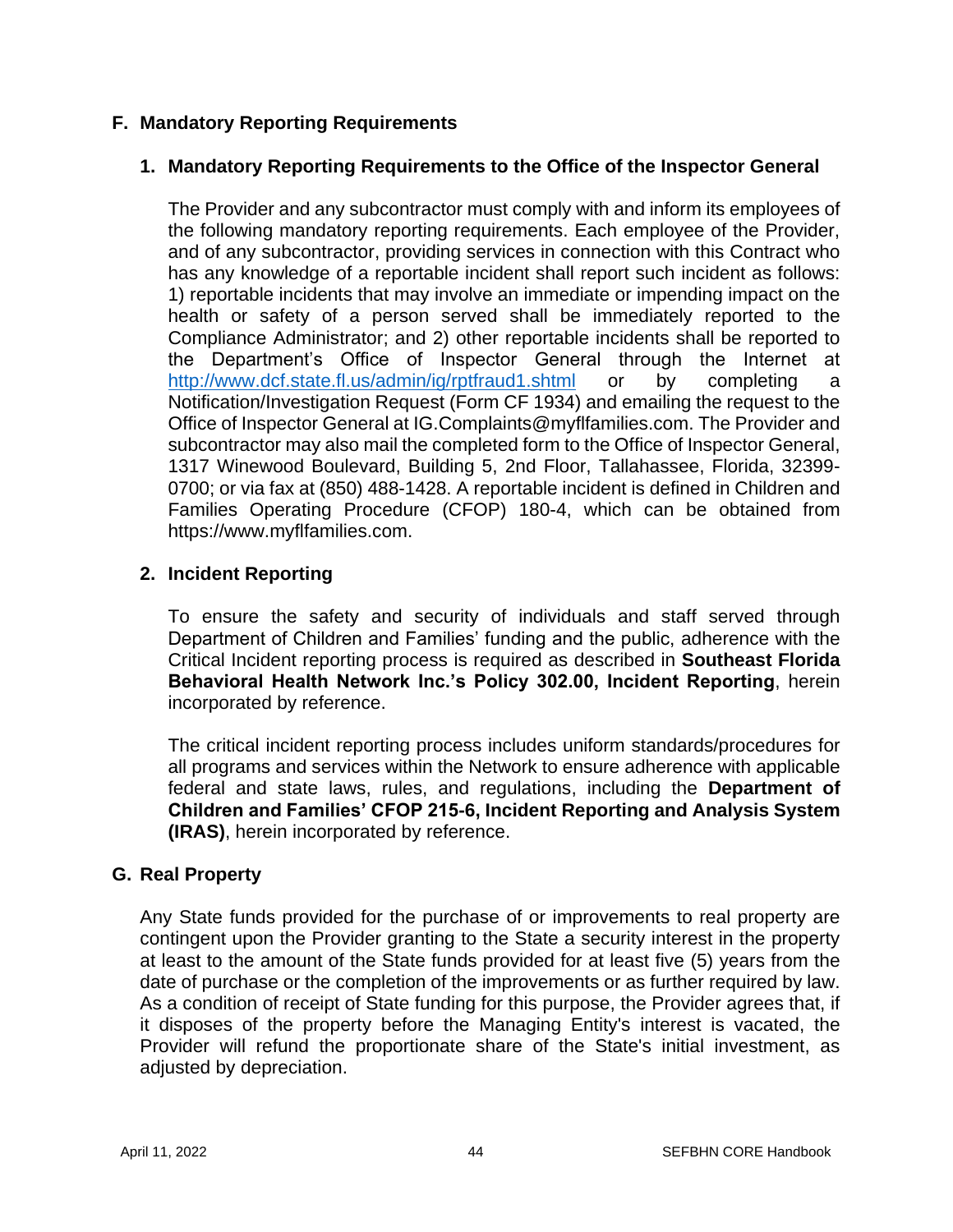## F. Mandatory Reporting Requirements

### 1. Mandatory Reporting Requirements to the Office of the Inspector General

The Provider and any subcontractor must comply with and inform its employees of the following mandatory reporting requirements. Each employee of the Provider, and of any subcontractor, providing services in connection with this Contract who has any knowledge of a reportable incident shall report such incident as follows: 1) reportable incidents that may involve an immediate or impending impact on the health or safety of a person served shall be immediately reported to the Compliance Administrator; and 2) other reportable incidents shall be reported to the Department's Office of Inspector General through the Internet at http://www.dcf.state.fl.us/admin/ig/rptfraud1.shtml or by completing a Notification/Investigation Request (Form CF 1934) and emailing the request to the Office of Inspector General at IG.Complaints@myflfamilies.com. The Provider and subcontractor may also mail the completed form to the Office of Inspector General, 1317 Winewood Boulevard, Building 5, 2nd Floor, Tallahassee, Florida, 32399-0700; or via fax at (850) 488-1428. A reportable incident is defined in Children and Families Operating Procedure (CFOP) 180-4, which can be obtained from https://www.myflfamilies.com.

### 2. Incident Reporting

To ensure the safety and security of individuals and staff served through Department of Children and Families' funding and the public, adherence with the Critical Incident reporting process is required as described in **Southeast Florida Behavioral Health Network Inc.'s Policy 302.00, Incident Reporting**, herein incorporated by reference.

The critical incident reporting process includes uniform standards/procedures for all programs and services within the Network to ensure adherence with applicable federal and state laws, rules, and regulations, including the **Department of Children and Families' CFOP 215-6, Incident Reporting and Analysis System (IRAS)**, herein incorporated by reference.

## G. Real Property

Any State funds provided for the purchase of or improvements to real property are contingent upon the Provider granting to the State a security interest in the property at least to the amount of the State funds provided for at least five (5) years from the date of purchase or the completion of the improvements or as further required by law. As a condition of receipt of State funding for this purpose, the Provider agrees that, if it disposes of the property before the Managing Entity's interest is vacated, the Provider will refund the proportionate share of the State's initial investment, as adjusted by depreciation.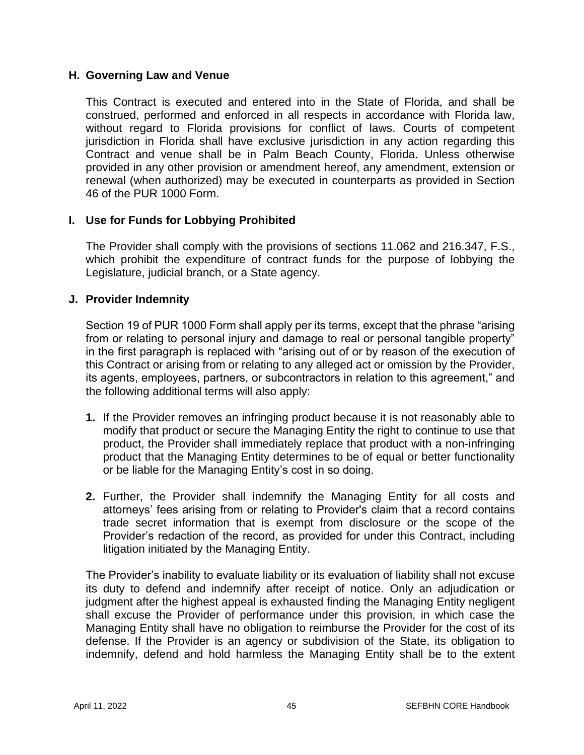### H. Governing Law and Venue

This Contract is executed and entered into in the State of Florida, and shall be construed, performed and enforced in all respects in accordance with Florida law, without regard to Florida provisions for conflict of laws. Courts of competent jurisdiction in Florida shall have exclusive jurisdiction in any action regarding this Contract and venue shall be in Palm Beach County, Florida. Unless otherwise provided in any other provision or amendment hereof, any amendment, extension or renewal (when authorized) may be executed in counterparts as provided in Section 46 of the PUR 1000 Form.

### I. Use for Funds for Lobbying Prohibited

The Provider shall comply with the provisions of sections 11.062 and 216.347, F.S., which prohibit the expenditure of contract funds for the purpose of lobbying the Legislature, judicial branch, or a State agency.

### J. Provider Indemnity

Section 19 of PUR 1000 Form shall apply per its terms, except that the phrase "arising from or relating to personal injury and damage to real or personal tangible property" in the first paragraph is replaced with "arising out of or by reason of the execution of this Contract or arising from or relating to any alleged act or omission by the Provider, its agents, employees, partners, or subcontractors in relation to this agreement," and the following additional terms will also apply:

1. If the Provider removes an infringing product because it is not reasonably able to modify that product or secure the Managing Entity the right to continue to use that product, the Provider shall immediately replace that product with a non-infringing product that the Managing Entity determines to be of equal or better functionality or be liable for the Managing Entity's cost in so doing.

2. Further, the Provider shall indemnify the Managing Entity for all costs and attorneys' fees arising from or relating to Provider's claim that a record contains trade secret information that is exempt from disclosure or the scope of the Provider's redaction of the record, as provided for under this Contract, including litigation initiated by the Managing Entity.

The Provider's inability to evaluate liability or its evaluation of liability shall not excuse its duty to defend and indemnify after receipt of notice. Only an adjudication or judgment after the highest appeal is exhausted finding the Managing Entity negligent shall excuse the Provider of performance under this provision, in which case the Managing Entity shall have no obligation to reimburse the Provider for the cost of its defense. If the Provider is an agency or subdivision of the State, its obligation to indemnify, defend and hold harmless the Managing Entity shall be to the extent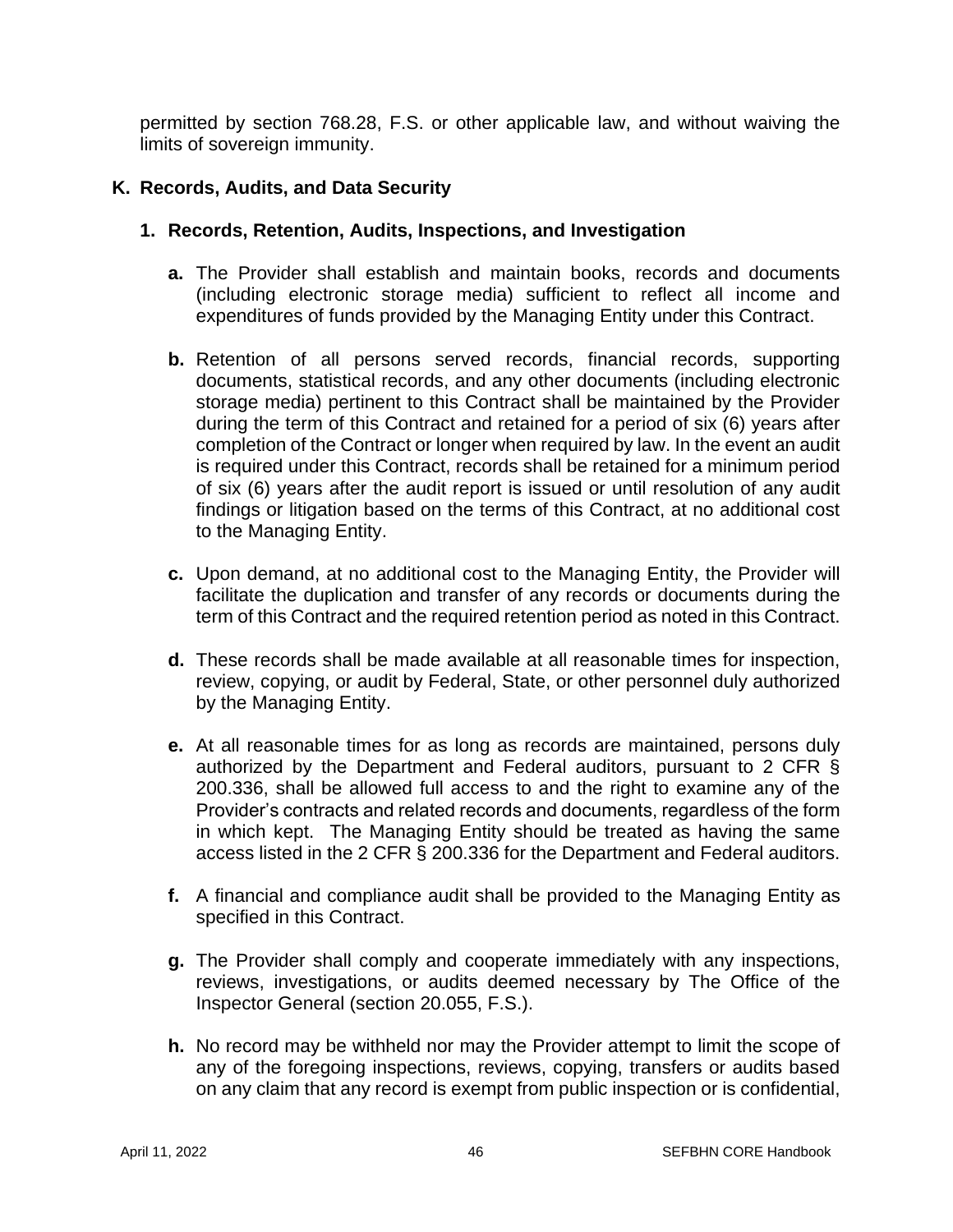permitted by section 768.28, F.S. or other applicable law, and without waiving the limits of sovereign immunity.

## K. Records, Audits, and Data Security

### 1. Records, Retention, Audits, Inspections, and Investigation

**a.** The Provider shall establish and maintain books, records and documents (including electronic storage media) sufficient to reflect all income and expenditures of funds provided by the Managing Entity under this Contract.

**b.** Retention of all persons served records, financial records, supporting documents, statistical records, and any other documents (including electronic storage media) pertinent to this Contract shall be maintained by the Provider during the term of this Contract and retained for a period of six (6) years after completion of the Contract or longer when required by law. In the event an audit is required under this Contract, records shall be retained for a minimum period of six (6) years after the audit report is issued or until resolution of any audit findings or litigation based on the terms of this Contract, at no additional cost to the Managing Entity.

**c.** Upon demand, at no additional cost to the Managing Entity, the Provider will facilitate the duplication and transfer of any records or documents during the term of this Contract and the required retention period as noted in this Contract.

**d.** These records shall be made available at all reasonable times for inspection, review, copying, or audit by Federal, State, or other personnel duly authorized by the Managing Entity.

**e.** At all reasonable times for as long as records are maintained, persons duly authorized by the Department and Federal auditors, pursuant to 2 CFR § 200.336, shall be allowed full access to and the right to examine any of the Provider's contracts and related records and documents, regardless of the form in which kept. The Managing Entity should be treated as having the same access listed in the 2 CFR § 200.336 for the Department and Federal auditors.

**f.** A financial and compliance audit shall be provided to the Managing Entity as specified in this Contract.

**g.** The Provider shall comply and cooperate immediately with any inspections, reviews, investigations, or audits deemed necessary by The Office of the Inspector General (section 20.055, F.S.).

**h.** No record may be withheld nor may the Provider attempt to limit the scope of any of the foregoing inspections, reviews, copying, transfers or audits based on any claim that any record is exempt from public inspection or is confidential,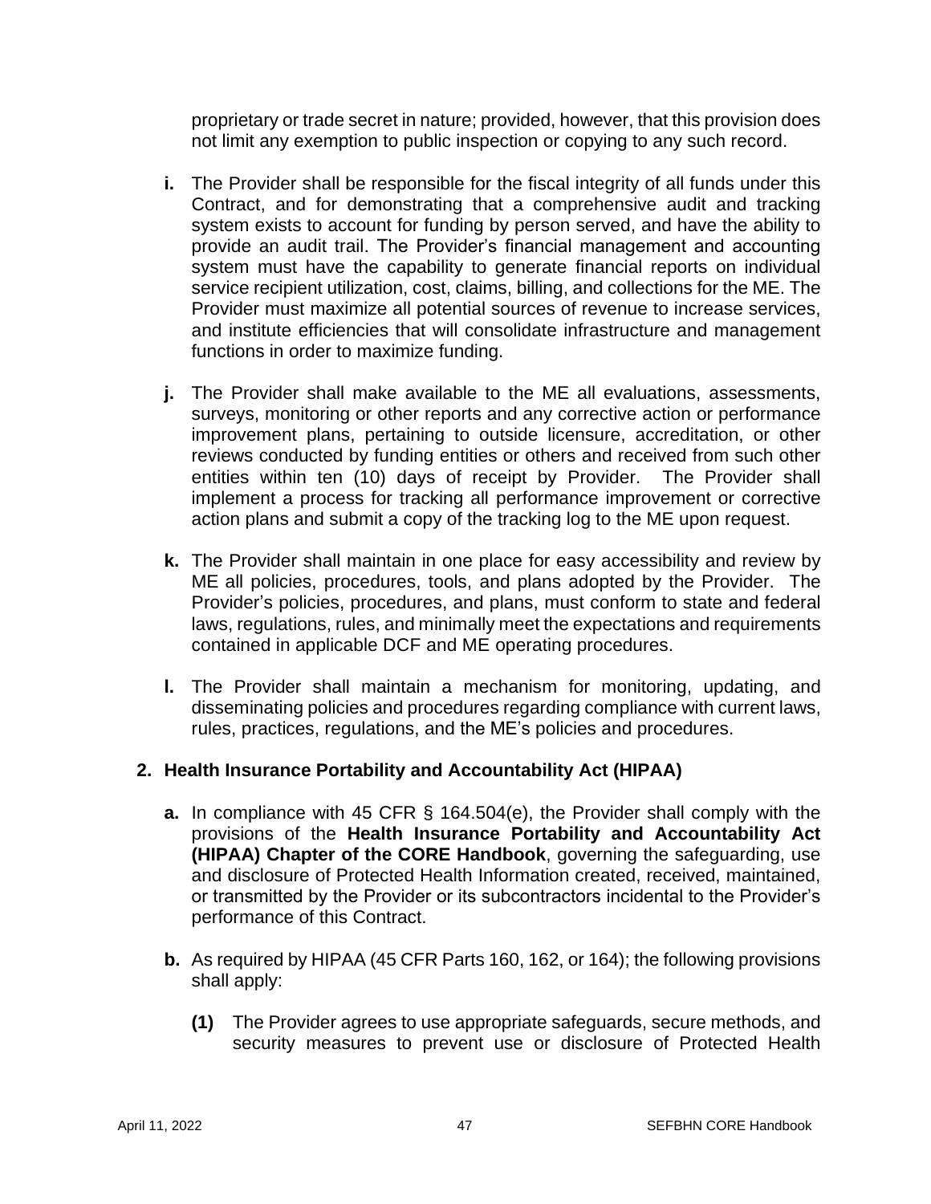proprietary or trade secret in nature; provided, however, that this provision does not limit any exemption to public inspection or copying to any such record.

**i.** The Provider shall be responsible for the fiscal integrity of all funds under this Contract, and for demonstrating that a comprehensive audit and tracking system exists to account for funding by person served, and have the ability to provide an audit trail. The Provider's financial management and accounting system must have the capability to generate financial reports on individual service recipient utilization, cost, claims, billing, and collections for the ME. The Provider must maximize all potential sources of revenue to increase services, and institute efficiencies that will consolidate infrastructure and management functions in order to maximize funding.

**j.** The Provider shall make available to the ME all evaluations, assessments, surveys, monitoring or other reports and any corrective action or performance improvement plans, pertaining to outside licensure, accreditation, or other reviews conducted by funding entities or others and received from such other entities within ten (10) days of receipt by Provider. The Provider shall implement a process for tracking all performance improvement or corrective action plans and submit a copy of the tracking log to the ME upon request.

**k.** The Provider shall maintain in one place for easy accessibility and review by ME all policies, procedures, tools, and plans adopted by the Provider. The Provider's policies, procedures, and plans, must conform to state and federal laws, regulations, rules, and minimally meet the expectations and requirements contained in applicable DCF and ME operating procedures.

**l.** The Provider shall maintain a mechanism for monitoring, updating, and disseminating policies and procedures regarding compliance with current laws, rules, practices, regulations, and the ME's policies and procedures.

## 2. Health Insurance Portability and Accountability Act (HIPAA)

**a.** In compliance with 45 CFR § 164.504(e), the Provider shall comply with the provisions of the **Health Insurance Portability and Accountability Act (HIPAA) Chapter of the CORE Handbook**, governing the safeguarding, use and disclosure of Protected Health Information created, received, maintained, or transmitted by the Provider or its subcontractors incidental to the Provider's performance of this Contract.

**b.** As required by HIPAA (45 CFR Parts 160, 162, or 164); the following provisions shall apply:

**(1)** The Provider agrees to use appropriate safeguards, secure methods, and security measures to prevent use or disclosure of Protected Health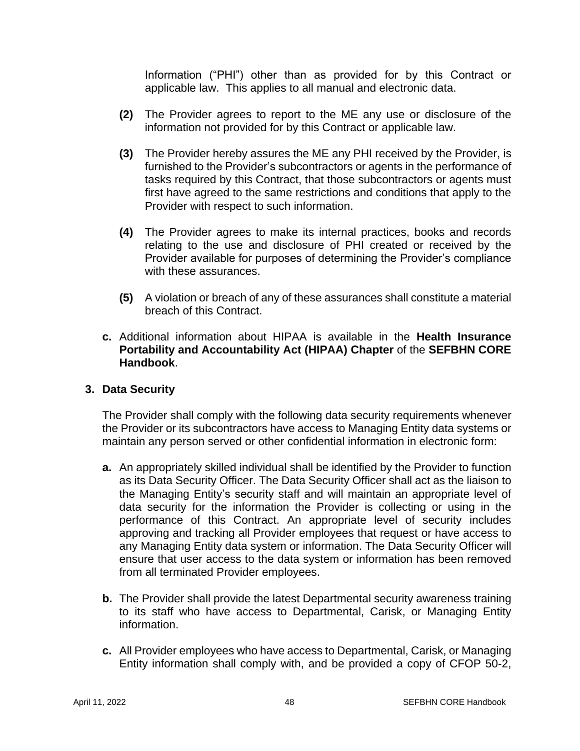Information ("PHI") other than as provided for by this Contract or applicable law. This applies to all manual and electronic data.

**(2)** The Provider agrees to report to the ME any use or disclosure of the information not provided for by this Contract or applicable law.

**(3)** The Provider hereby assures the ME any PHI received by the Provider, is furnished to the Provider's subcontractors or agents in the performance of tasks required by this Contract, that those subcontractors or agents must first have agreed to the same restrictions and conditions that apply to the Provider with respect to such information.

**(4)** The Provider agrees to make its internal practices, books and records relating to the use and disclosure of PHI created or received by the Provider available for purposes of determining the Provider's compliance with these assurances.

**(5)** A violation or breach of any of these assurances shall constitute a material breach of this Contract.

**c.** Additional information about HIPAA is available in the **Health Insurance Portability and Accountability Act (HIPAA) Chapter** of the **SEFBHN CORE Handbook**.

**3. Data Security**

The Provider shall comply with the following data security requirements whenever the Provider or its subcontractors have access to Managing Entity data systems or maintain any person served or other confidential information in electronic form:

**a.** An appropriately skilled individual shall be identified by the Provider to function as its Data Security Officer. The Data Security Officer shall act as the liaison to the Managing Entity's security staff and will maintain an appropriate level of data security for the information the Provider is collecting or using in the performance of this Contract. An appropriate level of security includes approving and tracking all Provider employees that request or have access to any Managing Entity data system or information. The Data Security Officer will ensure that user access to the data system or information has been removed from all terminated Provider employees.

**b.** The Provider shall provide the latest Departmental security awareness training to its staff who have access to Departmental, Carisk, or Managing Entity information.

**c.** All Provider employees who have access to Departmental, Carisk, or Managing Entity information shall comply with, and be provided a copy of CFOP 50-2,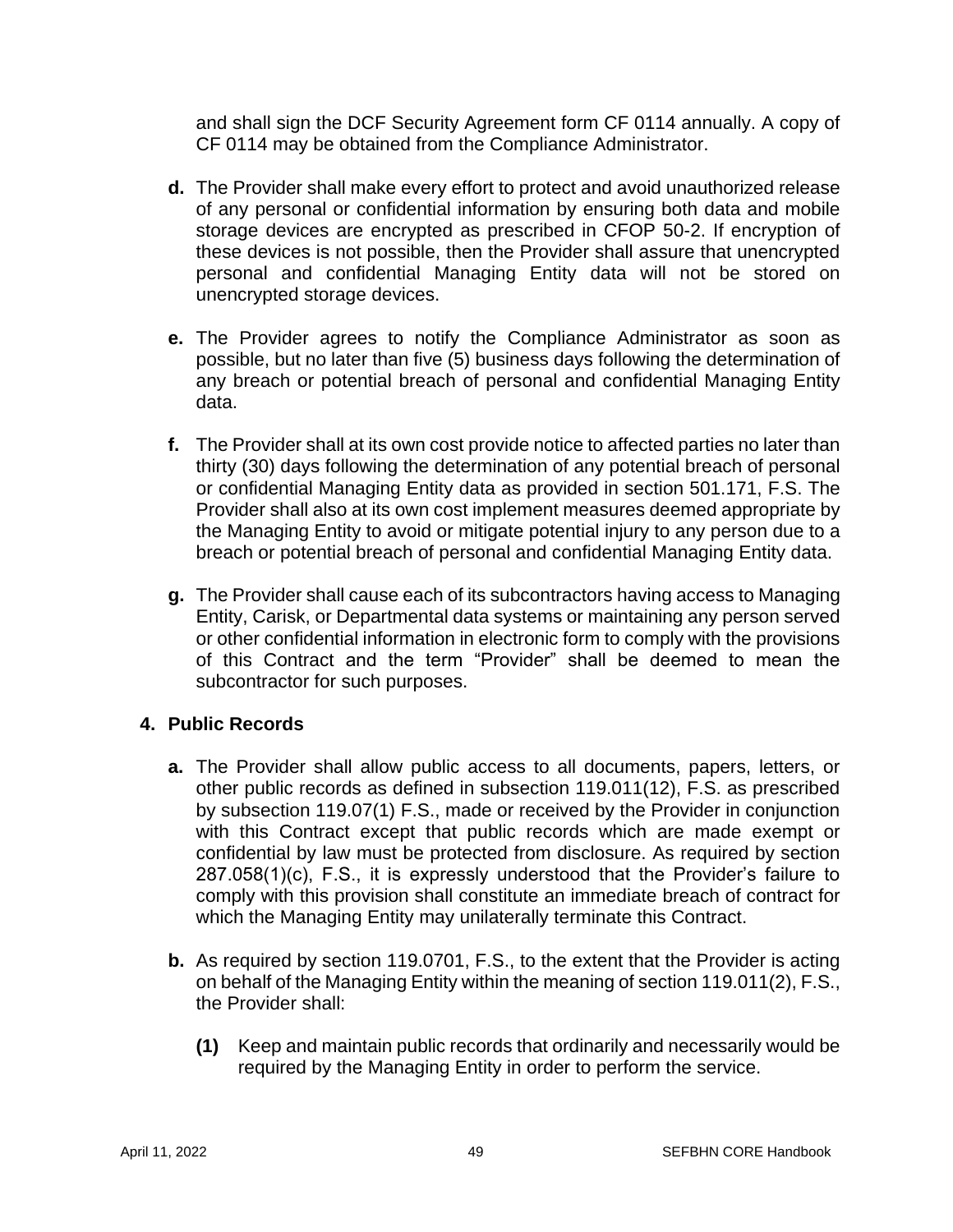and shall sign the DCF Security Agreement form CF 0114 annually. A copy of CF 0114 may be obtained from the Compliance Administrator.

**d.** The Provider shall make every effort to protect and avoid unauthorized release of any personal or confidential information by ensuring both data and mobile storage devices are encrypted as prescribed in CFOP 50-2. If encryption of these devices is not possible, then the Provider shall assure that unencrypted personal and confidential Managing Entity data will not be stored on unencrypted storage devices.

**e.** The Provider agrees to notify the Compliance Administrator as soon as possible, but no later than five (5) business days following the determination of any breach or potential breach of personal and confidential Managing Entity data.

**f.** The Provider shall at its own cost provide notice to affected parties no later than thirty (30) days following the determination of any potential breach of personal or confidential Managing Entity data as provided in section 501.171, F.S. The Provider shall also at its own cost implement measures deemed appropriate by the Managing Entity to avoid or mitigate potential injury to any person due to a breach or potential breach of personal and confidential Managing Entity data.

**g.** The Provider shall cause each of its subcontractors having access to Managing Entity, Carisk, or Departmental data systems or maintaining any person served or other confidential information in electronic form to comply with the provisions of this Contract and the term "Provider" shall be deemed to mean the subcontractor for such purposes.

### 4. Public Records

**a.** The Provider shall allow public access to all documents, papers, letters, or other public records as defined in subsection 119.011(12), F.S. as prescribed by subsection 119.07(1) F.S., made or received by the Provider in conjunction with this Contract except that public records which are made exempt or confidential by law must be protected from disclosure. As required by section 287.058(1)(c), F.S., it is expressly understood that the Provider's failure to comply with this provision shall constitute an immediate breach of contract for which the Managing Entity may unilaterally terminate this Contract.

**b.** As required by section 119.0701, F.S., to the extent that the Provider is acting on behalf of the Managing Entity within the meaning of section 119.011(2), F.S., the Provider shall:

**(1)** Keep and maintain public records that ordinarily and necessarily would be required by the Managing Entity in order to perform the service.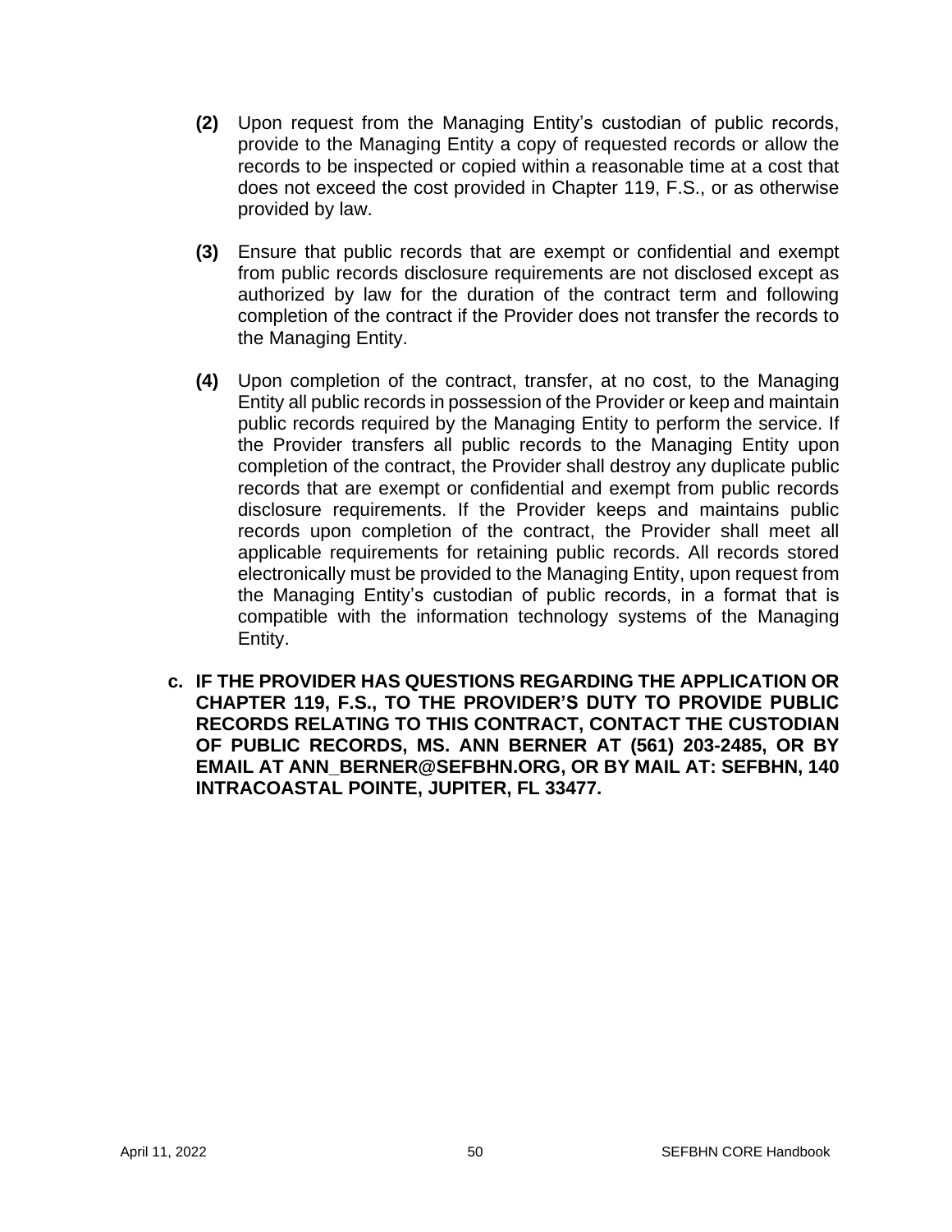**(2)** Upon request from the Managing Entity's custodian of public records, provide to the Managing Entity a copy of requested records or allow the records to be inspected or copied within a reasonable time at a cost that does not exceed the cost provided in Chapter 119, F.S., or as otherwise provided by law.

**(3)** Ensure that public records that are exempt or confidential and exempt from public records disclosure requirements are not disclosed except as authorized by law for the duration of the contract term and following completion of the contract if the Provider does not transfer the records to the Managing Entity.

**(4)** Upon completion of the contract, transfer, at no cost, to the Managing Entity all public records in possession of the Provider or keep and maintain public records required by the Managing Entity to perform the service. If the Provider transfers all public records to the Managing Entity upon completion of the contract, the Provider shall destroy any duplicate public records that are exempt or confidential and exempt from public records disclosure requirements. If the Provider keeps and maintains public records upon completion of the contract, the Provider shall meet all applicable requirements for retaining public records. All records stored electronically must be provided to the Managing Entity, upon request from the Managing Entity's custodian of public records, in a format that is compatible with the information technology systems of the Managing Entity.

**c. IF THE PROVIDER HAS QUESTIONS REGARDING THE APPLICATION OR CHAPTER 119, F.S., TO THE PROVIDER'S DUTY TO PROVIDE PUBLIC RECORDS RELATING TO THIS CONTRACT, CONTACT THE CUSTODIAN OF PUBLIC RECORDS, MS. ANN BERNER AT (561) 203-2485, OR BY EMAIL AT ANN_BERNER@SEFBHN.ORG, OR BY MAIL AT: SEFBHN, 140 INTRACOASTAL POINTE, JUPITER, FL 33477.**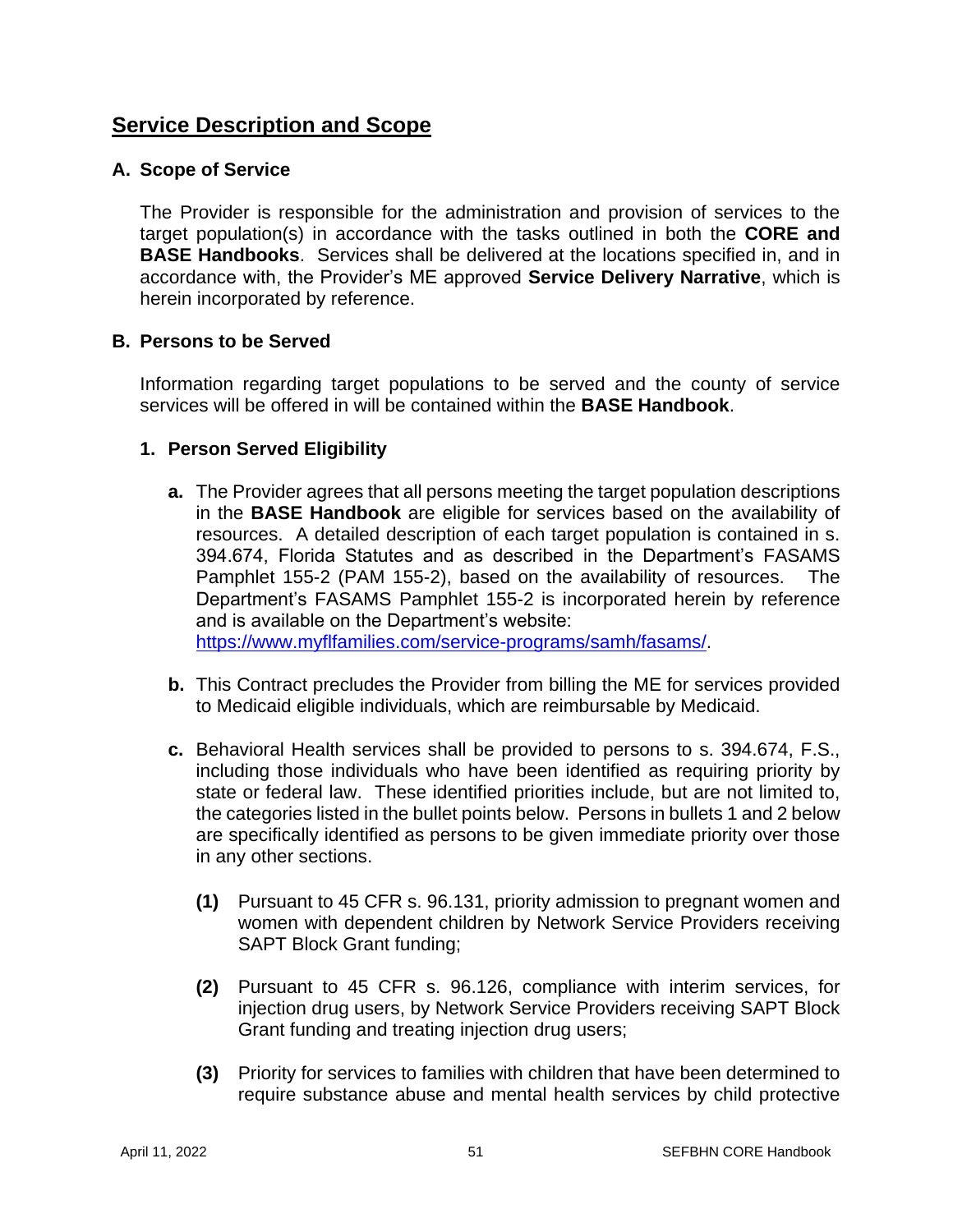## Service Description and Scope

### A. Scope of Service

The Provider is responsible for the administration and provision of services to the target population(s) in accordance with the tasks outlined in both the **CORE and BASE Handbooks**. Services shall be delivered at the locations specified in, and in accordance with, the Provider's ME approved **Service Delivery Narrative**, which is herein incorporated by reference.

### B. Persons to be Served

Information regarding target populations to be served and the county of service services will be offered in will be contained within the **BASE Handbook**.

#### 1. Person Served Eligibility

**a.** The Provider agrees that all persons meeting the target population descriptions in the **BASE Handbook** are eligible for services based on the availability of resources. A detailed description of each target population is contained in s. 394.674, Florida Statutes and as described in the Department's FASAMS Pamphlet 155-2 (PAM 155-2), based on the availability of resources. The Department's FASAMS Pamphlet 155-2 is incorporated herein by reference and is available on the Department's website: https://www.myflfamilies.com/service-programs/samh/fasams/.

**b.** This Contract precludes the Provider from billing the ME for services provided to Medicaid eligible individuals, which are reimbursable by Medicaid.

**c.** Behavioral Health services shall be provided to persons to s. 394.674, F.S., including those individuals who have been identified as requiring priority by state or federal law. These identified priorities include, but are not limited to, the categories listed in the bullet points below. Persons in bullets 1 and 2 below are specifically identified as persons to be given immediate priority over those in any other sections.

**(1)** Pursuant to 45 CFR s. 96.131, priority admission to pregnant women and women with dependent children by Network Service Providers receiving SAPT Block Grant funding;

**(2)** Pursuant to 45 CFR s. 96.126, compliance with interim services, for injection drug users, by Network Service Providers receiving SAPT Block Grant funding and treating injection drug users;

**(3)** Priority for services to families with children that have been determined to require substance abuse and mental health services by child protective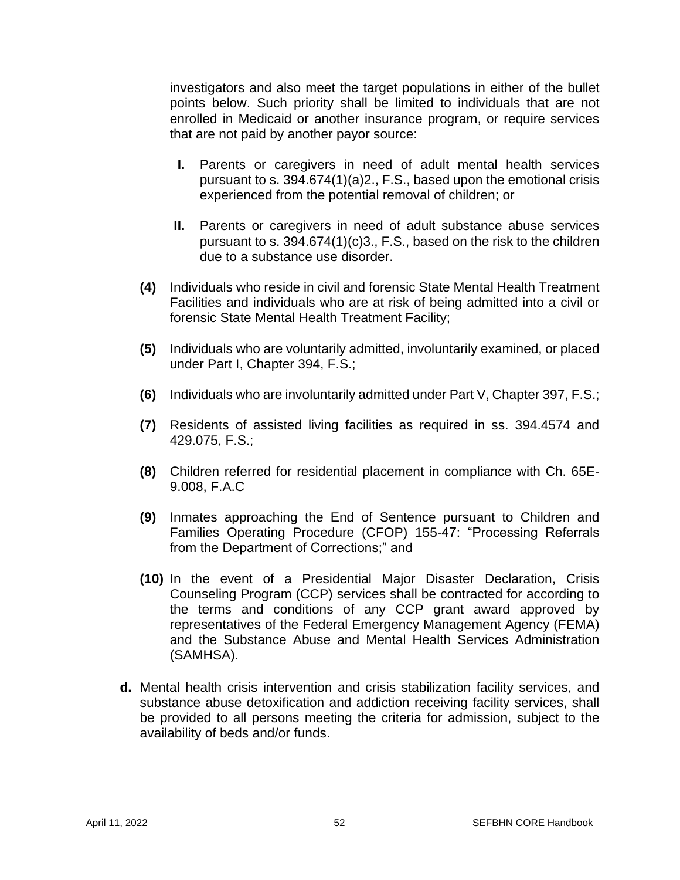investigators and also meet the target populations in either of the bullet points below. Such priority shall be limited to individuals that are not enrolled in Medicaid or another insurance program, or require services that are not paid by another payor source:

- **I.** Parents or caregivers in need of adult mental health services pursuant to s. 394.674(1)(a)2., F.S., based upon the emotional crisis experienced from the potential removal of children; or

- **II.** Parents or caregivers in need of adult substance abuse services pursuant to s. 394.674(1)(c)3., F.S., based on the risk to the children due to a substance use disorder.

**(4)** Individuals who reside in civil and forensic State Mental Health Treatment Facilities and individuals who are at risk of being admitted into a civil or forensic State Mental Health Treatment Facility;

**(5)** Individuals who are voluntarily admitted, involuntarily examined, or placed under Part I, Chapter 394, F.S.;

**(6)** Individuals who are involuntarily admitted under Part V, Chapter 397, F.S.;

**(7)** Residents of assisted living facilities as required in ss. 394.4574 and 429.075, F.S.;

**(8)** Children referred for residential placement in compliance with Ch. 65E-9.008, F.A.C

**(9)** Inmates approaching the End of Sentence pursuant to Children and Families Operating Procedure (CFOP) 155-47: "Processing Referrals from the Department of Corrections;" and

**(10)** In the event of a Presidential Major Disaster Declaration, Crisis Counseling Program (CCP) services shall be contracted for according to the terms and conditions of any CCP grant award approved by representatives of the Federal Emergency Management Agency (FEMA) and the Substance Abuse and Mental Health Services Administration (SAMHSA).

**d.** Mental health crisis intervention and crisis stabilization facility services, and substance abuse detoxification and addiction receiving facility services, shall be provided to all persons meeting the criteria for admission, subject to the availability of beds and/or funds.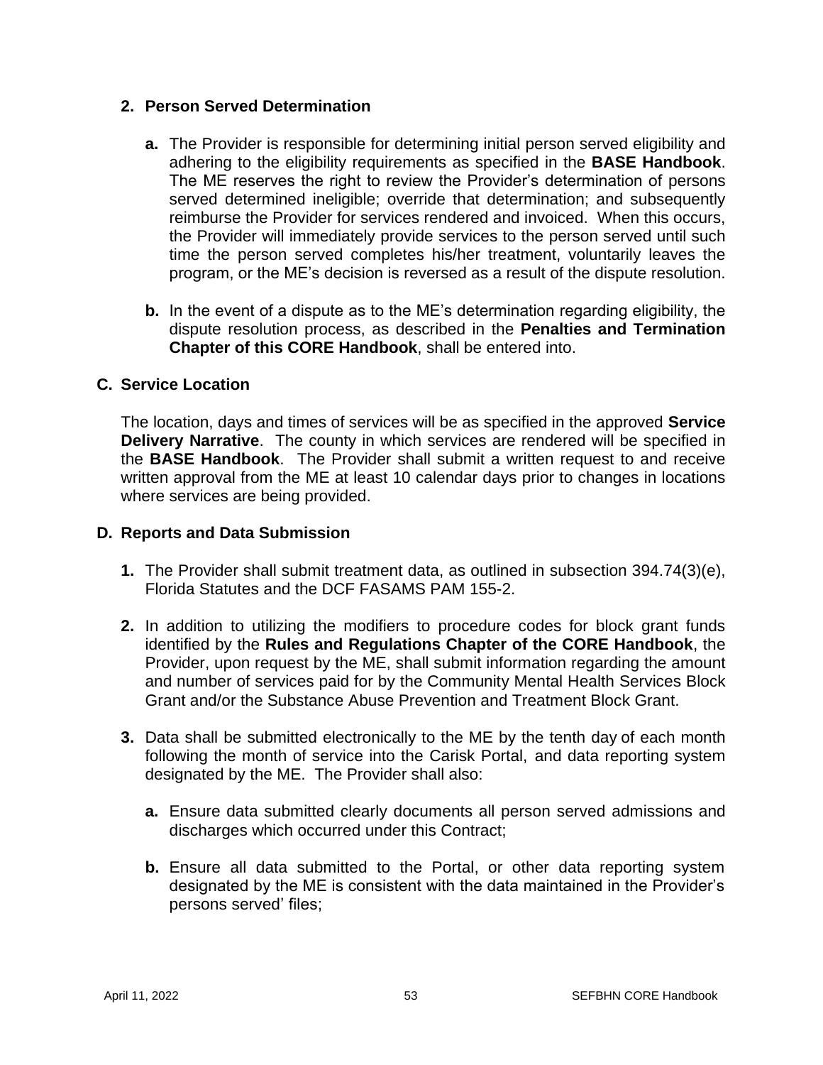2. **Person Served Determination**

   a. The Provider is responsible for determining initial person served eligibility and adhering to the eligibility requirements as specified in the **BASE Handbook**. The ME reserves the right to review the Provider's determination of persons served determined ineligible; override that determination; and subsequently reimburse the Provider for services rendered and invoiced. When this occurs, the Provider will immediately provide services to the person served until such time the person served completes his/her treatment, voluntarily leaves the program, or the ME's decision is reversed as a result of the dispute resolution.

   b. In the event of a dispute as to the ME's determination regarding eligibility, the dispute resolution process, as described in the **Penalties and Termination Chapter of this CORE Handbook**, shall be entered into.

### C. Service Location

The location, days and times of services will be as specified in the approved **Service Delivery Narrative**. The county in which services are rendered will be specified in the **BASE Handbook**. The Provider shall submit a written request to and receive written approval from the ME at least 10 calendar days prior to changes in locations where services are being provided.

### D. Reports and Data Submission

1. The Provider shall submit treatment data, as outlined in subsection 394.74(3)(e), Florida Statutes and the DCF FASAMS PAM 155-2.

2. In addition to utilizing the modifiers to procedure codes for block grant funds identified by the **Rules and Regulations Chapter of the CORE Handbook**, the Provider, upon request by the ME, shall submit information regarding the amount and number of services paid for by the Community Mental Health Services Block Grant and/or the Substance Abuse Prevention and Treatment Block Grant.

3. Data shall be submitted electronically to the ME by the tenth day of each month following the month of service into the Carisk Portal, and data reporting system designated by the ME. The Provider shall also:

   a. Ensure data submitted clearly documents all person served admissions and discharges which occurred under this Contract;

   b. Ensure all data submitted to the Portal, or other data reporting system designated by the ME is consistent with the data maintained in the Provider's persons served' files;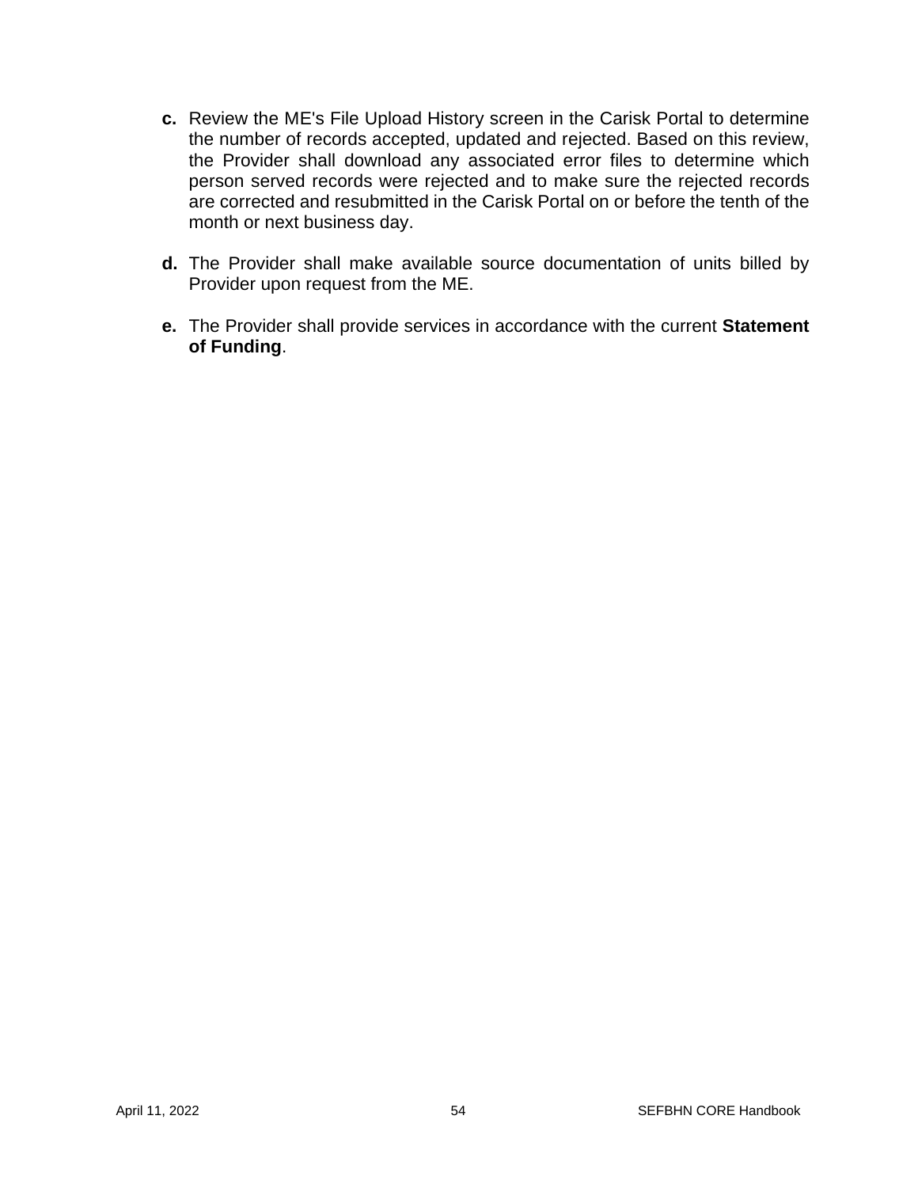**c.** Review the ME's File Upload History screen in the Carisk Portal to determine the number of records accepted, updated and rejected. Based on this review, the Provider shall download any associated error files to determine which person served records were rejected and to make sure the rejected records are corrected and resubmitted in the Carisk Portal on or before the tenth of the month or next business day.

**d.** The Provider shall make available source documentation of units billed by Provider upon request from the ME.

**e.** The Provider shall provide services in accordance with the current **Statement of Funding**.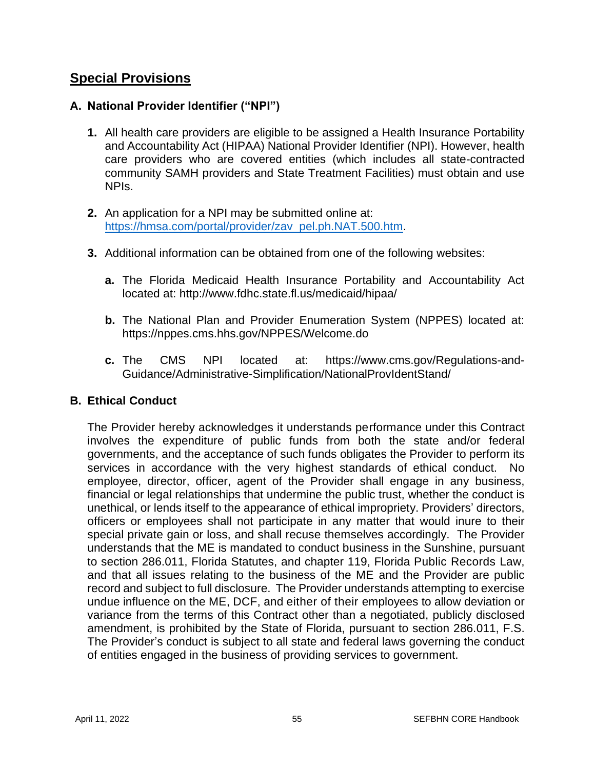## Special Provisions

### A. National Provider Identifier ("NPI")

1. All health care providers are eligible to be assigned a Health Insurance Portability and Accountability Act (HIPAA) National Provider Identifier (NPI). However, health care providers who are covered entities (which includes all state-contracted community SAMH providers and State Treatment Facilities) must obtain and use NPIs.

2. An application for a NPI may be submitted online at: [https://hmsa.com/portal/provider/zav_pel.ph.NAT.500.htm](https://hmsa.com/portal/provider/zav_pel.ph.NAT.500.htm).

3. Additional information can be obtained from one of the following websites:

   a. The Florida Medicaid Health Insurance Portability and Accountability Act located at: http://www.fdhc.state.fl.us/medicaid/hipaa/

   b. The National Plan and Provider Enumeration System (NPPES) located at: https://nppes.cms.hhs.gov/NPPES/Welcome.do

   c. The CMS NPI located at: https://www.cms.gov/Regulations-and-Guidance/Administrative-Simplification/NationalProvIdentStand/

### B. Ethical Conduct

The Provider hereby acknowledges it understands performance under this Contract involves the expenditure of public funds from both the state and/or federal governments, and the acceptance of such funds obligates the Provider to perform its services in accordance with the very highest standards of ethical conduct. No employee, director, officer, agent of the Provider shall engage in any business, financial or legal relationships that undermine the public trust, whether the conduct is unethical, or lends itself to the appearance of ethical impropriety. Providers' directors, officers or employees shall not participate in any matter that would inure to their special private gain or loss, and shall recuse themselves accordingly. The Provider understands that the ME is mandated to conduct business in the Sunshine, pursuant to section 286.011, Florida Statutes, and chapter 119, Florida Public Records Law, and that all issues relating to the business of the ME and the Provider are public record and subject to full disclosure. The Provider understands attempting to exercise undue influence on the ME, DCF, and either of their employees to allow deviation or variance from the terms of this Contract other than a negotiated, publicly disclosed amendment, is prohibited by the State of Florida, pursuant to section 286.011, F.S. The Provider's conduct is subject to all state and federal laws governing the conduct of entities engaged in the business of providing services to government.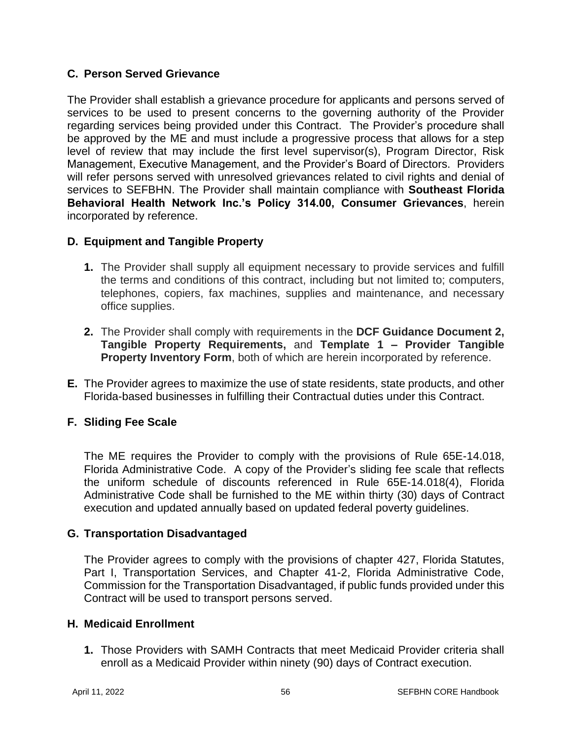### C. Person Served Grievance

The Provider shall establish a grievance procedure for applicants and persons served of services to be used to present concerns to the governing authority of the Provider regarding services being provided under this Contract. The Provider's procedure shall be approved by the ME and must include a progressive process that allows for a step level of review that may include the first level supervisor(s), Program Director, Risk Management, Executive Management, and the Provider's Board of Directors. Providers will refer persons served with unresolved grievances related to civil rights and denial of services to SEFBHN. The Provider shall maintain compliance with **Southeast Florida Behavioral Health Network Inc.'s Policy 314.00, Consumer Grievances**, herein incorporated by reference.

### D. Equipment and Tangible Property

1. The Provider shall supply all equipment necessary to provide services and fulfill the terms and conditions of this contract, including but not limited to; computers, telephones, copiers, fax machines, supplies and maintenance, and necessary office supplies.

2. The Provider shall comply with requirements in the **DCF Guidance Document 2, Tangible Property Requirements,** and **Template 1 – Provider Tangible Property Inventory Form**, both of which are herein incorporated by reference.

**E.** The Provider agrees to maximize the use of state residents, state products, and other Florida-based businesses in fulfilling their Contractual duties under this Contract.

### F. Sliding Fee Scale

The ME requires the Provider to comply with the provisions of Rule 65E-14.018, Florida Administrative Code. A copy of the Provider's sliding fee scale that reflects the uniform schedule of discounts referenced in Rule 65E-14.018(4), Florida Administrative Code shall be furnished to the ME within thirty (30) days of Contract execution and updated annually based on updated federal poverty guidelines.

### G. Transportation Disadvantaged

The Provider agrees to comply with the provisions of chapter 427, Florida Statutes, Part I, Transportation Services, and Chapter 41-2, Florida Administrative Code, Commission for the Transportation Disadvantaged, if public funds provided under this Contract will be used to transport persons served.

### H. Medicaid Enrollment

1. Those Providers with SAMH Contracts that meet Medicaid Provider criteria shall enroll as a Medicaid Provider within ninety (90) days of Contract execution.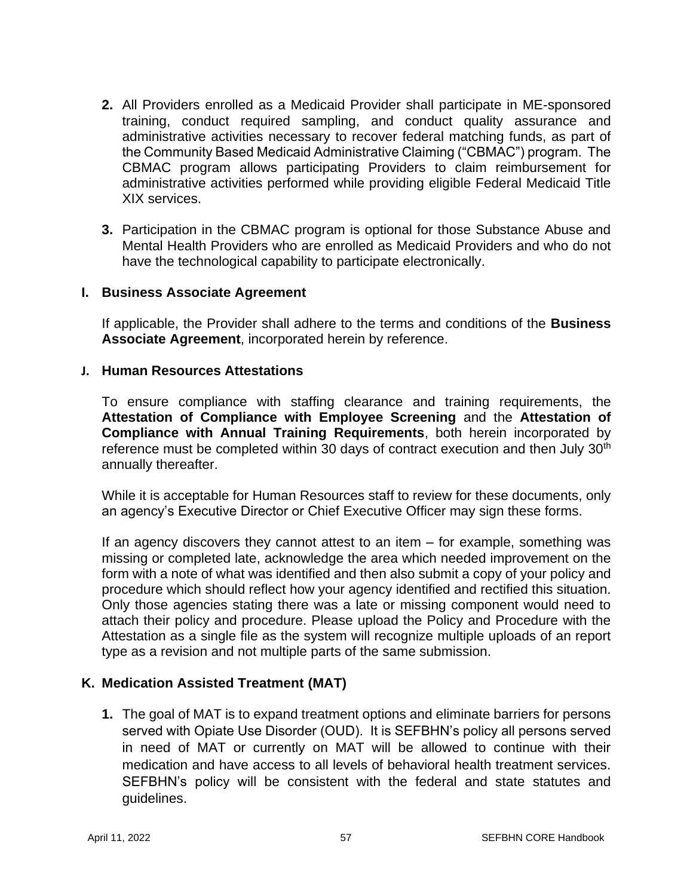**2.** All Providers enrolled as a Medicaid Provider shall participate in ME-sponsored training, conduct required sampling, and conduct quality assurance and administrative activities necessary to recover federal matching funds, as part of the Community Based Medicaid Administrative Claiming ("CBMAC") program. The CBMAC program allows participating Providers to claim reimbursement for administrative activities performed while providing eligible Federal Medicaid Title XIX services.

**3.** Participation in the CBMAC program is optional for those Substance Abuse and Mental Health Providers who are enrolled as Medicaid Providers and who do not have the technological capability to participate electronically.

### I. Business Associate Agreement

If applicable, the Provider shall adhere to the terms and conditions of the **Business Associate Agreement**, incorporated herein by reference.

### J. Human Resources Attestations

To ensure compliance with staffing clearance and training requirements, the **Attestation of Compliance with Employee Screening** and the **Attestation of Compliance with Annual Training Requirements**, both herein incorporated by reference must be completed within 30 days of contract execution and then July 30th annually thereafter.

While it is acceptable for Human Resources staff to review for these documents, only an agency's Executive Director or Chief Executive Officer may sign these forms.

If an agency discovers they cannot attest to an item – for example, something was missing or completed late, acknowledge the area which needed improvement on the form with a note of what was identified and then also submit a copy of your policy and procedure which should reflect how your agency identified and rectified this situation. Only those agencies stating there was a late or missing component would need to attach their policy and procedure. Please upload the Policy and Procedure with the Attestation as a single file as the system will recognize multiple uploads of an report type as a revision and not multiple parts of the same submission.

### K. Medication Assisted Treatment (MAT)

**1.** The goal of MAT is to expand treatment options and eliminate barriers for persons served with Opiate Use Disorder (OUD). It is SEFBHN's policy all persons served in need of MAT or currently on MAT will be allowed to continue with their medication and have access to all levels of behavioral health treatment services. SEFBHN's policy will be consistent with the federal and state statutes and guidelines.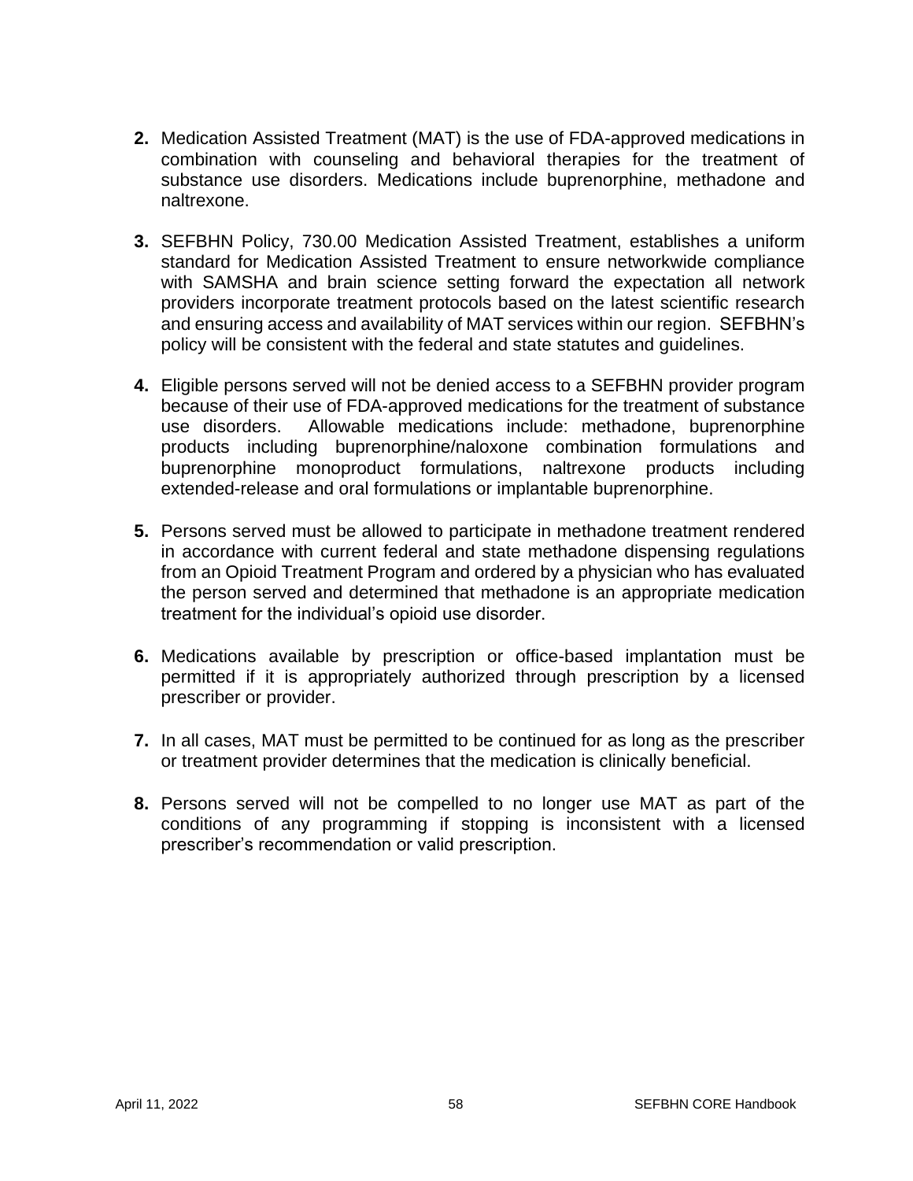2. Medication Assisted Treatment (MAT) is the use of FDA-approved medications in combination with counseling and behavioral therapies for the treatment of substance use disorders. Medications include buprenorphine, methadone and naltrexone.

3. SEFBHN Policy, 730.00 Medication Assisted Treatment, establishes a uniform standard for Medication Assisted Treatment to ensure networkwide compliance with SAMSHA and brain science setting forward the expectation all network providers incorporate treatment protocols based on the latest scientific research and ensuring access and availability of MAT services within our region. SEFBHN's policy will be consistent with the federal and state statutes and guidelines.

4. Eligible persons served will not be denied access to a SEFBHN provider program because of their use of FDA-approved medications for the treatment of substance use disorders. Allowable medications include: methadone, buprenorphine products including buprenorphine/naloxone combination formulations and buprenorphine monoproduct formulations, naltrexone products including extended-release and oral formulations or implantable buprenorphine.

5. Persons served must be allowed to participate in methadone treatment rendered in accordance with current federal and state methadone dispensing regulations from an Opioid Treatment Program and ordered by a physician who has evaluated the person served and determined that methadone is an appropriate medication treatment for the individual's opioid use disorder.

6. Medications available by prescription or office-based implantation must be permitted if it is appropriately authorized through prescription by a licensed prescriber or provider.

7. In all cases, MAT must be permitted to be continued for as long as the prescriber or treatment provider determines that the medication is clinically beneficial.

8. Persons served will not be compelled to no longer use MAT as part of the conditions of any programming if stopping is inconsistent with a licensed prescriber's recommendation or valid prescription.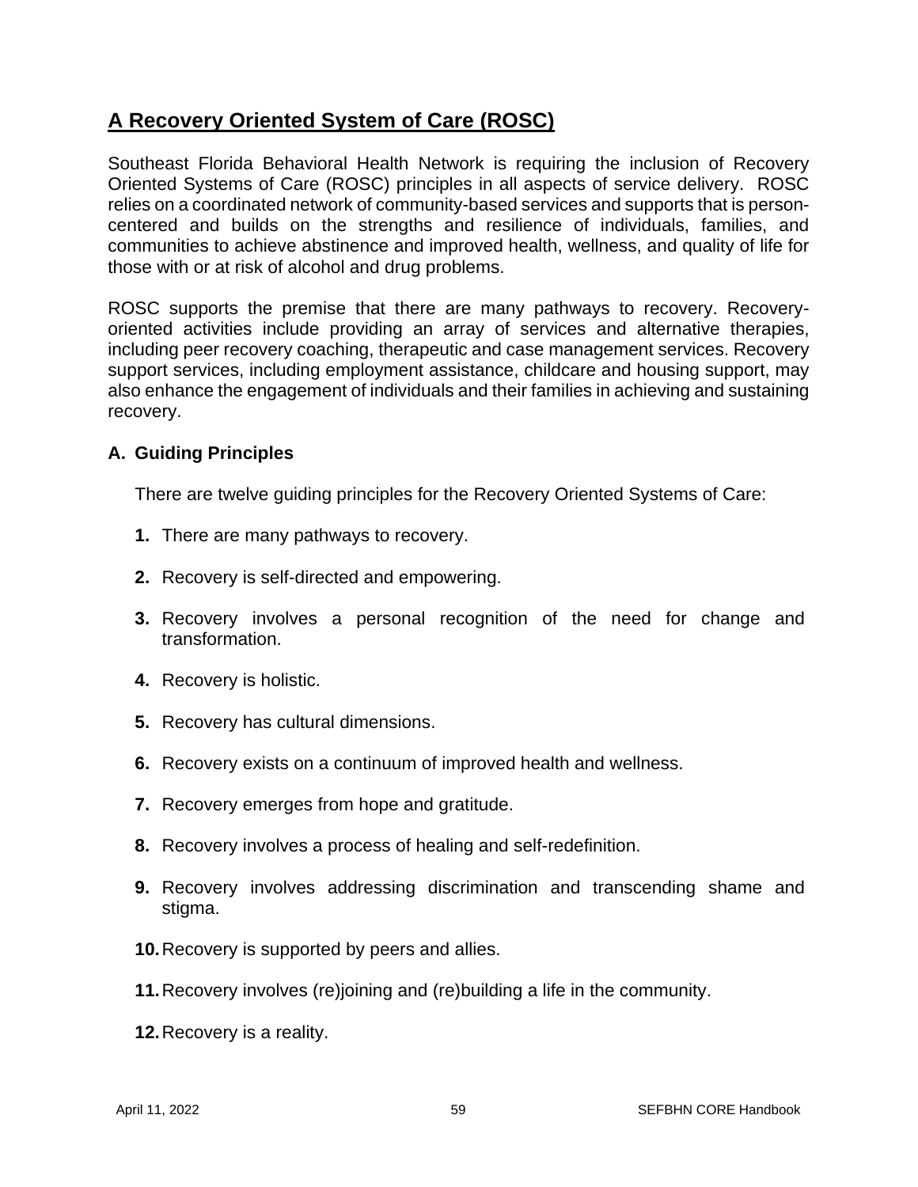## A Recovery Oriented System of Care (ROSC)

Southeast Florida Behavioral Health Network is requiring the inclusion of Recovery Oriented Systems of Care (ROSC) principles in all aspects of service delivery. ROSC relies on a coordinated network of community-based services and supports that is person-centered and builds on the strengths and resilience of individuals, families, and communities to achieve abstinence and improved health, wellness, and quality of life for those with or at risk of alcohol and drug problems.

ROSC supports the premise that there are many pathways to recovery. Recovery-oriented activities include providing an array of services and alternative therapies, including peer recovery coaching, therapeutic and case management services. Recovery support services, including employment assistance, childcare and housing support, may also enhance the engagement of individuals and their families in achieving and sustaining recovery.

### A. Guiding Principles

There are twelve guiding principles for the Recovery Oriented Systems of Care:

1. There are many pathways to recovery.
2. Recovery is self-directed and empowering.
3. Recovery involves a personal recognition of the need for change and transformation.
4. Recovery is holistic.
5. Recovery has cultural dimensions.
6. Recovery exists on a continuum of improved health and wellness.
7. Recovery emerges from hope and gratitude.
8. Recovery involves a process of healing and self-redefinition.
9. Recovery involves addressing discrimination and transcending shame and stigma.
10. Recovery is supported by peers and allies.
11. Recovery involves (re)joining and (re)building a life in the community.
12. Recovery is a reality.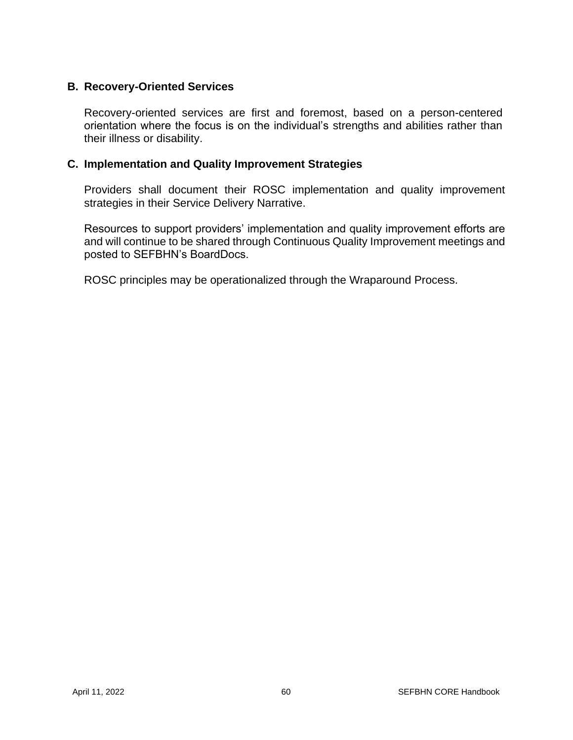### B. Recovery-Oriented Services

Recovery-oriented services are first and foremost, based on a person-centered orientation where the focus is on the individual's strengths and abilities rather than their illness or disability.

### C. Implementation and Quality Improvement Strategies

Providers shall document their ROSC implementation and quality improvement strategies in their Service Delivery Narrative.

Resources to support providers' implementation and quality improvement efforts are and will continue to be shared through Continuous Quality Improvement meetings and posted to SEFBHN's BoardDocs.

ROSC principles may be operationalized through the Wraparound Process.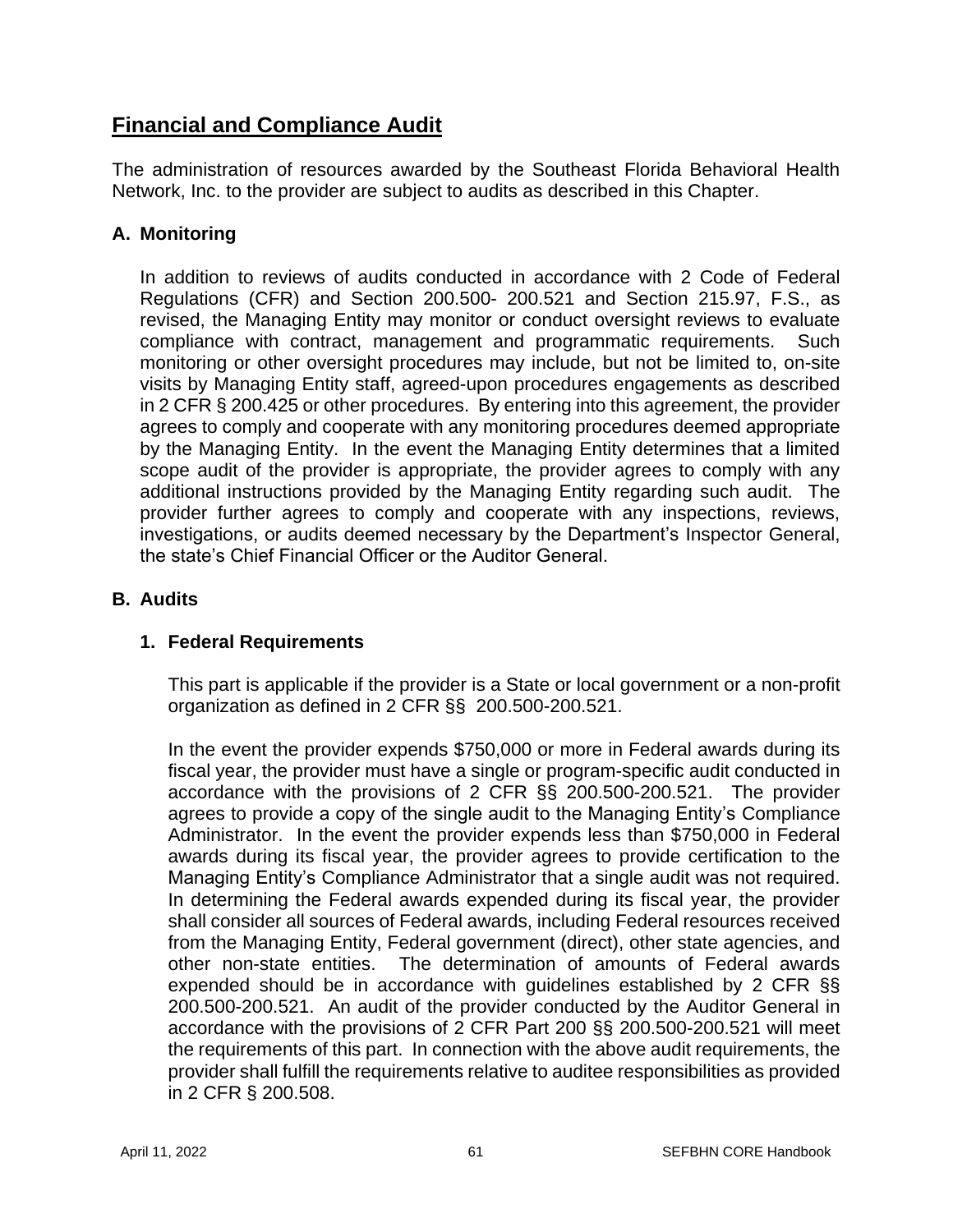## Financial and Compliance Audit

The administration of resources awarded by the Southeast Florida Behavioral Health Network, Inc. to the provider are subject to audits as described in this Chapter.

### A. Monitoring

In addition to reviews of audits conducted in accordance with 2 Code of Federal Regulations (CFR) and Section 200.500- 200.521 and Section 215.97, F.S., as revised, the Managing Entity may monitor or conduct oversight reviews to evaluate compliance with contract, management and programmatic requirements. Such monitoring or other oversight procedures may include, but not be limited to, on-site visits by Managing Entity staff, agreed-upon procedures engagements as described in 2 CFR § 200.425 or other procedures. By entering into this agreement, the provider agrees to comply and cooperate with any monitoring procedures deemed appropriate by the Managing Entity. In the event the Managing Entity determines that a limited scope audit of the provider is appropriate, the provider agrees to comply with any additional instructions provided by the Managing Entity regarding such audit. The provider further agrees to comply and cooperate with any inspections, reviews, investigations, or audits deemed necessary by the Department's Inspector General, the state's Chief Financial Officer or the Auditor General.

### B. Audits

#### 1. Federal Requirements

This part is applicable if the provider is a State or local government or a non-profit organization as defined in 2 CFR §§ 200.500-200.521.

In the event the provider expends $750,000 or more in Federal awards during its fiscal year, the provider must have a single or program-specific audit conducted in accordance with the provisions of 2 CFR §§ 200.500-200.521. The provider agrees to provide a copy of the single audit to the Managing Entity's Compliance Administrator. In the event the provider expends less than $750,000 in Federal awards during its fiscal year, the provider agrees to provide certification to the Managing Entity's Compliance Administrator that a single audit was not required. In determining the Federal awards expended during its fiscal year, the provider shall consider all sources of Federal awards, including Federal resources received from the Managing Entity, Federal government (direct), other state agencies, and other non-state entities. The determination of amounts of Federal awards expended should be in accordance with guidelines established by 2 CFR §§ 200.500-200.521. An audit of the provider conducted by the Auditor General in accordance with the provisions of 2 CFR Part 200 §§ 200.500-200.521 will meet the requirements of this part. In connection with the above audit requirements, the provider shall fulfill the requirements relative to auditee responsibilities as provided in 2 CFR § 200.508.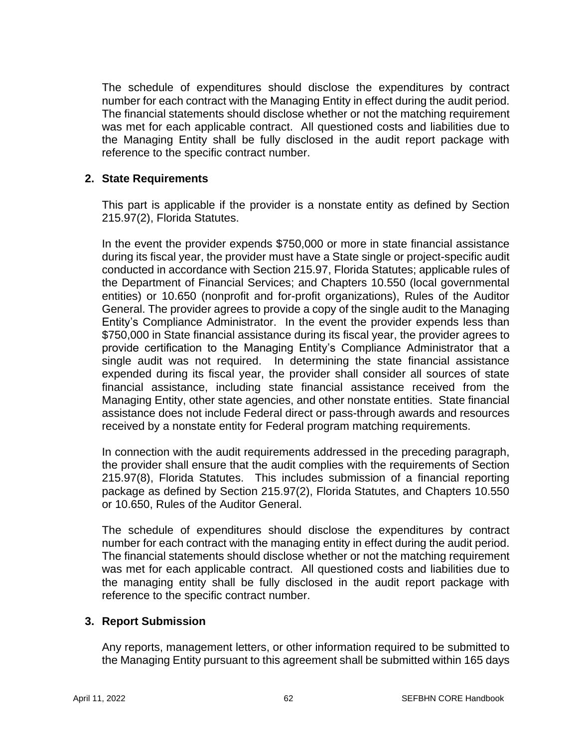The schedule of expenditures should disclose the expenditures by contract number for each contract with the Managing Entity in effect during the audit period. The financial statements should disclose whether or not the matching requirement was met for each applicable contract. All questioned costs and liabilities due to the Managing Entity shall be fully disclosed in the audit report package with reference to the specific contract number.

## 2. State Requirements

This part is applicable if the provider is a nonstate entity as defined by Section 215.97(2), Florida Statutes.

In the event the provider expends $750,000 or more in state financial assistance during its fiscal year, the provider must have a State single or project-specific audit conducted in accordance with Section 215.97, Florida Statutes; applicable rules of the Department of Financial Services; and Chapters 10.550 (local governmental entities) or 10.650 (nonprofit and for-profit organizations), Rules of the Auditor General. The provider agrees to provide a copy of the single audit to the Managing Entity's Compliance Administrator. In the event the provider expends less than $750,000 in State financial assistance during its fiscal year, the provider agrees to provide certification to the Managing Entity's Compliance Administrator that a single audit was not required. In determining the state financial assistance expended during its fiscal year, the provider shall consider all sources of state financial assistance, including state financial assistance received from the Managing Entity, other state agencies, and other nonstate entities. State financial assistance does not include Federal direct or pass-through awards and resources received by a nonstate entity for Federal program matching requirements.

In connection with the audit requirements addressed in the preceding paragraph, the provider shall ensure that the audit complies with the requirements of Section 215.97(8), Florida Statutes. This includes submission of a financial reporting package as defined by Section 215.97(2), Florida Statutes, and Chapters 10.550 or 10.650, Rules of the Auditor General.

The schedule of expenditures should disclose the expenditures by contract number for each contract with the managing entity in effect during the audit period. The financial statements should disclose whether or not the matching requirement was met for each applicable contract. All questioned costs and liabilities due to the managing entity shall be fully disclosed in the audit report package with reference to the specific contract number.

## 3. Report Submission

Any reports, management letters, or other information required to be submitted to the Managing Entity pursuant to this agreement shall be submitted within 165 days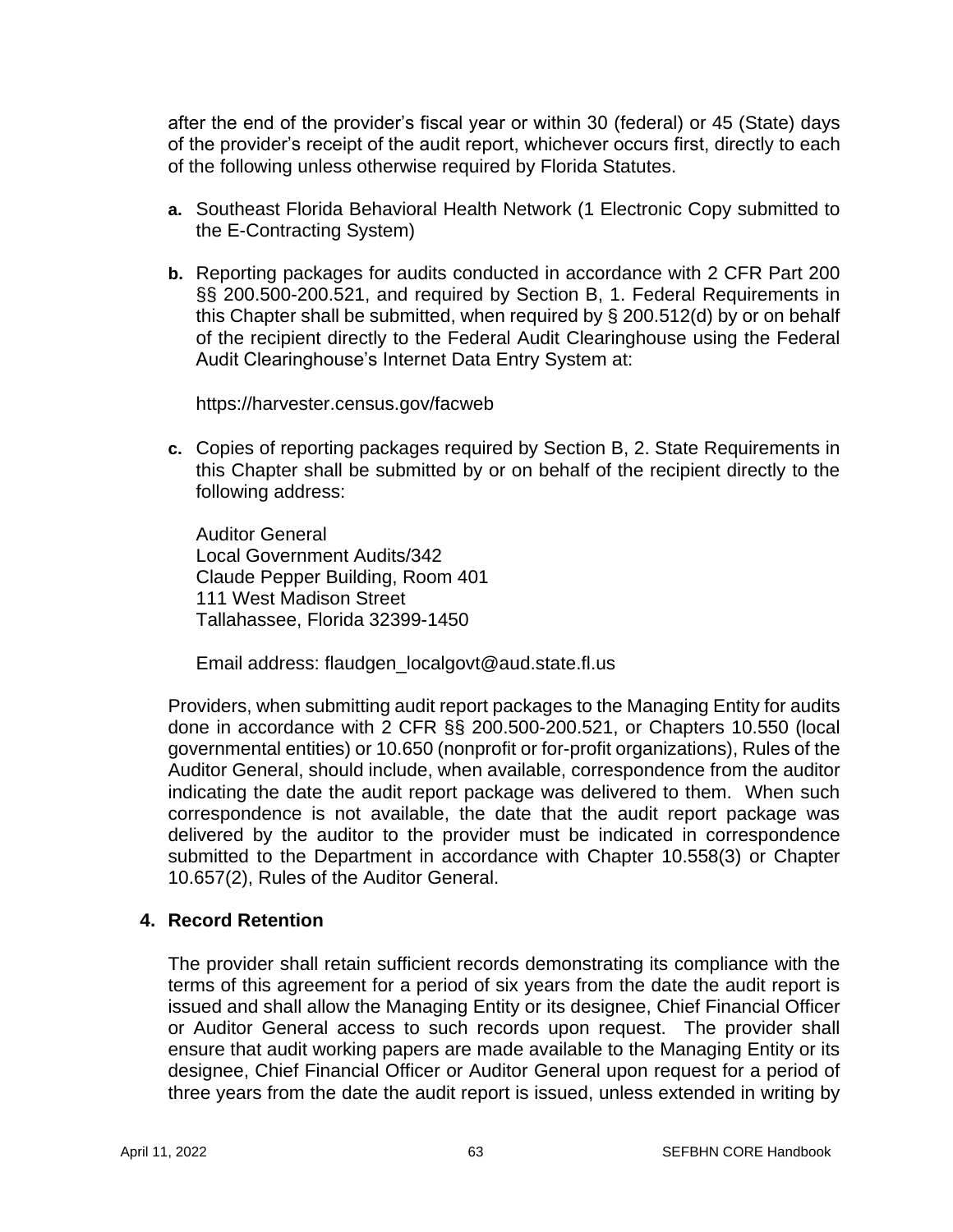after the end of the provider's fiscal year or within 30 (federal) or 45 (State) days of the provider's receipt of the audit report, whichever occurs first, directly to each of the following unless otherwise required by Florida Statutes.

**a.** Southeast Florida Behavioral Health Network (1 Electronic Copy submitted to the E-Contracting System)

**b.** Reporting packages for audits conducted in accordance with 2 CFR Part 200 §§ 200.500-200.521, and required by Section B, 1. Federal Requirements in this Chapter shall be submitted, when required by § 200.512(d) by or on behalf of the recipient directly to the Federal Audit Clearinghouse using the Federal Audit Clearinghouse's Internet Data Entry System at:

https://harvester.census.gov/facweb

**c.** Copies of reporting packages required by Section B, 2. State Requirements in this Chapter shall be submitted by or on behalf of the recipient directly to the following address:

Auditor General
Local Government Audits/342
Claude Pepper Building, Room 401
111 West Madison Street
Tallahassee, Florida 32399-1450

Email address: flaudgen_localgovt@aud.state.fl.us

Providers, when submitting audit report packages to the Managing Entity for audits done in accordance with 2 CFR §§ 200.500-200.521, or Chapters 10.550 (local governmental entities) or 10.650 (nonprofit or for-profit organizations), Rules of the Auditor General, should include, when available, correspondence from the auditor indicating the date the audit report package was delivered to them. When such correspondence is not available, the date that the audit report package was delivered by the auditor to the provider must be indicated in correspondence submitted to the Department in accordance with Chapter 10.558(3) or Chapter 10.657(2), Rules of the Auditor General.

## 4. Record Retention

The provider shall retain sufficient records demonstrating its compliance with the terms of this agreement for a period of six years from the date the audit report is issued and shall allow the Managing Entity or its designee, Chief Financial Officer or Auditor General access to such records upon request. The provider shall ensure that audit working papers are made available to the Managing Entity or its designee, Chief Financial Officer or Auditor General upon request for a period of three years from the date the audit report is issued, unless extended in writing by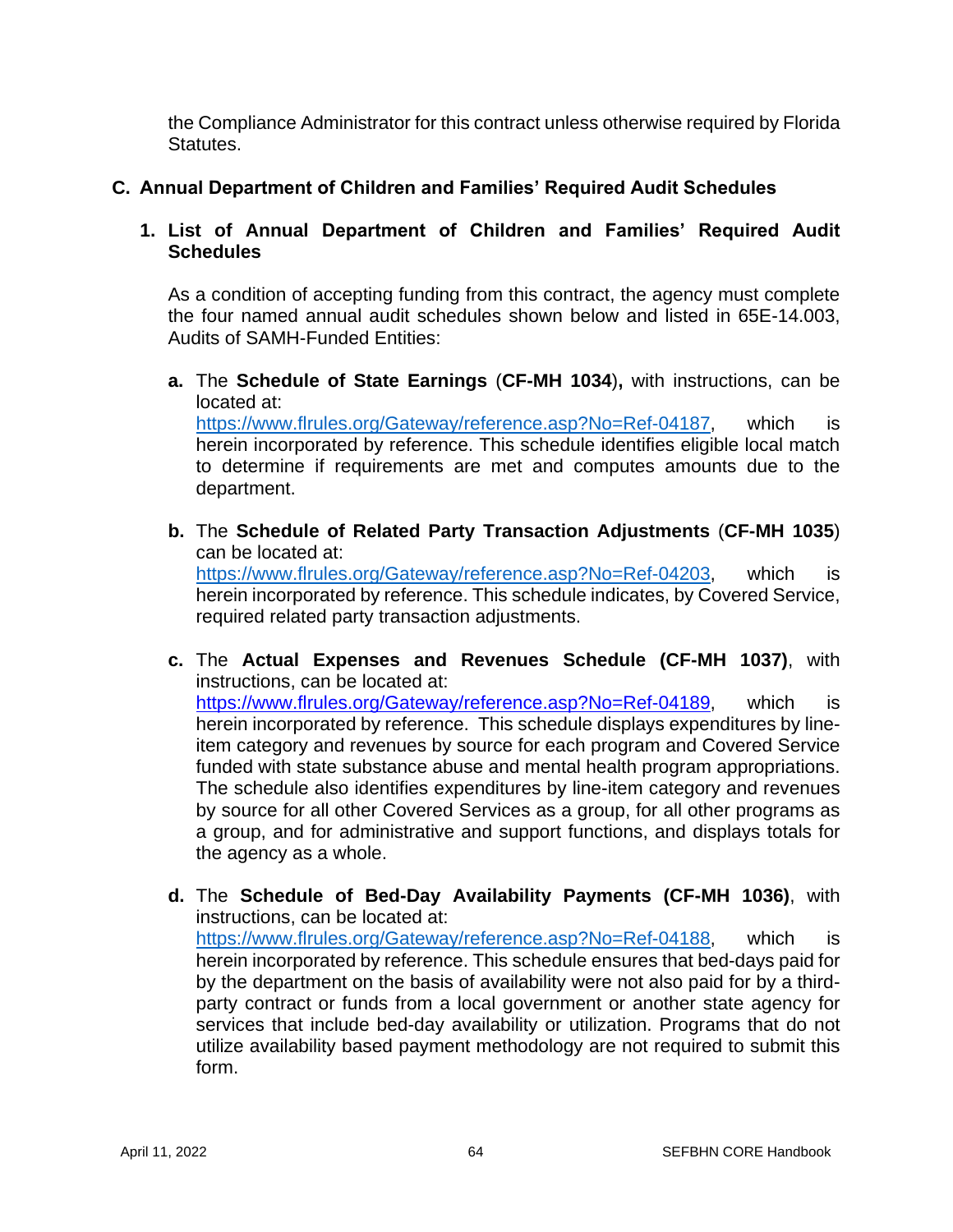the Compliance Administrator for this contract unless otherwise required by Florida Statutes.

## C. Annual Department of Children and Families' Required Audit Schedules

### 1. List of Annual Department of Children and Families' Required Audit Schedules

As a condition of accepting funding from this contract, the agency must complete the four named annual audit schedules shown below and listed in 65E-14.003, Audits of SAMH-Funded Entities:

**a.** The **Schedule of State Earnings** (**CF-MH 1034**)**,** with instructions, can be located at: https://www.flrules.org/Gateway/reference.asp?No=Ref-04187, which is herein incorporated by reference. This schedule identifies eligible local match to determine if requirements are met and computes amounts due to the department.

**b.** The **Schedule of Related Party Transaction Adjustments** (**CF-MH 1035**) can be located at: https://www.flrules.org/Gateway/reference.asp?No=Ref-04203, which is herein incorporated by reference. This schedule indicates, by Covered Service, required related party transaction adjustments.

**c.** The **Actual Expenses and Revenues Schedule (CF-MH 1037)**, with instructions, can be located at: https://www.flrules.org/Gateway/reference.asp?No=Ref-04189, which is herein incorporated by reference. This schedule displays expenditures by line-item category and revenues by source for each program and Covered Service funded with state substance abuse and mental health program appropriations. The schedule also identifies expenditures by line-item category and revenues by source for all other Covered Services as a group, for all other programs as a group, and for administrative and support functions, and displays totals for the agency as a whole.

**d.** The **Schedule of Bed-Day Availability Payments (CF-MH 1036)**, with instructions, can be located at: https://www.flrules.org/Gateway/reference.asp?No=Ref-04188, which is herein incorporated by reference. This schedule ensures that bed-days paid for by the department on the basis of availability were not also paid for by a third-party contract or funds from a local government or another state agency for services that include bed-day availability or utilization. Programs that do not utilize availability based payment methodology are not required to submit this form.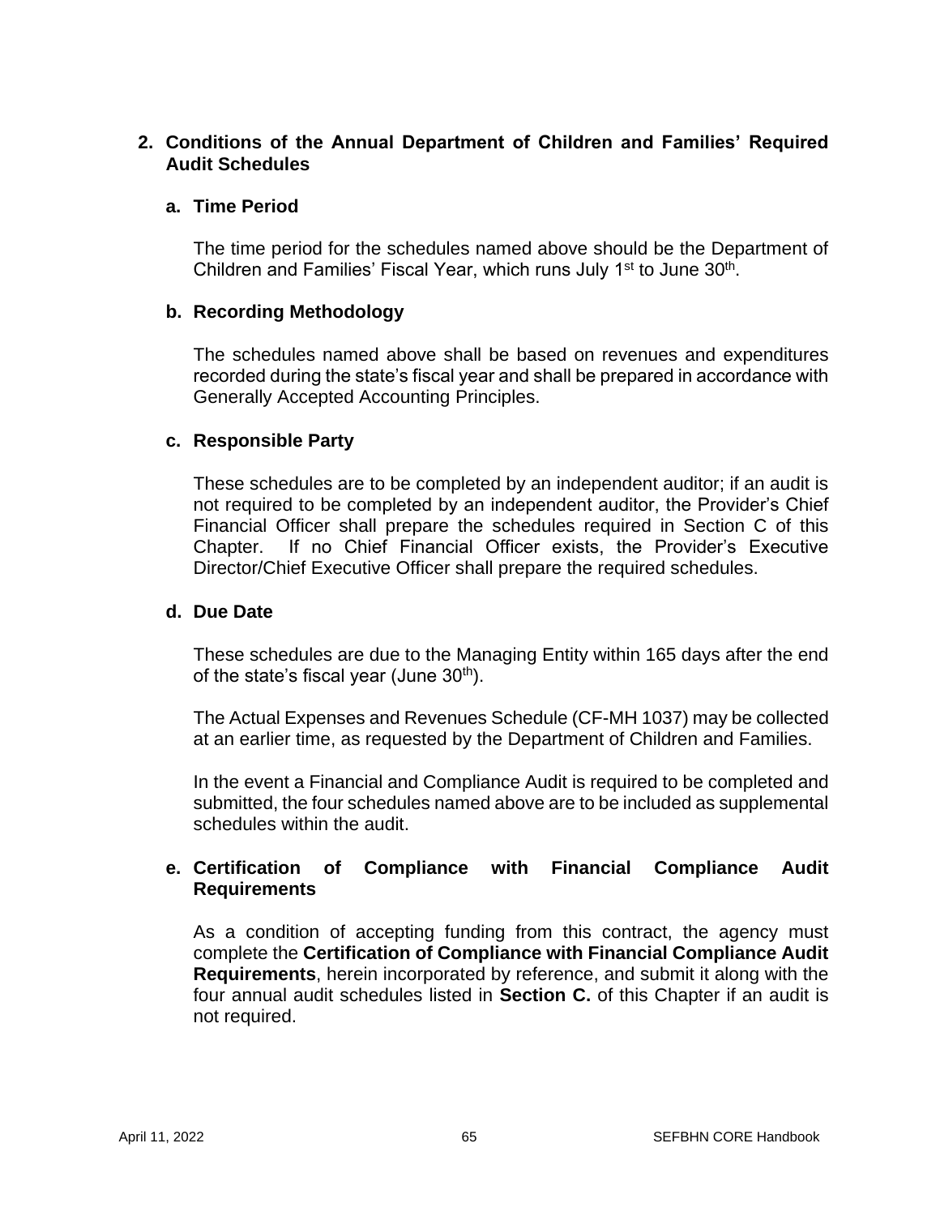## 2. Conditions of the Annual Department of Children and Families' Required Audit Schedules

### a. Time Period

The time period for the schedules named above should be the Department of Children and Families' Fiscal Year, which runs July 1st to June 30th.

### b. Recording Methodology

The schedules named above shall be based on revenues and expenditures recorded during the state's fiscal year and shall be prepared in accordance with Generally Accepted Accounting Principles.

### c. Responsible Party

These schedules are to be completed by an independent auditor; if an audit is not required to be completed by an independent auditor, the Provider's Chief Financial Officer shall prepare the schedules required in Section C of this Chapter. If no Chief Financial Officer exists, the Provider's Executive Director/Chief Executive Officer shall prepare the required schedules.

### d. Due Date

These schedules are due to the Managing Entity within 165 days after the end of the state's fiscal year (June 30th).

The Actual Expenses and Revenues Schedule (CF-MH 1037) may be collected at an earlier time, as requested by the Department of Children and Families.

In the event a Financial and Compliance Audit is required to be completed and submitted, the four schedules named above are to be included as supplemental schedules within the audit.

### e. Certification of Compliance with Financial Compliance Audit Requirements

As a condition of accepting funding from this contract, the agency must complete the **Certification of Compliance with Financial Compliance Audit Requirements**, herein incorporated by reference, and submit it along with the four annual audit schedules listed in **Section C.** of this Chapter if an audit is not required.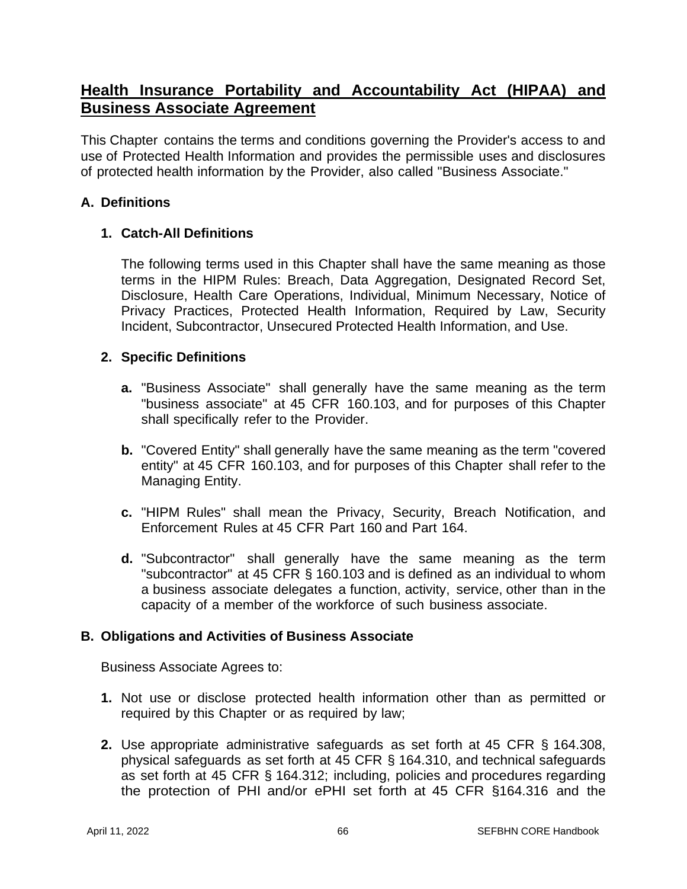## Health Insurance Portability and Accountability Act (HIPAA) and Business Associate Agreement

This Chapter contains the terms and conditions governing the Provider's access to and use of Protected Health Information and provides the permissible uses and disclosures of protected health information by the Provider, also called "Business Associate."

### A. Definitions

#### 1. Catch-All Definitions

The following terms used in this Chapter shall have the same meaning as those terms in the HIPM Rules: Breach, Data Aggregation, Designated Record Set, Disclosure, Health Care Operations, Individual, Minimum Necessary, Notice of Privacy Practices, Protected Health Information, Required by Law, Security Incident, Subcontractor, Unsecured Protected Health Information, and Use.

#### 2. Specific Definitions

**a.** "Business Associate" shall generally have the same meaning as the term "business associate" at 45 CFR 160.103, and for purposes of this Chapter shall specifically refer to the Provider.

**b.** "Covered Entity" shall generally have the same meaning as the term "covered entity" at 45 CFR 160.103, and for purposes of this Chapter shall refer to the Managing Entity.

**c.** "HIPM Rules" shall mean the Privacy, Security, Breach Notification, and Enforcement Rules at 45 CFR Part 160 and Part 164.

**d.** "Subcontractor" shall generally have the same meaning as the term "subcontractor" at 45 CFR § 160.103 and is defined as an individual to whom a business associate delegates a function, activity, service, other than in the capacity of a member of the workforce of such business associate.

### B. Obligations and Activities of Business Associate

Business Associate Agrees to:

**1.** Not use or disclose protected health information other than as permitted or required by this Chapter or as required by law;

**2.** Use appropriate administrative safeguards as set forth at 45 CFR § 164.308, physical safeguards as set forth at 45 CFR § 164.310, and technical safeguards as set forth at 45 CFR § 164.312; including, policies and procedures regarding the protection of PHI and/or ePHI set forth at 45 CFR §164.316 and the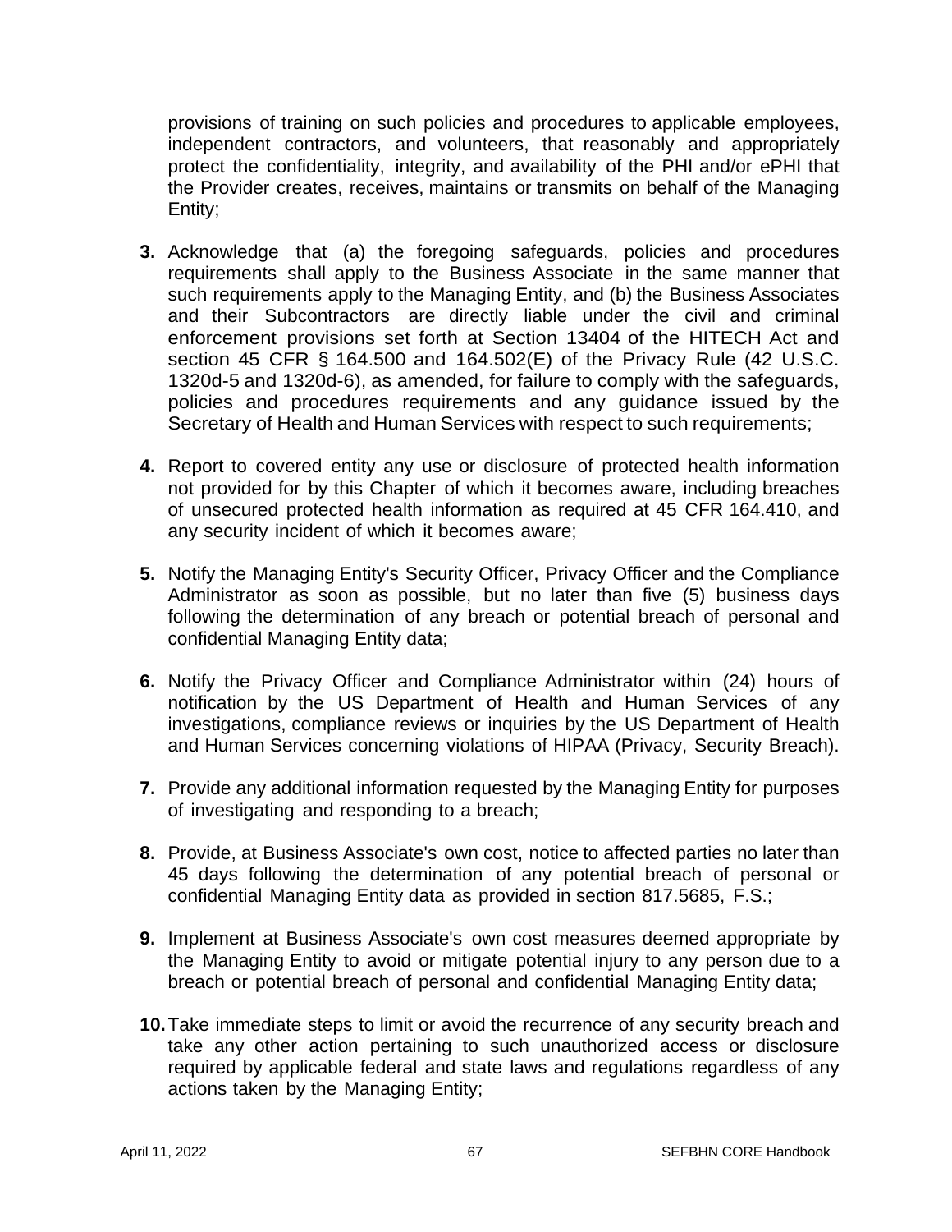provisions of training on such policies and procedures to applicable employees, independent contractors, and volunteers, that reasonably and appropriately protect the confidentiality, integrity, and availability of the PHI and/or ePHI that the Provider creates, receives, maintains or transmits on behalf of the Managing Entity;

3. Acknowledge that (a) the foregoing safeguards, policies and procedures requirements shall apply to the Business Associate in the same manner that such requirements apply to the Managing Entity, and (b) the Business Associates and their Subcontractors are directly liable under the civil and criminal enforcement provisions set forth at Section 13404 of the HITECH Act and section 45 CFR § 164.500 and 164.502(E) of the Privacy Rule (42 U.S.C. 1320d-5 and 1320d-6), as amended, for failure to comply with the safeguards, policies and procedures requirements and any guidance issued by the Secretary of Health and Human Services with respect to such requirements;

4. Report to covered entity any use or disclosure of protected health information not provided for by this Chapter of which it becomes aware, including breaches of unsecured protected health information as required at 45 CFR 164.410, and any security incident of which it becomes aware;

5. Notify the Managing Entity's Security Officer, Privacy Officer and the Compliance Administrator as soon as possible, but no later than five (5) business days following the determination of any breach or potential breach of personal and confidential Managing Entity data;

6. Notify the Privacy Officer and Compliance Administrator within (24) hours of notification by the US Department of Health and Human Services of any investigations, compliance reviews or inquiries by the US Department of Health and Human Services concerning violations of HIPAA (Privacy, Security Breach).

7. Provide any additional information requested by the Managing Entity for purposes of investigating and responding to a breach;

8. Provide, at Business Associate's own cost, notice to affected parties no later than 45 days following the determination of any potential breach of personal or confidential Managing Entity data as provided in section 817.5685, F.S.;

9. Implement at Business Associate's own cost measures deemed appropriate by the Managing Entity to avoid or mitigate potential injury to any person due to a breach or potential breach of personal and confidential Managing Entity data;

10. Take immediate steps to limit or avoid the recurrence of any security breach and take any other action pertaining to such unauthorized access or disclosure required by applicable federal and state laws and regulations regardless of any actions taken by the Managing Entity;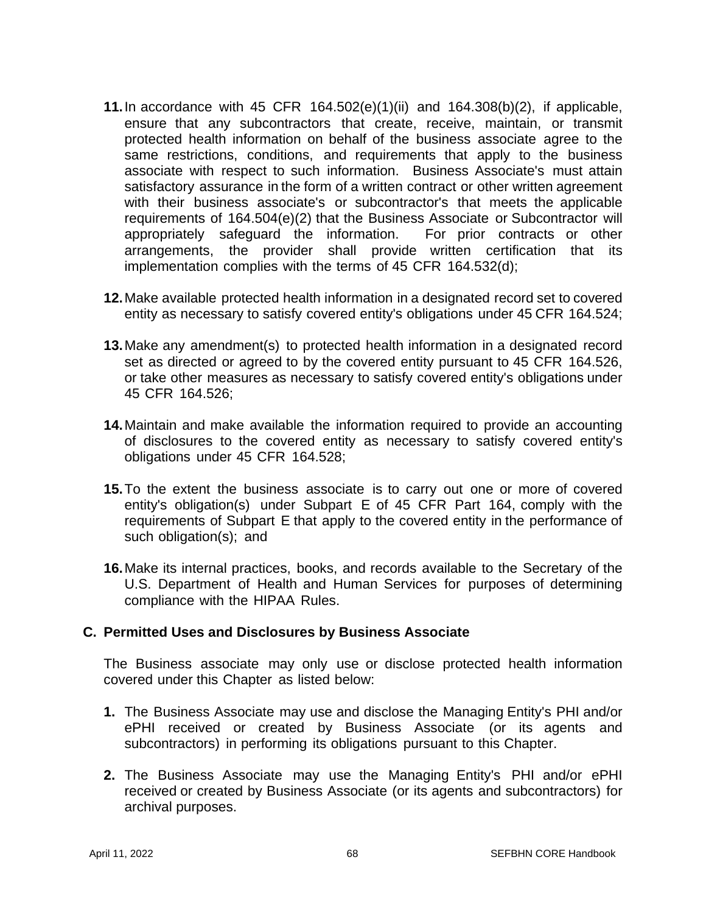11. In accordance with 45 CFR 164.502(e)(1)(ii) and 164.308(b)(2), if applicable, ensure that any subcontractors that create, receive, maintain, or transmit protected health information on behalf of the business associate agree to the same restrictions, conditions, and requirements that apply to the business associate with respect to such information. Business Associate's must attain satisfactory assurance in the form of a written contract or other written agreement with their business associate's or subcontractor's that meets the applicable requirements of 164.504(e)(2) that the Business Associate or Subcontractor will appropriately safeguard the information. For prior contracts or other arrangements, the provider shall provide written certification that its implementation complies with the terms of 45 CFR 164.532(d);

12. Make available protected health information in a designated record set to covered entity as necessary to satisfy covered entity's obligations under 45 CFR 164.524;

13. Make any amendment(s) to protected health information in a designated record set as directed or agreed to by the covered entity pursuant to 45 CFR 164.526, or take other measures as necessary to satisfy covered entity's obligations under 45 CFR 164.526;

14. Maintain and make available the information required to provide an accounting of disclosures to the covered entity as necessary to satisfy covered entity's obligations under 45 CFR 164.528;

15. To the extent the business associate is to carry out one or more of covered entity's obligation(s) under Subpart E of 45 CFR Part 164, comply with the requirements of Subpart E that apply to the covered entity in the performance of such obligation(s); and

16. Make its internal practices, books, and records available to the Secretary of the U.S. Department of Health and Human Services for purposes of determining compliance with the HIPAA Rules.

### C. Permitted Uses and Disclosures by Business Associate

The Business associate may only use or disclose protected health information covered under this Chapter as listed below:

1. The Business Associate may use and disclose the Managing Entity's PHI and/or ePHI received or created by Business Associate (or its agents and subcontractors) in performing its obligations pursuant to this Chapter.

2. The Business Associate may use the Managing Entity's PHI and/or ePHI received or created by Business Associate (or its agents and subcontractors) for archival purposes.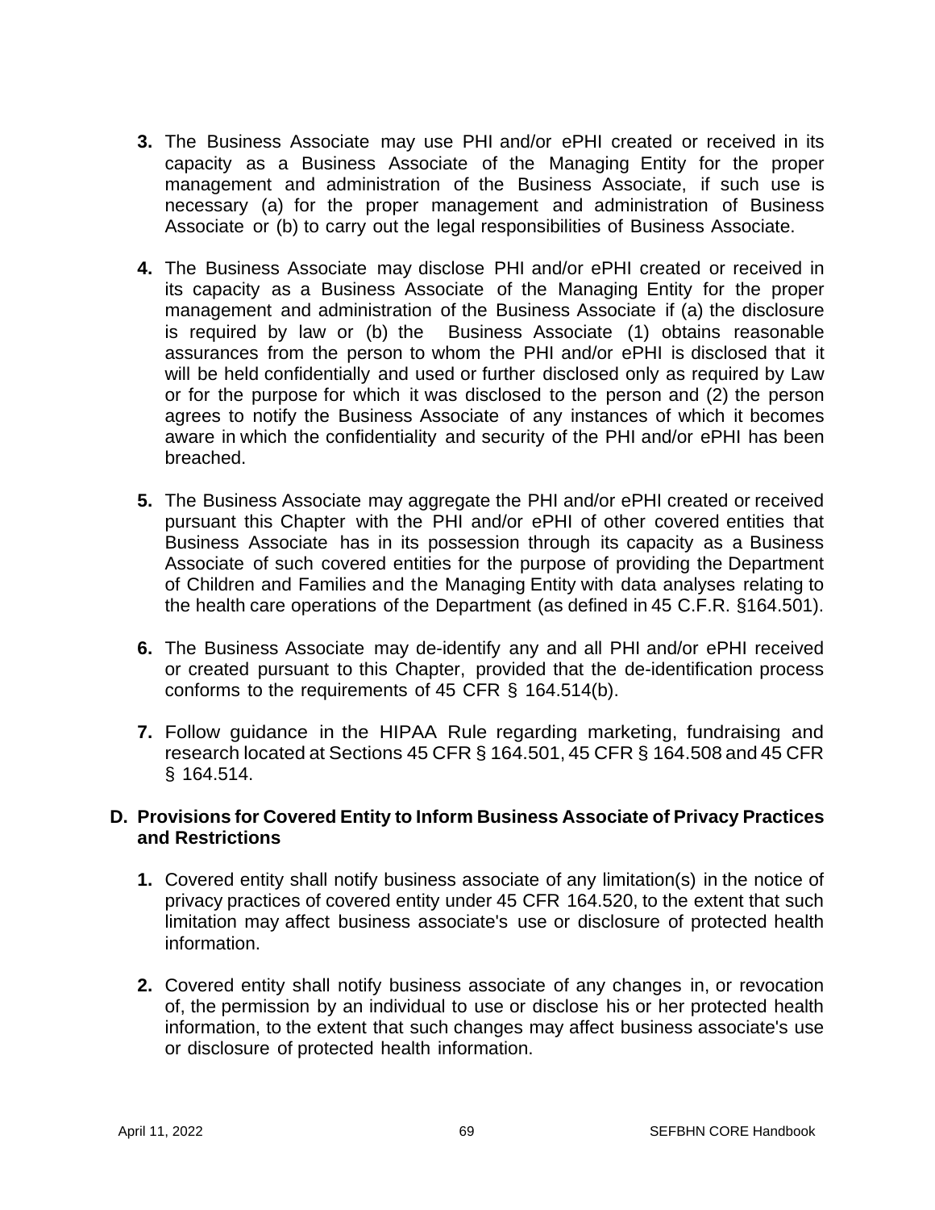3. The Business Associate may use PHI and/or ePHI created or received in its capacity as a Business Associate of the Managing Entity for the proper management and administration of the Business Associate, if such use is necessary (a) for the proper management and administration of Business Associate or (b) to carry out the legal responsibilities of Business Associate.

4. The Business Associate may disclose PHI and/or ePHI created or received in its capacity as a Business Associate of the Managing Entity for the proper management and administration of the Business Associate if (a) the disclosure is required by law or (b) the Business Associate (1) obtains reasonable assurances from the person to whom the PHI and/or ePHI is disclosed that it will be held confidentially and used or further disclosed only as required by Law or for the purpose for which it was disclosed to the person and (2) the person agrees to notify the Business Associate of any instances of which it becomes aware in which the confidentiality and security of the PHI and/or ePHI has been breached.

5. The Business Associate may aggregate the PHI and/or ePHI created or received pursuant this Chapter with the PHI and/or ePHI of other covered entities that Business Associate has in its possession through its capacity as a Business Associate of such covered entities for the purpose of providing the Department of Children and Families and the Managing Entity with data analyses relating to the health care operations of the Department (as defined in 45 C.F.R. §164.501).

6. The Business Associate may de-identify any and all PHI and/or ePHI received or created pursuant to this Chapter, provided that the de-identification process conforms to the requirements of 45 CFR § 164.514(b).

7. Follow guidance in the HIPAA Rule regarding marketing, fundraising and research located at Sections 45 CFR § 164.501, 45 CFR § 164.508 and 45 CFR § 164.514.

## D. Provisions for Covered Entity to Inform Business Associate of Privacy Practices and Restrictions

1. Covered entity shall notify business associate of any limitation(s) in the notice of privacy practices of covered entity under 45 CFR 164.520, to the extent that such limitation may affect business associate's use or disclosure of protected health information.

2. Covered entity shall notify business associate of any changes in, or revocation of, the permission by an individual to use or disclose his or her protected health information, to the extent that such changes may affect business associate's use or disclosure of protected health information.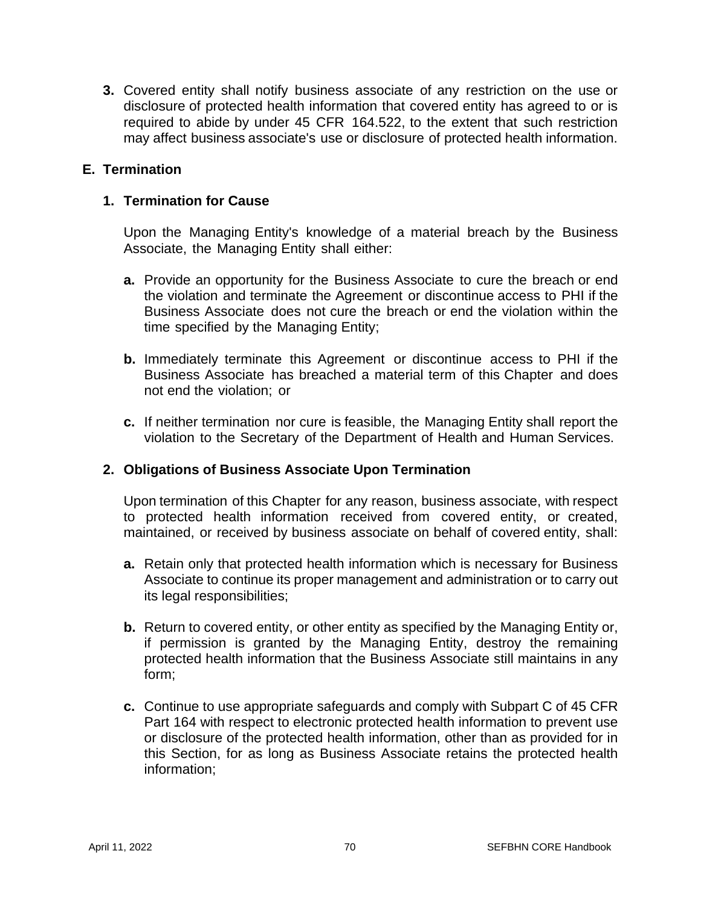3. Covered entity shall notify business associate of any restriction on the use or disclosure of protected health information that covered entity has agreed to or is required to abide by under 45 CFR 164.522, to the extent that such restriction may affect business associate's use or disclosure of protected health information.

## E. Termination

### 1. Termination for Cause

Upon the Managing Entity's knowledge of a material breach by the Business Associate, the Managing Entity shall either:

a. Provide an opportunity for the Business Associate to cure the breach or end the violation and terminate the Agreement or discontinue access to PHI if the Business Associate does not cure the breach or end the violation within the time specified by the Managing Entity;

b. Immediately terminate this Agreement or discontinue access to PHI if the Business Associate has breached a material term of this Chapter and does not end the violation; or

c. If neither termination nor cure is feasible, the Managing Entity shall report the violation to the Secretary of the Department of Health and Human Services.

### 2. Obligations of Business Associate Upon Termination

Upon termination of this Chapter for any reason, business associate, with respect to protected health information received from covered entity, or created, maintained, or received by business associate on behalf of covered entity, shall:

a. Retain only that protected health information which is necessary for Business Associate to continue its proper management and administration or to carry out its legal responsibilities;

b. Return to covered entity, or other entity as specified by the Managing Entity or, if permission is granted by the Managing Entity, destroy the remaining protected health information that the Business Associate still maintains in any form;

c. Continue to use appropriate safeguards and comply with Subpart C of 45 CFR Part 164 with respect to electronic protected health information to prevent use or disclosure of the protected health information, other than as provided for in this Section, for as long as Business Associate retains the protected health information;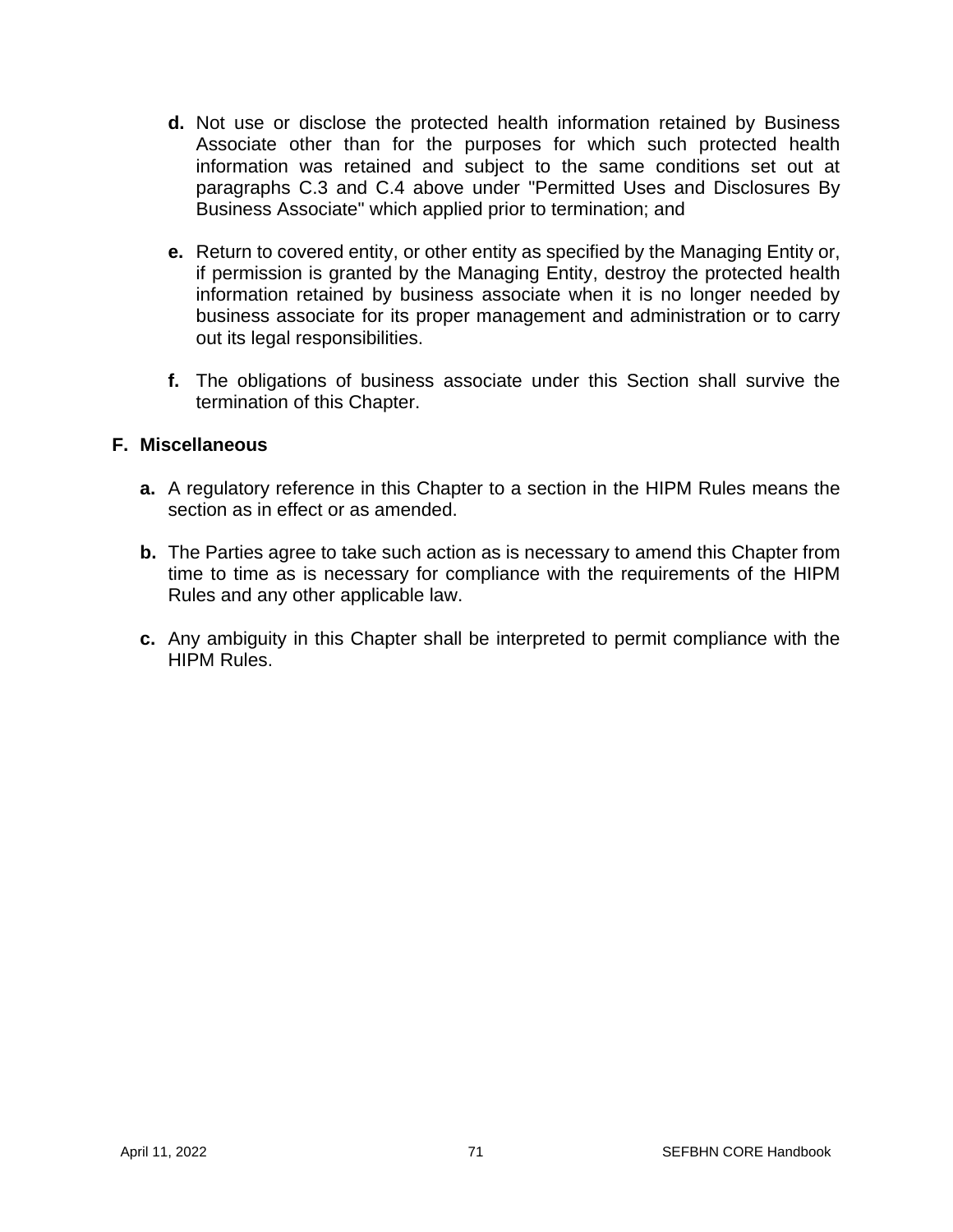**d.** Not use or disclose the protected health information retained by Business Associate other than for the purposes for which such protected health information was retained and subject to the same conditions set out at paragraphs C.3 and C.4 above under "Permitted Uses and Disclosures By Business Associate" which applied prior to termination; and

**e.** Return to covered entity, or other entity as specified by the Managing Entity or, if permission is granted by the Managing Entity, destroy the protected health information retained by business associate when it is no longer needed by business associate for its proper management and administration or to carry out its legal responsibilities.

**f.** The obligations of business associate under this Section shall survive the termination of this Chapter.

## F. Miscellaneous

**a.** A regulatory reference in this Chapter to a section in the HIPM Rules means the section as in effect or as amended.

**b.** The Parties agree to take such action as is necessary to amend this Chapter from time to time as is necessary for compliance with the requirements of the HIPM Rules and any other applicable law.

**c.** Any ambiguity in this Chapter shall be interpreted to permit compliance with the HIPM Rules.